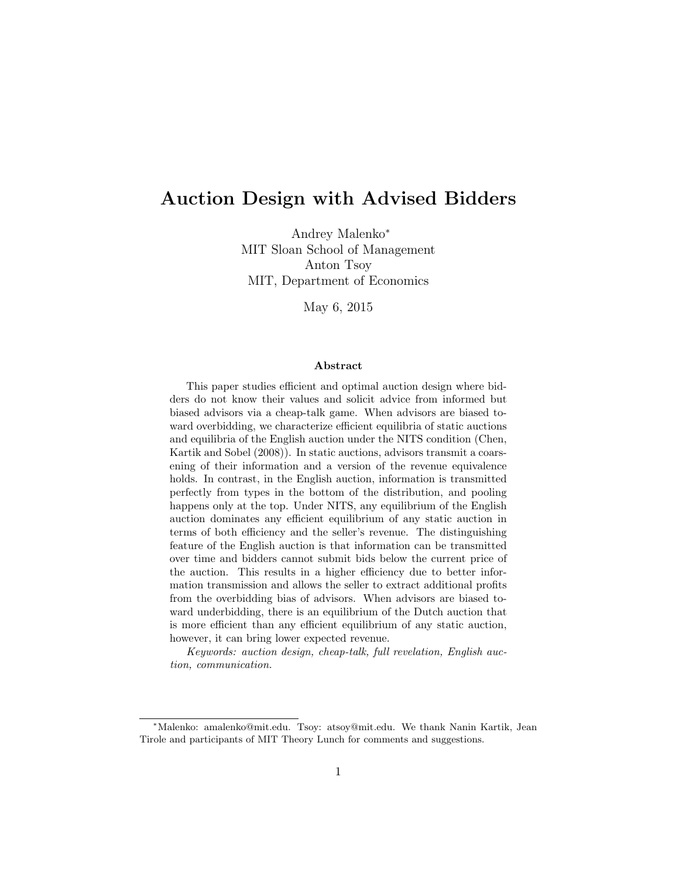# Auction Design with Advised Bidders

Andrey Malenko*
MIT Sloan School of Management
Anton Tsoy
MIT, Department of Economics

May 6, 2015

### Abstract

This paper studies efficient and optimal auction design where bidders do not know their values and solicit advice from informed but biased advisors via a cheap-talk game. When advisors are biased toward overbidding, we characterize efficient equilibria of static auctions and equilibria of the English auction under the NITS condition (Chen, Kartik and Sobel (2008)). In static auctions, advisors transmit a coarsening of their information and a version of the revenue equivalence holds. In contrast, in the English auction, information is transmitted perfectly from types in the bottom of the distribution, and pooling happens only at the top. Under NITS, any equilibrium of the English auction dominates any efficient equilibrium of any static auction in terms of both efficiency and the seller's revenue. The distinguishing feature of the English auction is that information can be transmitted over time and bidders cannot submit bids below the current price of the auction. This results in a higher efficiency due to better information transmission and allows the seller to extract additional profits from the overbidding bias of advisors. When advisors are biased toward underbidding, there is an equilibrium of the Dutch auction that is more efficient than any efficient equilibrium of any static auction, however, it can bring lower expected revenue.

*Keywords: auction design, cheap-talk, full revelation, English auction, communication.*

---

*Malenko: amalenko@mit.edu. Tsoy: atsoy@mit.edu. We thank Nanin Kartik, Jean Tirole and participants of MIT Theory Lunch for comments and suggestions.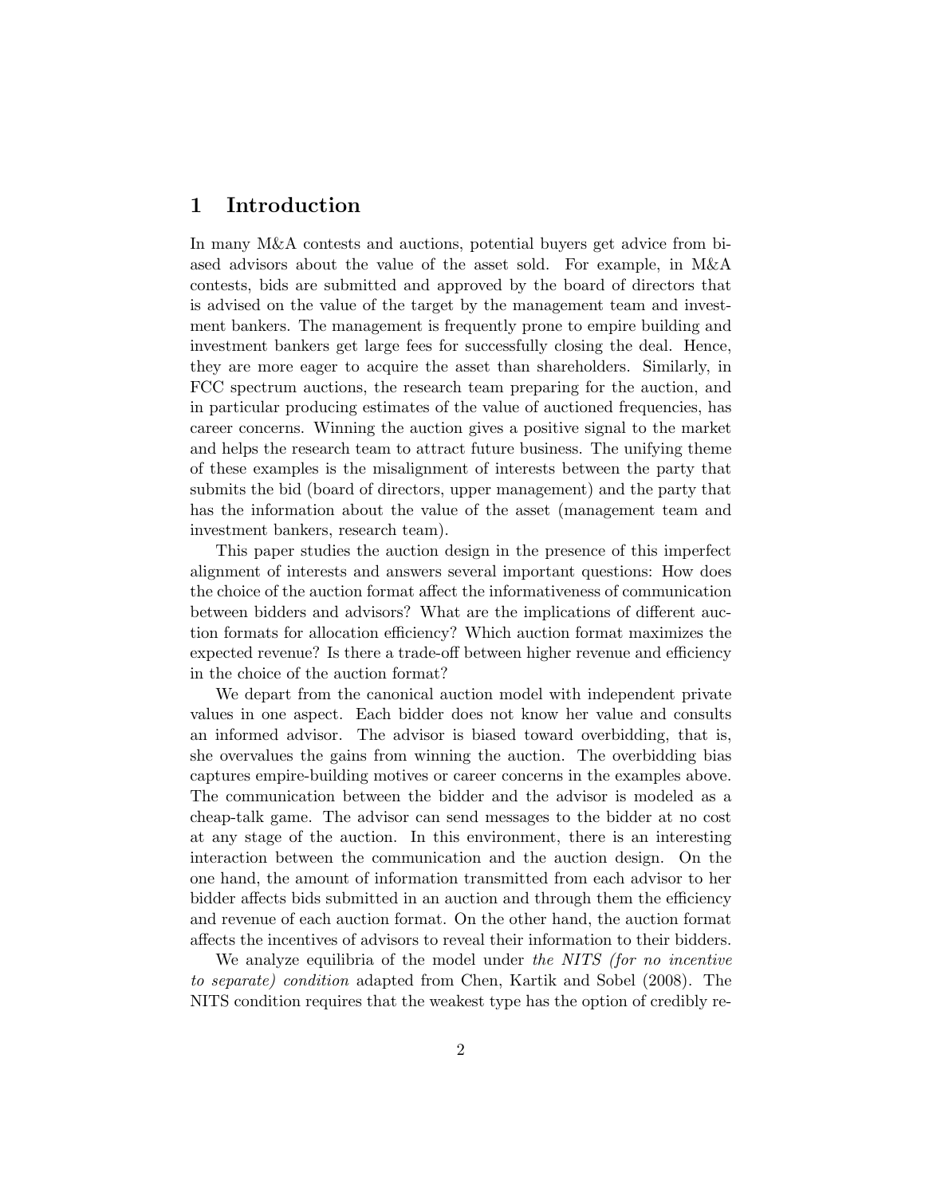# 1 Introduction

In many M&A contests and auctions, potential buyers get advice from biased advisors about the value of the asset sold. For example, in M&A contests, bids are submitted and approved by the board of directors that is advised on the value of the target by the management team and investment bankers. The management is frequently prone to empire building and investment bankers get large fees for successfully closing the deal. Hence, they are more eager to acquire the asset than shareholders. Similarly, in FCC spectrum auctions, the research team preparing for the auction, and in particular producing estimates of the value of auctioned frequencies, has career concerns. Winning the auction gives a positive signal to the market and helps the research team to attract future business. The unifying theme of these examples is the misalignment of interests between the party that submits the bid (board of directors, upper management) and the party that has the information about the value of the asset (management team and investment bankers, research team).

This paper studies the auction design in the presence of this imperfect alignment of interests and answers several important questions: How does the choice of the auction format affect the informativeness of communication between bidders and advisors? What are the implications of different auction formats for allocation efficiency? Which auction format maximizes the expected revenue? Is there a trade-off between higher revenue and efficiency in the choice of the auction format?

We depart from the canonical auction model with independent private values in one aspect. Each bidder does not know her value and consults an informed advisor. The advisor is biased toward overbidding, that is, she overvalues the gains from winning the auction. The overbidding bias captures empire-building motives or career concerns in the examples above. The communication between the bidder and the advisor is modeled as a cheap-talk game. The advisor can send messages to the bidder at no cost at any stage of the auction. In this environment, there is an interesting interaction between the communication and the auction design. On the one hand, the amount of information transmitted from each advisor to her bidder affects bids submitted in an auction and through them the efficiency and revenue of each auction format. On the other hand, the auction format affects the incentives of advisors to reveal their information to their bidders.

We analyze equilibria of the model under *the NITS (for no incentive to separate) condition* adapted from Chen, Kartik and Sobel (2008). The NITS condition requires that the weakest type has the option of credibly re-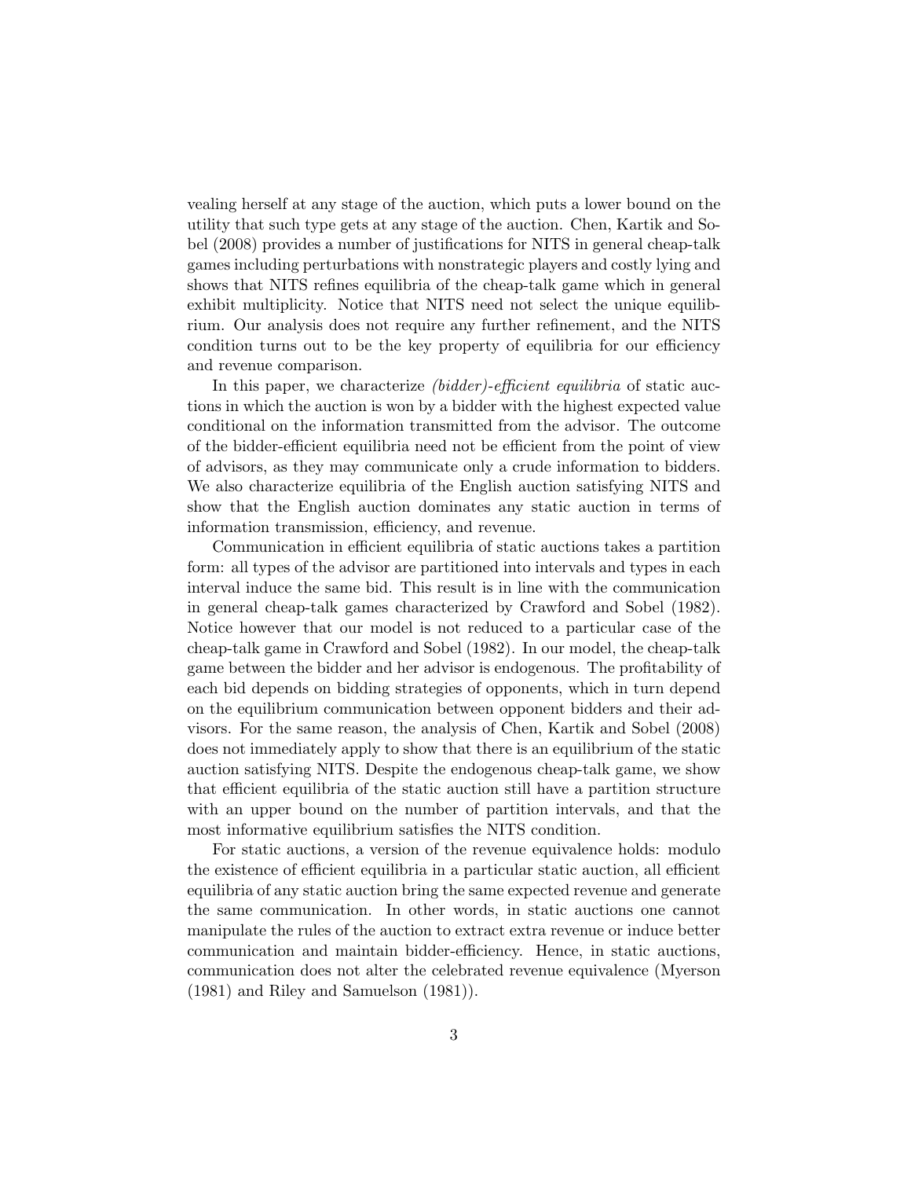vealing herself at any stage of the auction, which puts a lower bound on the utility that such type gets at any stage of the auction. Chen, Kartik and Sobel (2008) provides a number of justifications for NITS in general cheap-talk games including perturbations with nonstrategic players and costly lying and shows that NITS refines equilibria of the cheap-talk game which in general exhibit multiplicity. Notice that NITS need not select the unique equilibrium. Our analysis does not require any further refinement, and the NITS condition turns out to be the key property of equilibria for our efficiency and revenue comparison.

In this paper, we characterize *(bidder)-efficient equilibria* of static auctions in which the auction is won by a bidder with the highest expected value conditional on the information transmitted from the advisor. The outcome of the bidder-efficient equilibria need not be efficient from the point of view of advisors, as they may communicate only a crude information to bidders. We also characterize equilibria of the English auction satisfying NITS and show that the English auction dominates any static auction in terms of information transmission, efficiency, and revenue.

Communication in efficient equilibria of static auctions takes a partition form: all types of the advisor are partitioned into intervals and types in each interval induce the same bid. This result is in line with the communication in general cheap-talk games characterized by Crawford and Sobel (1982). Notice however that our model is not reduced to a particular case of the cheap-talk game in Crawford and Sobel (1982). In our model, the cheap-talk game between the bidder and her advisor is endogenous. The profitability of each bid depends on bidding strategies of opponents, which in turn depend on the equilibrium communication between opponent bidders and their advisors. For the same reason, the analysis of Chen, Kartik and Sobel (2008) does not immediately apply to show that there is an equilibrium of the static auction satisfying NITS. Despite the endogenous cheap-talk game, we show that efficient equilibria of the static auction still have a partition structure with an upper bound on the number of partition intervals, and that the most informative equilibrium satisfies the NITS condition.

For static auctions, a version of the revenue equivalence holds: modulo the existence of efficient equilibria in a particular static auction, all efficient equilibria of any static auction bring the same expected revenue and generate the same communication. In other words, in static auctions one cannot manipulate the rules of the auction to extract extra revenue or induce better communication and maintain bidder-efficiency. Hence, in static auctions, communication does not alter the celebrated revenue equivalence (Myerson (1981) and Riley and Samuelson (1981)).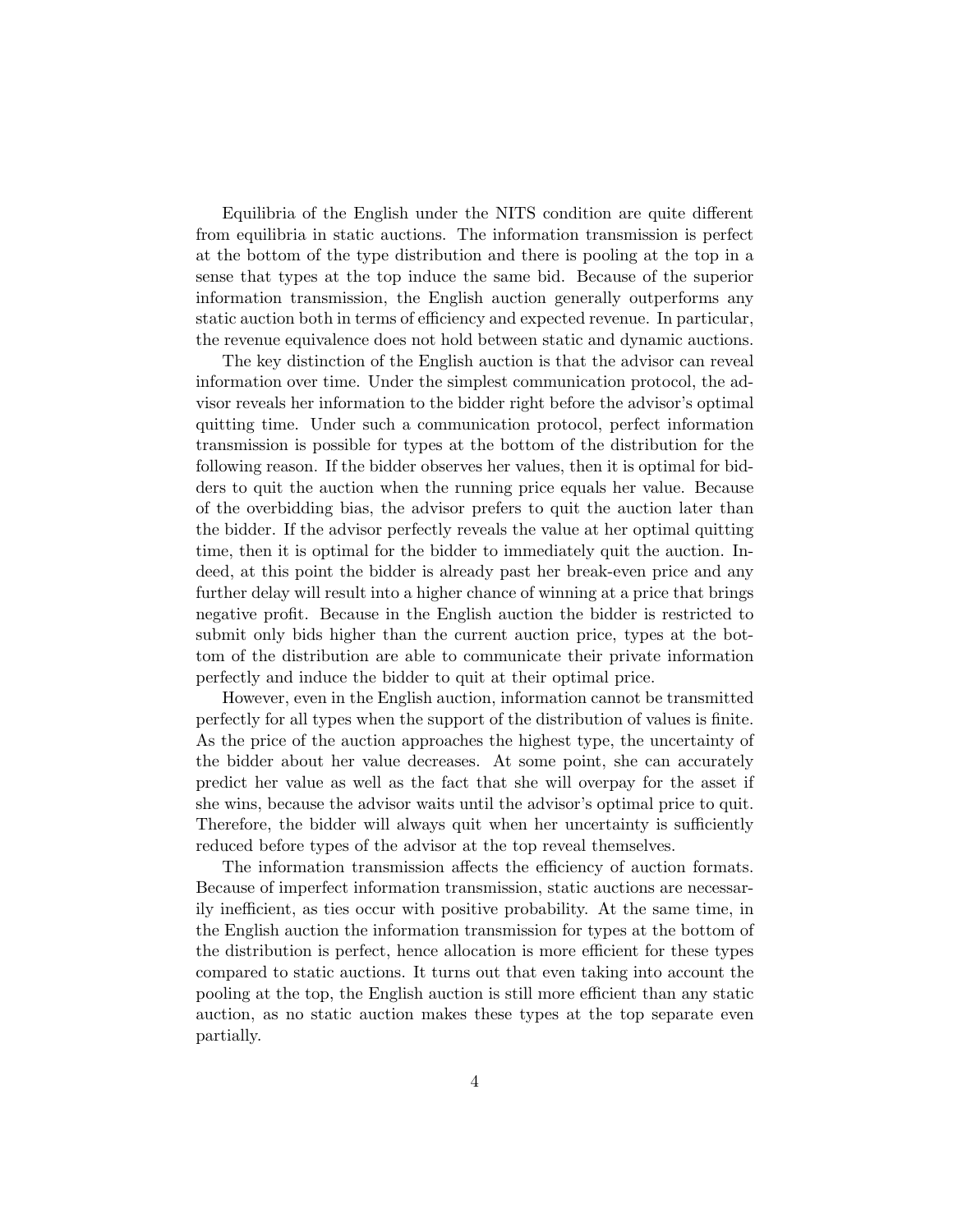Equilibria of the English under the NITS condition are quite different from equilibria in static auctions. The information transmission is perfect at the bottom of the type distribution and there is pooling at the top in a sense that types at the top induce the same bid. Because of the superior information transmission, the English auction generally outperforms any static auction both in terms of efficiency and expected revenue. In particular, the revenue equivalence does not hold between static and dynamic auctions.

The key distinction of the English auction is that the advisor can reveal information over time. Under the simplest communication protocol, the advisor reveals her information to the bidder right before the advisor's optimal quitting time. Under such a communication protocol, perfect information transmission is possible for types at the bottom of the distribution for the following reason. If the bidder observes her values, then it is optimal for bidders to quit the auction when the running price equals her value. Because of the overbidding bias, the advisor prefers to quit the auction later than the bidder. If the advisor perfectly reveals the value at her optimal quitting time, then it is optimal for the bidder to immediately quit the auction. Indeed, at this point the bidder is already past her break-even price and any further delay will result into a higher chance of winning at a price that brings negative profit. Because in the English auction the bidder is restricted to submit only bids higher than the current auction price, types at the bottom of the distribution are able to communicate their private information perfectly and induce the bidder to quit at their optimal price.

However, even in the English auction, information cannot be transmitted perfectly for all types when the support of the distribution of values is finite. As the price of the auction approaches the highest type, the uncertainty of the bidder about her value decreases. At some point, she can accurately predict her value as well as the fact that she will overpay for the asset if she wins, because the advisor waits until the advisor's optimal price to quit. Therefore, the bidder will always quit when her uncertainty is sufficiently reduced before types of the advisor at the top reveal themselves.

The information transmission affects the efficiency of auction formats. Because of imperfect information transmission, static auctions are necessarily inefficient, as ties occur with positive probability. At the same time, in the English auction the information transmission for types at the bottom of the distribution is perfect, hence allocation is more efficient for these types compared to static auctions. It turns out that even taking into account the pooling at the top, the English auction is still more efficient than any static auction, as no static auction makes these types at the top separate even partially.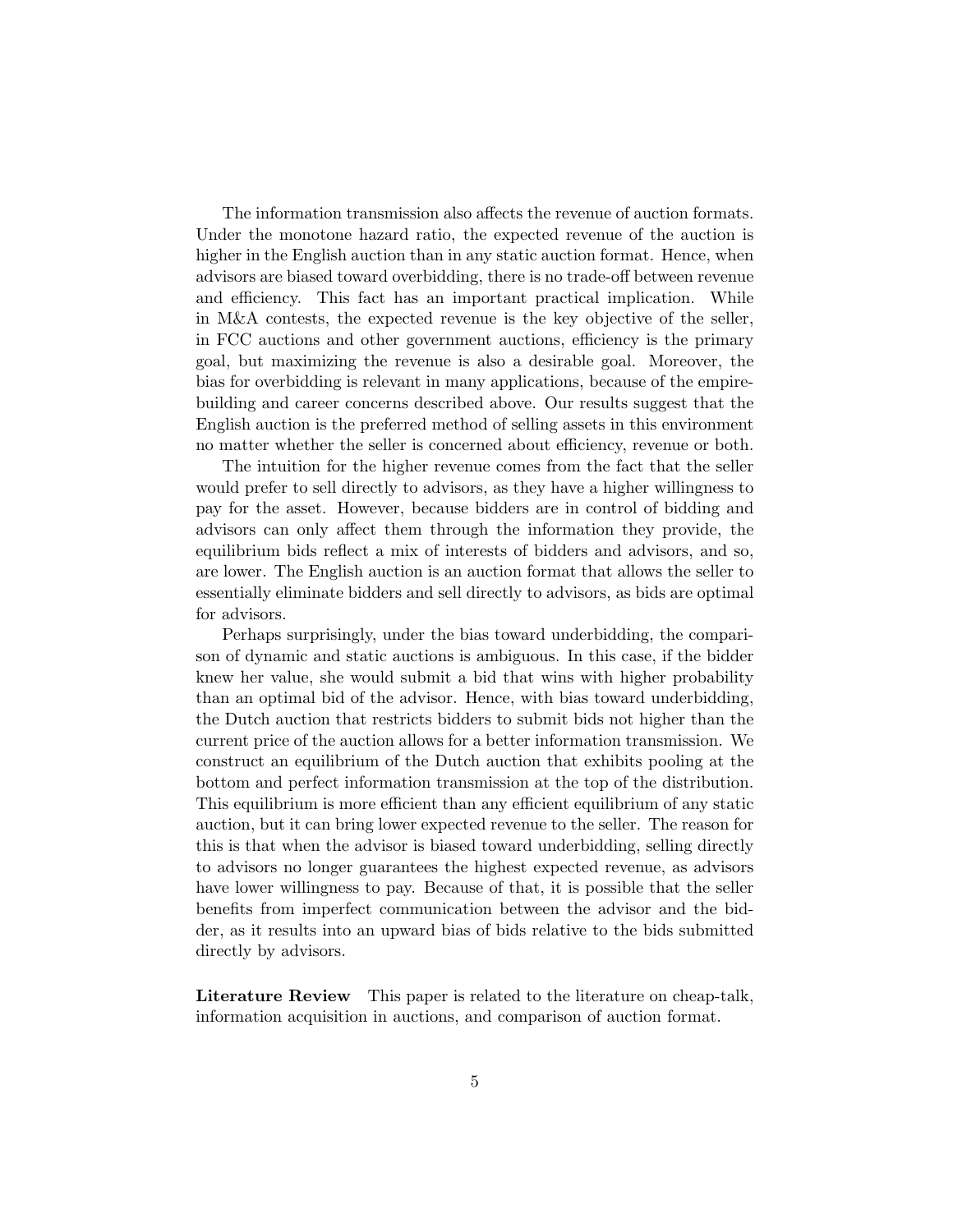The information transmission also affects the revenue of auction formats. Under the monotone hazard ratio, the expected revenue of the auction is higher in the English auction than in any static auction format. Hence, when advisors are biased toward overbidding, there is no trade-off between revenue and efficiency. This fact has an important practical implication. While in M&A contests, the expected revenue is the key objective of the seller, in FCC auctions and other government auctions, efficiency is the primary goal, but maximizing the revenue is also a desirable goal. Moreover, the bias for overbidding is relevant in many applications, because of the empire-building and career concerns described above. Our results suggest that the English auction is the preferred method of selling assets in this environment no matter whether the seller is concerned about efficiency, revenue or both.

The intuition for the higher revenue comes from the fact that the seller would prefer to sell directly to advisors, as they have a higher willingness to pay for the asset. However, because bidders are in control of bidding and advisors can only affect them through the information they provide, the equilibrium bids reflect a mix of interests of bidders and advisors, and so, are lower. The English auction is an auction format that allows the seller to essentially eliminate bidders and sell directly to advisors, as bids are optimal for advisors.

Perhaps surprisingly, under the bias toward underbidding, the comparison of dynamic and static auctions is ambiguous. In this case, if the bidder knew her value, she would submit a bid that wins with higher probability than an optimal bid of the advisor. Hence, with bias toward underbidding, the Dutch auction that restricts bidders to submit bids not higher than the current price of the auction allows for a better information transmission. We construct an equilibrium of the Dutch auction that exhibits pooling at the bottom and perfect information transmission at the top of the distribution. This equilibrium is more efficient than any efficient equilibrium of any static auction, but it can bring lower expected revenue to the seller. The reason for this is that when the advisor is biased toward underbidding, selling directly to advisors no longer guarantees the highest expected revenue, as advisors have lower willingness to pay. Because of that, it is possible that the seller benefits from imperfect communication between the advisor and the bidder, as it results into an upward bias of bids relative to the bids submitted directly by advisors.

**Literature Review** This paper is related to the literature on cheap-talk, information acquisition in auctions, and comparison of auction format.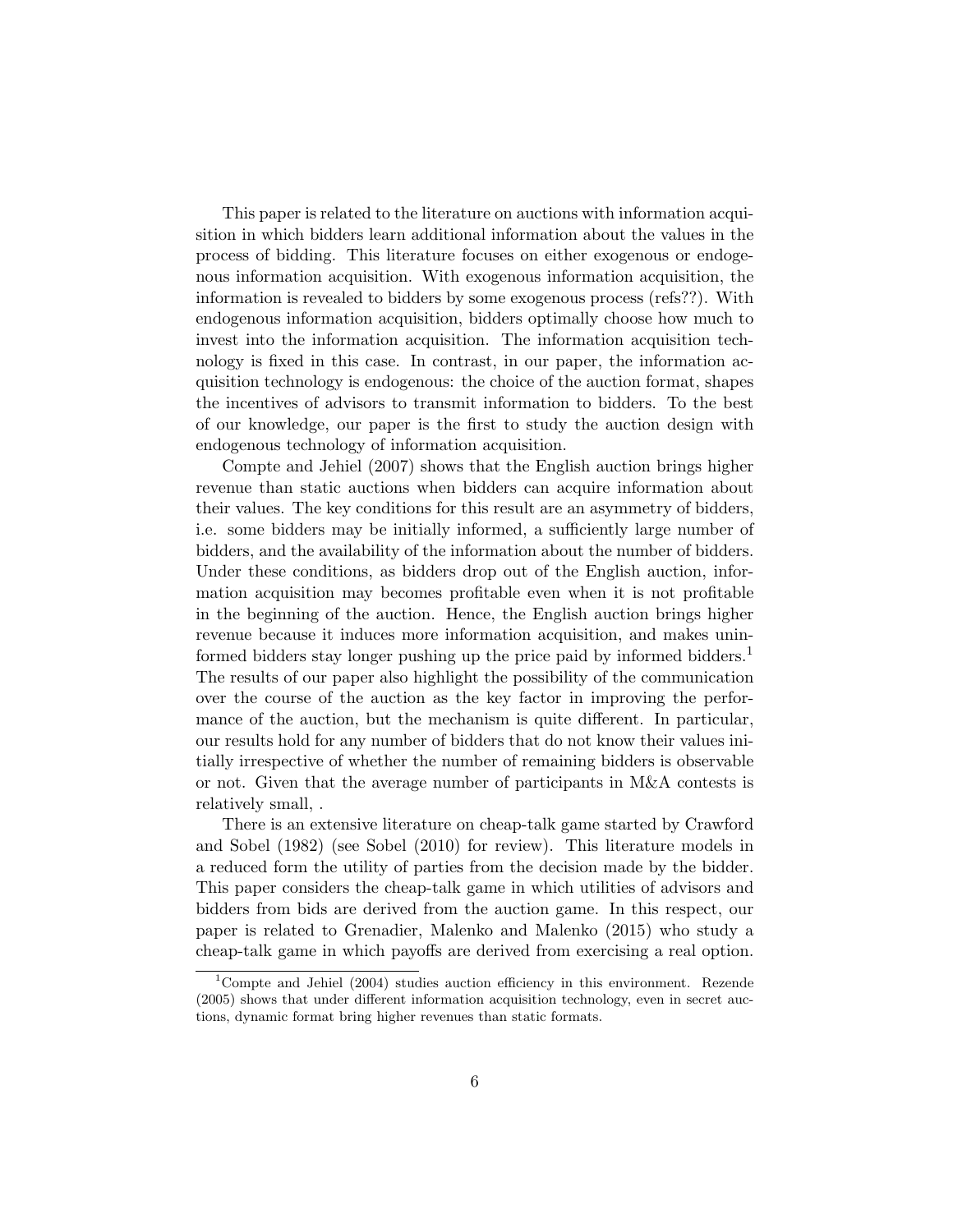This paper is related to the literature on auctions with information acquisition in which bidders learn additional information about the values in the process of bidding. This literature focuses on either exogenous or endogenous information acquisition. With exogenous information acquisition, the information is revealed to bidders by some exogenous process (refs??). With endogenous information acquisition, bidders optimally choose how much to invest into the information acquisition. The information acquisition technology is fixed in this case. In contrast, in our paper, the information acquisition technology is endogenous: the choice of the auction format, shapes the incentives of advisors to transmit information to bidders. To the best of our knowledge, our paper is the first to study the auction design with endogenous technology of information acquisition.

Compte and Jehiel (2007) shows that the English auction brings higher revenue than static auctions when bidders can acquire information about their values. The key conditions for this result are an asymmetry of bidders, i.e. some bidders may be initially informed, a sufficiently large number of bidders, and the availability of the information about the number of bidders. Under these conditions, as bidders drop out of the English auction, information acquisition may becomes profitable even when it is not profitable in the beginning of the auction. Hence, the English auction brings higher revenue because it induces more information acquisition, and makes uninformed bidders stay longer pushing up the price paid by informed bidders.[1] The results of our paper also highlight the possibility of the communication over the course of the auction as the key factor in improving the performance of the auction, but the mechanism is quite different. In particular, our results hold for any number of bidders that do not know their values initially irrespective of whether the number of remaining bidders is observable or not. Given that the average number of participants in M&A contests is relatively small, .

There is an extensive literature on cheap-talk game started by Crawford and Sobel (1982) (see Sobel (2010) for review). This literature models in a reduced form the utility of parties from the decision made by the bidder. This paper considers the cheap-talk game in which utilities of advisors and bidders from bids are derived from the auction game. In this respect, our paper is related to Grenadier, Malenko and Malenko (2015) who study a cheap-talk game in which payoffs are derived from exercising a real option.

[1] Compte and Jehiel (2004) studies auction efficiency in this environment. Rezende (2005) shows that under different information acquisition technology, even in secret auctions, dynamic format bring higher revenues than static formats.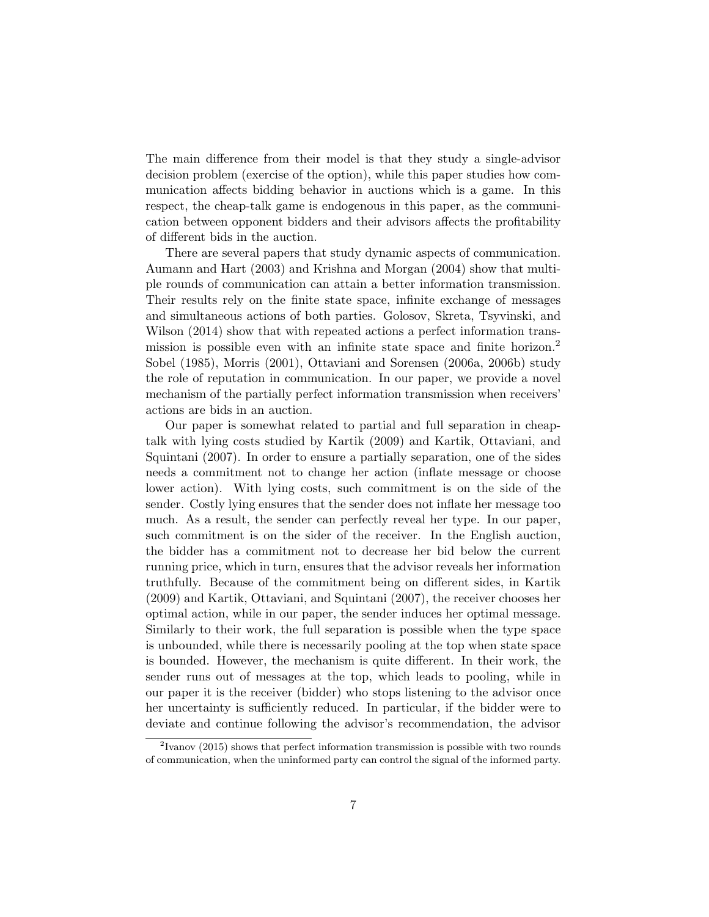The main difference from their model is that they study a single-advisor decision problem (exercise of the option), while this paper studies how communication affects bidding behavior in auctions which is a game. In this respect, the cheap-talk game is endogenous in this paper, as the communication between opponent bidders and their advisors affects the profitability of different bids in the auction.

There are several papers that study dynamic aspects of communication. Aumann and Hart (2003) and Krishna and Morgan (2004) show that multiple rounds of communication can attain a better information transmission. Their results rely on the finite state space, infinite exchange of messages and simultaneous actions of both parties. Golosov, Skreta, Tsyvinski, and Wilson (2014) show that with repeated actions a perfect information transmission is possible even with an infinite state space and finite horizon.[2] Sobel (1985), Morris (2001), Ottaviani and Sorensen (2006a, 2006b) study the role of reputation in communication. In our paper, we provide a novel mechanism of the partially perfect information transmission when receivers' actions are bids in an auction.

Our paper is somewhat related to partial and full separation in cheap-talk with lying costs studied by Kartik (2009) and Kartik, Ottaviani, and Squintani (2007). In order to ensure a partially separation, one of the sides needs a commitment not to change her action (inflate message or choose lower action). With lying costs, such commitment is on the side of the sender. Costly lying ensures that the sender does not inflate her message too much. As a result, the sender can perfectly reveal her type. In our paper, such commitment is on the sider of the receiver. In the English auction, the bidder has a commitment not to decrease her bid below the current running price, which in turn, ensures that the advisor reveals her information truthfully. Because of the commitment being on different sides, in Kartik (2009) and Kartik, Ottaviani, and Squintani (2007), the receiver chooses her optimal action, while in our paper, the sender induces her optimal message. Similarly to their work, the full separation is possible when the type space is unbounded, while there is necessarily pooling at the top when state space is bounded. However, the mechanism is quite different. In their work, the sender runs out of messages at the top, which leads to pooling, while in our paper it is the receiver (bidder) who stops listening to the advisor once her uncertainty is sufficiently reduced. In particular, if the bidder were to deviate and continue following the advisor's recommendation, the advisor

[2] Ivanov (2015) shows that perfect information transmission is possible with two rounds of communication, when the uninformed party can control the signal of the informed party.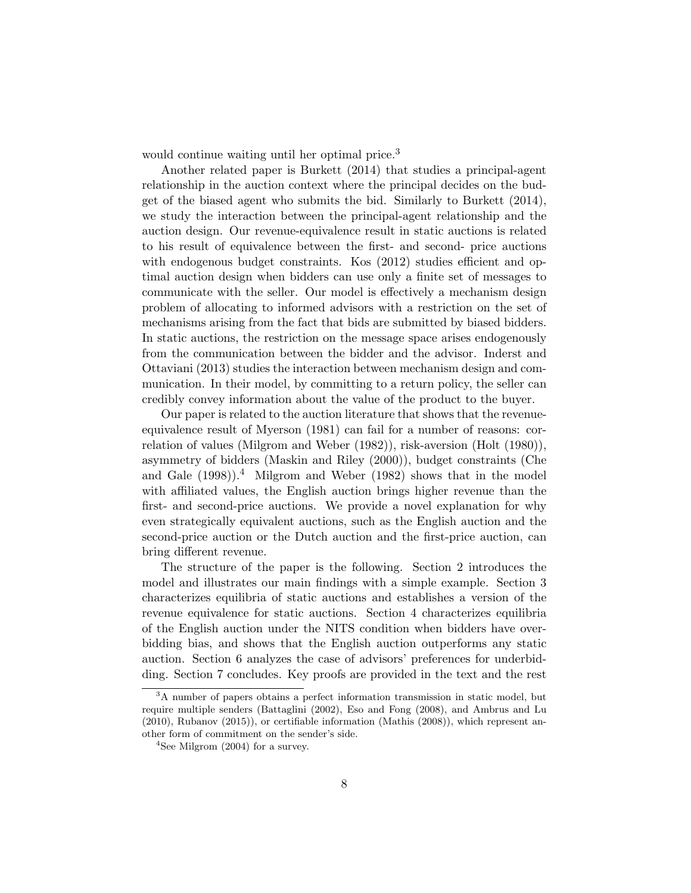would continue waiting until her optimal price.[3]

Another related paper is Burkett (2014) that studies a principal-agent relationship in the auction context where the principal decides on the budget of the biased agent who submits the bid. Similarly to Burkett (2014), we study the interaction between the principal-agent relationship and the auction design. Our revenue-equivalence result in static auctions is related to his result of equivalence between the first- and second- price auctions with endogenous budget constraints. Kos (2012) studies efficient and optimal auction design when bidders can use only a finite set of messages to communicate with the seller. Our model is effectively a mechanism design problem of allocating to informed advisors with a restriction on the set of mechanisms arising from the fact that bids are submitted by biased bidders. In static auctions, the restriction on the message space arises endogenously from the communication between the bidder and the advisor. Inderst and Ottaviani (2013) studies the interaction between mechanism design and communication. In their model, by committing to a return policy, the seller can credibly convey information about the value of the product to the buyer.

Our paper is related to the auction literature that shows that the revenue-equivalence result of Myerson (1981) can fail for a number of reasons: correlation of values (Milgrom and Weber (1982)), risk-aversion (Holt (1980)), asymmetry of bidders (Maskin and Riley (2000)), budget constraints (Che and Gale (1998)).[4] Milgrom and Weber (1982) shows that in the model with affiliated values, the English auction brings higher revenue than the first- and second-price auctions. We provide a novel explanation for why even strategically equivalent auctions, such as the English auction and the second-price auction or the Dutch auction and the first-price auction, can bring different revenue.

The structure of the paper is the following. Section 2 introduces the model and illustrates our main findings with a simple example. Section 3 characterizes equilibria of static auctions and establishes a version of the revenue equivalence for static auctions. Section 4 characterizes equilibria of the English auction under the NITS condition when bidders have overbidding bias, and shows that the English auction outperforms any static auction. Section 6 analyzes the case of advisors' preferences for underbidding. Section 7 concludes. Key proofs are provided in the text and the rest

[3] A number of papers obtains a perfect information transmission in static model, but require multiple senders (Battaglini (2002), Eso and Fong (2008), and Ambrus and Lu (2010), Rubanov (2015)), or certifiable information (Mathis (2008)), which represent another form of commitment on the sender's side.

[4] See Milgrom (2004) for a survey.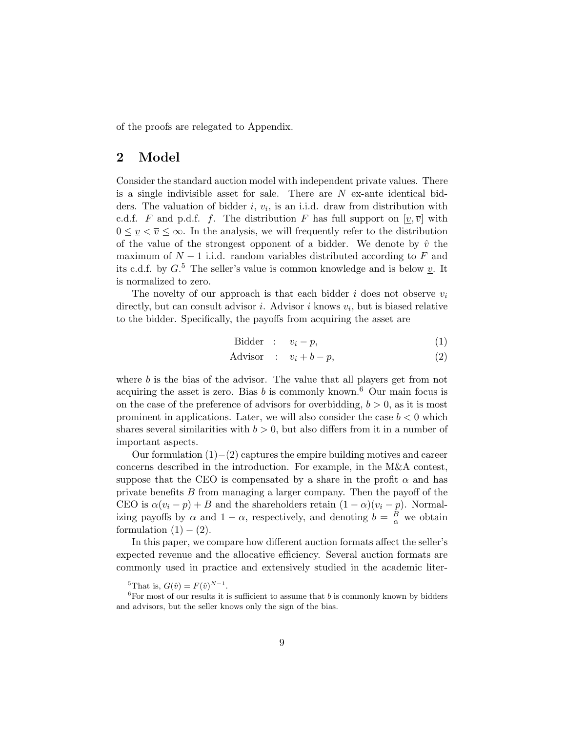of the proofs are relegated to Appendix.

## 2 Model

Consider the standard auction model with independent private values. There is a single indivisible asset for sale. There are $N$ ex-ante identical bidders. The valuation of bidder $i$, $v_i$, is an i.i.d. draw from distribution with c.d.f. $F$ and p.d.f. $f$. The distribution $F$ has full support on $[\underline{v}, \overline{v}]$ with $0 \leq \underline{v} < \overline{v} \leq \infty$. In the analysis, we will frequently refer to the distribution of the value of the strongest opponent of a bidder. We denote by $\hat{v}$ the maximum of $N-1$ i.i.d. random variables distributed according to $F$ and its c.d.f. by $G$.[5] The seller's value is common knowledge and is below $\underline{v}$. It is normalized to zero.

The novelty of our approach is that each bidder $i$ does not observe $v_i$ directly, but can consult advisor $i$. Advisor $i$ knows $v_i$, but is biased relative to the bidder. Specifically, the payoffs from acquiring the asset are

$$\text{Bidder} \quad : \quad v_i - p, \tag{1}$$

$$\text{Advisor} \quad : \quad v_i + b - p, \tag{2}$$

where $b$ is the bias of the advisor. The value that all players get from not acquiring the asset is zero. Bias $b$ is commonly known.[6] Our main focus is on the case of the preference of advisors for overbidding, $b > 0$, as it is most prominent in applications. Later, we will also consider the case $b < 0$ which shares several similarities with $b > 0$, but also differs from it in a number of important aspects.

Our formulation $(1)-(2)$ captures the empire building motives and career concerns described in the introduction. For example, in the M&A contest, suppose that the CEO is compensated by a share in the profit $\alpha$ and has private benefits $B$ from managing a larger company. Then the payoff of the CEO is $\alpha(v_i - p) + B$ and the shareholders retain $(1-\alpha)(v_i - p)$. Normalizing payoffs by $\alpha$ and $1 - \alpha$, respectively, and denoting $b = \frac{B}{\alpha}$ we obtain formulation $(1) - (2)$.

In this paper, we compare how different auction formats affect the seller's expected revenue and the allocative efficiency. Several auction formats are commonly used in practice and extensively studied in the academic liter-

---

[5] That is, $G(\hat{v}) = F(\hat{v})^{N-1}$.

[6] For most of our results it is sufficient to assume that $b$ is commonly known by bidders and advisors, but the seller knows only the sign of the bias.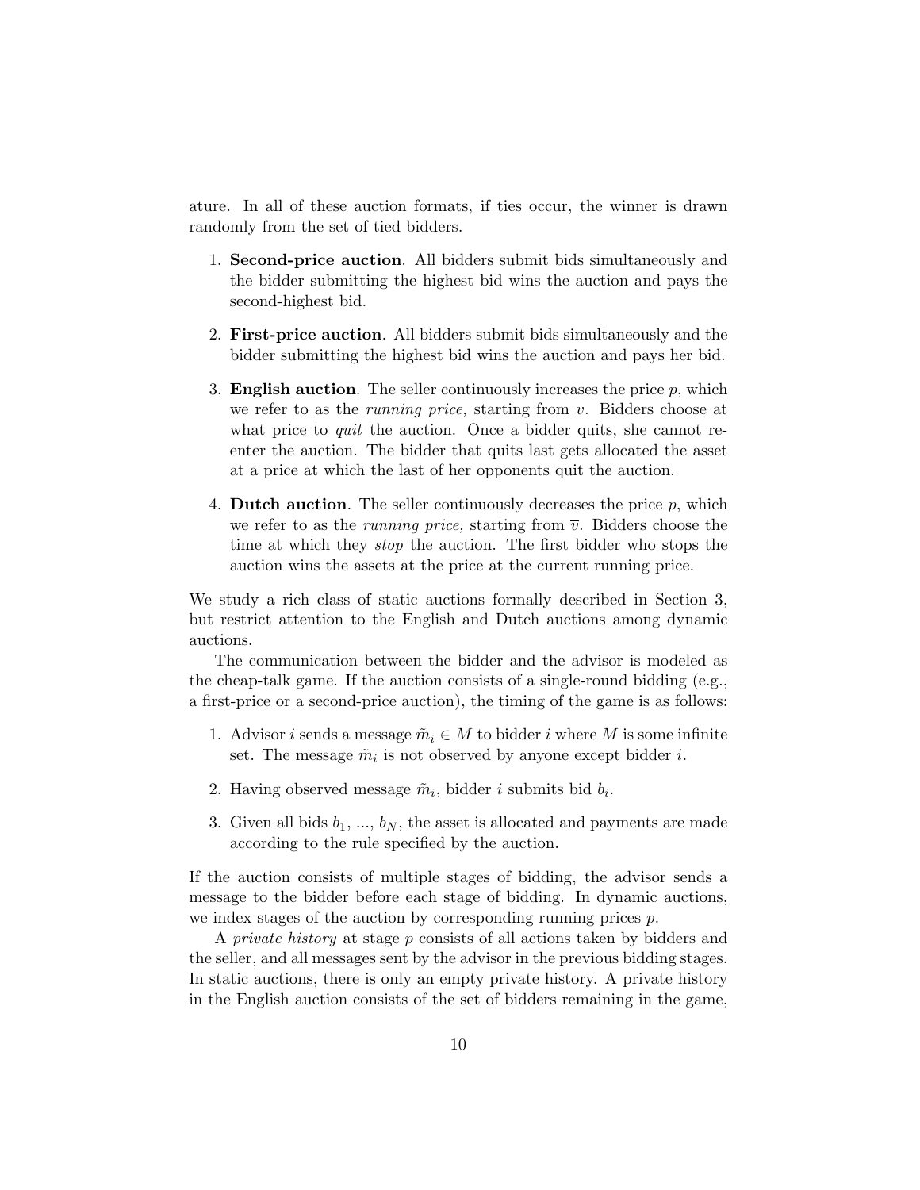ature. In all of these auction formats, if ties occur, the winner is drawn randomly from the set of tied bidders.

1. **Second-price auction**. All bidders submit bids simultaneously and the bidder submitting the highest bid wins the auction and pays the second-highest bid.

2. **First-price auction**. All bidders submit bids simultaneously and the bidder submitting the highest bid wins the auction and pays her bid.

3. **English auction**. The seller continuously increases the price $p$, which we refer to as the *running price,* starting from $\underline{v}$. Bidders choose at what price to *quit* the auction. Once a bidder quits, she cannot re-enter the auction. The bidder that quits last gets allocated the asset at a price at which the last of her opponents quit the auction.

4. **Dutch auction**. The seller continuously decreases the price $p$, which we refer to as the *running price,* starting from $\overline{v}$. Bidders choose the time at which they *stop* the auction. The first bidder who stops the auction wins the assets at the price at the current running price.

We study a rich class of static auctions formally described in Section 3, but restrict attention to the English and Dutch auctions among dynamic auctions.

The communication between the bidder and the advisor is modeled as the cheap-talk game. If the auction consists of a single-round bidding (e.g., a first-price or a second-price auction), the timing of the game is as follows:

1. Advisor $i$ sends a message $\tilde{m}_i \in M$ to bidder $i$ where $M$ is some infinite set. The message $\tilde{m}_i$ is not observed by anyone except bidder $i$.

2. Having observed message $\tilde{m}_i$, bidder $i$ submits bid $b_i$.

3. Given all bids $b_1$, ..., $b_N$, the asset is allocated and payments are made according to the rule specified by the auction.

If the auction consists of multiple stages of bidding, the advisor sends a message to the bidder before each stage of bidding. In dynamic auctions, we index stages of the auction by corresponding running prices $p$.

A *private history* at stage $p$ consists of all actions taken by bidders and the seller, and all messages sent by the advisor in the previous bidding stages. In static auctions, there is only an empty private history. A private history in the English auction consists of the set of bidders remaining in the game,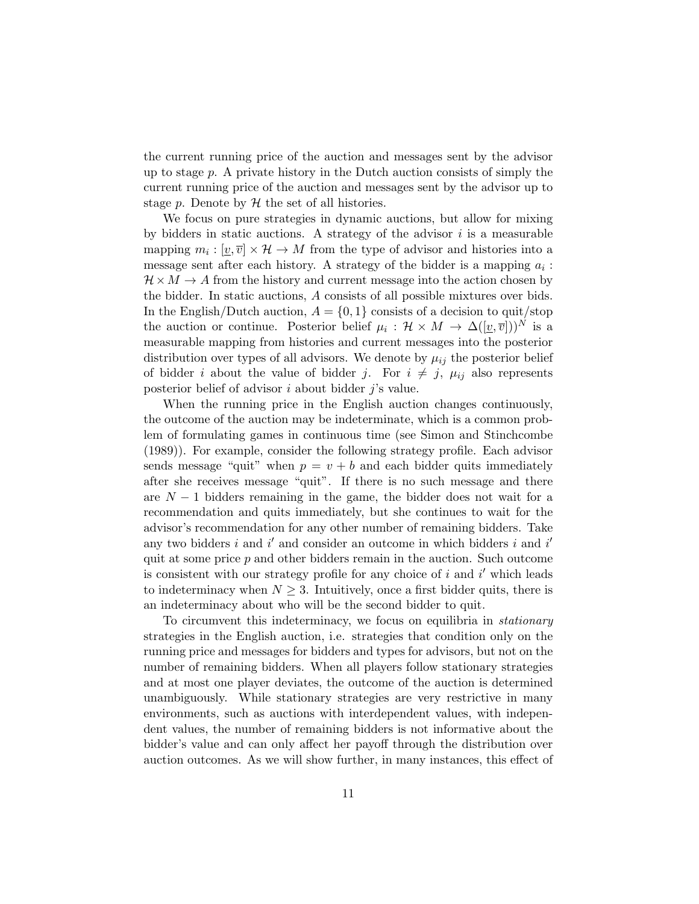the current running price of the auction and messages sent by the advisor up to stage $p$. A private history in the Dutch auction consists of simply the current running price of the auction and messages sent by the advisor up to stage $p$. Denote by $\mathcal{H}$ the set of all histories.

We focus on pure strategies in dynamic auctions, but allow for mixing by bidders in static auctions. A strategy of the advisor $i$ is a measurable mapping $m_i : [\underline{v}, \overline{v}] \times \mathcal{H} \to M$ from the type of advisor and histories into a message sent after each history. A strategy of the bidder is a mapping $a_i : \mathcal{H} \times M \to A$ from the history and current message into the action chosen by the bidder. In static auctions, $A$ consists of all possible mixtures over bids. In the English/Dutch auction, $A = \{0, 1\}$ consists of a decision to quit/stop the auction or continue. Posterior belief $\mu_i : \mathcal{H} \times M \to \Delta([\underline{v}, \overline{v}])^N$ is a measurable mapping from histories and current messages into the posterior distribution over types of all advisors. We denote by $\mu_{ij}$ the posterior belief of bidder $i$ about the value of bidder $j$. For $i \neq j$, $\mu_{ij}$ also represents posterior belief of advisor $i$ about bidder $j$'s value.

When the running price in the English auction changes continuously, the outcome of the auction may be indeterminate, which is a common problem of formulating games in continuous time (see Simon and Stinchcombe (1989)). For example, consider the following strategy profile. Each advisor sends message "quit" when $p = v + b$ and each bidder quits immediately after she receives message "quit". If there is no such message and there are $N - 1$ bidders remaining in the game, the bidder does not wait for a recommendation and quits immediately, but she continues to wait for the advisor's recommendation for any other number of remaining bidders. Take any two bidders $i$ and $i'$ and consider an outcome in which bidders $i$ and $i'$ quit at some price $p$ and other bidders remain in the auction. Such outcome is consistent with our strategy profile for any choice of $i$ and $i'$ which leads to indeterminacy when $N \geq 3$. Intuitively, once a first bidder quits, there is an indeterminacy about who will be the second bidder to quit.

To circumvent this indeterminacy, we focus on equilibria in *stationary* strategies in the English auction, i.e. strategies that condition only on the running price and messages for bidders and types for advisors, but not on the number of remaining bidders. When all players follow stationary strategies and at most one player deviates, the outcome of the auction is determined unambiguously. While stationary strategies are very restrictive in many environments, such as auctions with interdependent values, with independent values, the number of remaining bidders is not informative about the bidder's value and can only affect her payoff through the distribution over auction outcomes. As we will show further, in many instances, this effect of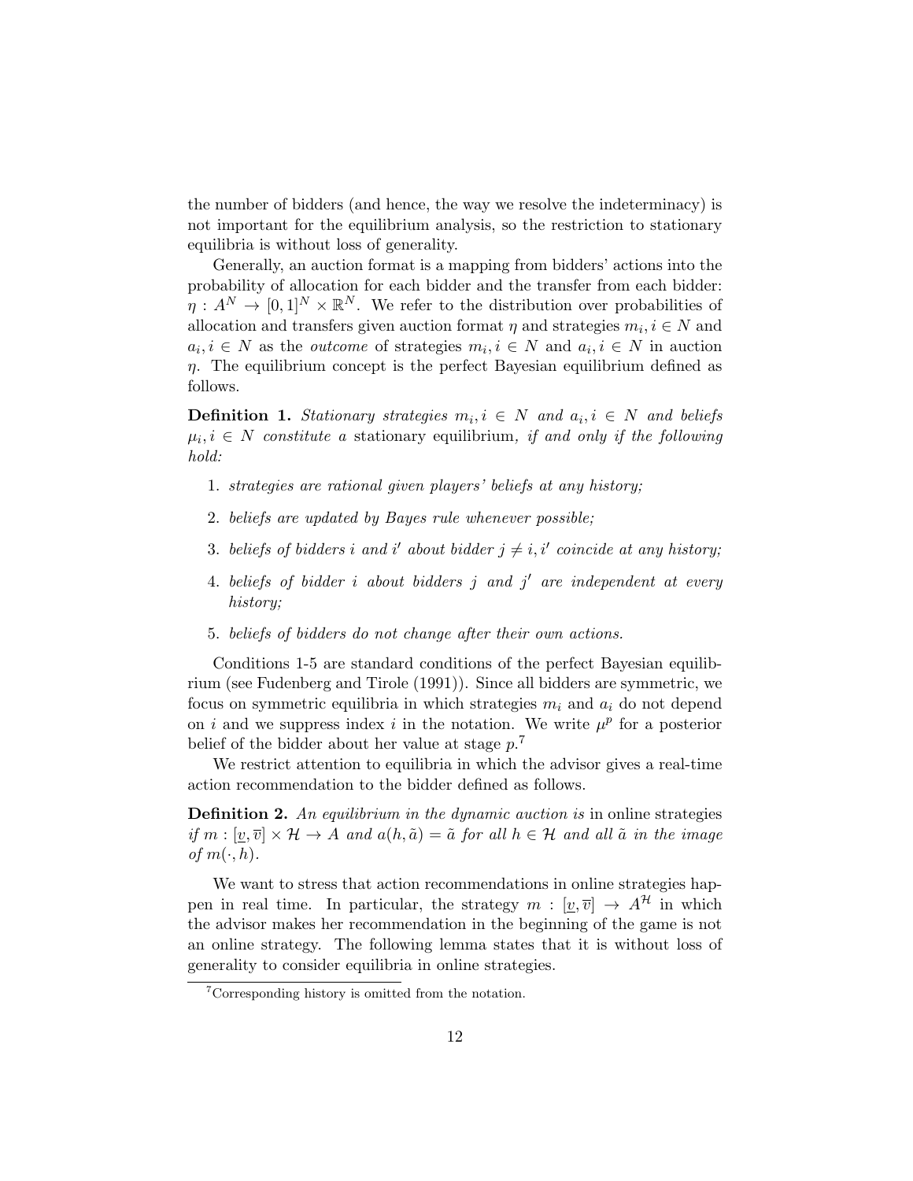the number of bidders (and hence, the way we resolve the indeterminacy) is not important for the equilibrium analysis, so the restriction to stationary equilibria is without loss of generality.

Generally, an auction format is a mapping from bidders' actions into the probability of allocation for each bidder and the transfer from each bidder: $\eta : A^N \to [0,1]^N \times \mathbb{R}^N$. We refer to the distribution over probabilities of allocation and transfers given auction format $\eta$ and strategies $m_i, i \in N$ and $a_i, i \in N$ as the *outcome* of strategies $m_i, i \in N$ and $a_i, i \in N$ in auction $\eta$. The equilibrium concept is the perfect Bayesian equilibrium defined as follows.

**Definition 1.** *Stationary strategies $m_i, i \in N$ and $a_i, i \in N$ and beliefs $\mu_i, i \in N$ constitute a* stationary equilibrium*, if and only if the following hold:*

1. *strategies are rational given players' beliefs at any history;*
2. *beliefs are updated by Bayes rule whenever possible;*
3. *beliefs of bidders $i$ and $i'$ about bidder $j \neq i, i'$ coincide at any history;*
4. *beliefs of bidder $i$ about bidders $j$ and $j'$ are independent at every history;*
5. *beliefs of bidders do not change after their own actions.*

Conditions 1-5 are standard conditions of the perfect Bayesian equilibrium (see Fudenberg and Tirole (1991)). Since all bidders are symmetric, we focus on symmetric equilibria in which strategies $m_i$ and $a_i$ do not depend on $i$ and we suppress index $i$ in the notation. We write $\mu^p$ for a posterior belief of the bidder about her value at stage $p$.[7]

We restrict attention to equilibria in which the advisor gives a real-time action recommendation to the bidder defined as follows.

**Definition 2.** *An equilibrium in the dynamic auction is* in online strategies *if $m : [\underline{v}, \overline{v}] \times \mathcal{H} \to A$ and $a(h, \tilde{a}) = \tilde{a}$ for all $h \in \mathcal{H}$ and all $\tilde{a}$ in the image of $m(\cdot, h)$.*

We want to stress that action recommendations in online strategies happen in real time. In particular, the strategy $m : [\underline{v}, \overline{v}] \to A^{\mathcal{H}}$ in which the advisor makes her recommendation in the beginning of the game is not an online strategy. The following lemma states that it is without loss of generality to consider equilibria in online strategies.

[7] Corresponding history is omitted from the notation.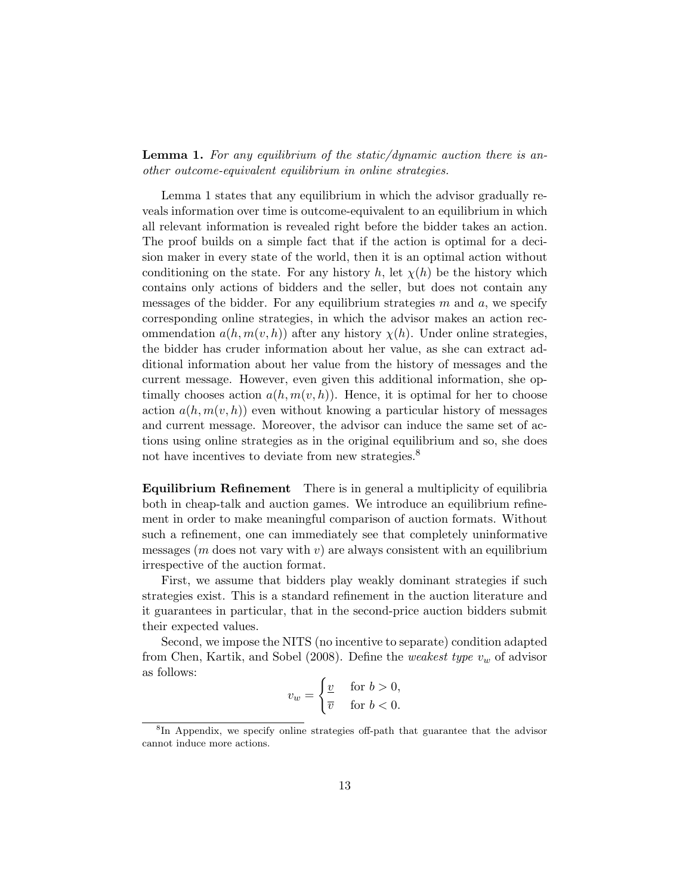**Lemma 1.** *For any equilibrium of the static/dynamic auction there is another outcome-equivalent equilibrium in online strategies.*

Lemma 1 states that any equilibrium in which the advisor gradually reveals information over time is outcome-equivalent to an equilibrium in which all relevant information is revealed right before the bidder takes an action. The proof builds on a simple fact that if the action is optimal for a decision maker in every state of the world, then it is an optimal action without conditioning on the state. For any history $h$, let $\chi(h)$ be the history which contains only actions of bidders and the seller, but does not contain any messages of the bidder. For any equilibrium strategies $m$ and $a$, we specify corresponding online strategies, in which the advisor makes an action recommendation $a(h, m(v, h))$ after any history $\chi(h)$. Under online strategies, the bidder has cruder information about her value, as she can extract additional information about her value from the history of messages and the current message. However, even given this additional information, she optimally chooses action $a(h, m(v, h))$. Hence, it is optimal for her to choose action $a(h, m(v, h))$ even without knowing a particular history of messages and current message. Moreover, the advisor can induce the same set of actions using online strategies as in the original equilibrium and so, she does not have incentives to deviate from new strategies.[8]

**Equilibrium Refinement** There is in general a multiplicity of equilibria both in cheap-talk and auction games. We introduce an equilibrium refinement in order to make meaningful comparison of auction formats. Without such a refinement, one can immediately see that completely uninformative messages ($m$ does not vary with $v$) are always consistent with an equilibrium irrespective of the auction format.

First, we assume that bidders play weakly dominant strategies if such strategies exist. This is a standard refinement in the auction literature and it guarantees in particular, that in the second-price auction bidders submit their expected values.

Second, we impose the NITS (no incentive to separate) condition adapted from Chen, Kartik, and Sobel (2008). Define the *weakest type* $v_w$ of advisor as follows:

$$v_w = \begin{cases} \underline{v} & \text{for } b > 0, \\ \overline{v} & \text{for } b < 0. \end{cases}$$

[8] In Appendix, we specify online strategies off-path that guarantee that the advisor cannot induce more actions.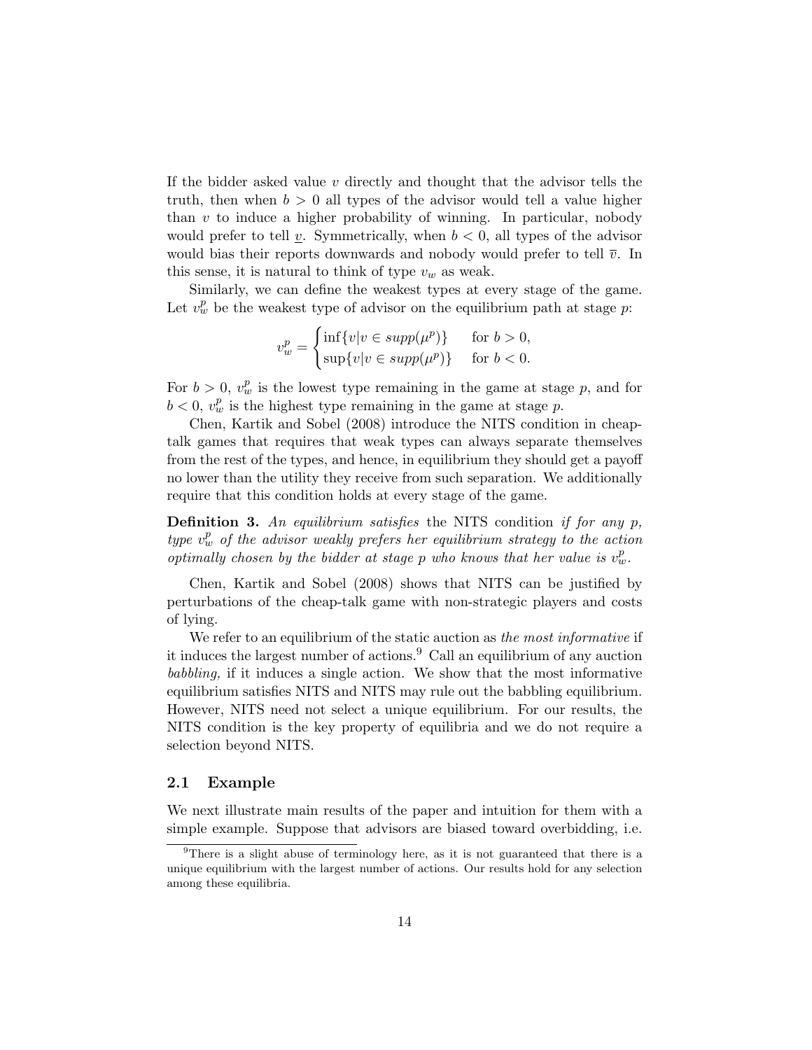If the bidder asked value $v$ directly and thought that the advisor tells the truth, then when $b > 0$ all types of the advisor would tell a value higher than $v$ to induce a higher probability of winning. In particular, nobody would prefer to tell $\underline{v}$. Symmetrically, when $b < 0$, all types of the advisor would bias their reports downwards and nobody would prefer to tell $\overline{v}$. In this sense, it is natural to think of type $v_w$ as weak.

Similarly, we can define the weakest types at every stage of the game. Let $v_w^p$ be the weakest type of advisor on the equilibrium path at stage $p$:

$$v_w^p = \begin{cases} \inf\{v | v \in supp(\mu^p)\} & \text{for } b > 0, \\ \sup\{v | v \in supp(\mu^p)\} & \text{for } b < 0. \end{cases}$$

For $b > 0$, $v_w^p$ is the lowest type remaining in the game at stage $p$, and for $b < 0$, $v_w^p$ is the highest type remaining in the game at stage $p$.

Chen, Kartik and Sobel (2008) introduce the NITS condition in cheap-talk games that requires that weak types can always separate themselves from the rest of the types, and hence, in equilibrium they should get a payoff no lower than the utility they receive from such separation. We additionally require that this condition holds at every stage of the game.

**Definition 3.** *An equilibrium satisfies* the NITS condition *if for any $p$, type $v_w^p$ of the advisor weakly prefers her equilibrium strategy to the action optimally chosen by the bidder at stage $p$ who knows that her value is $v_w^p$.*

Chen, Kartik and Sobel (2008) shows that NITS can be justified by perturbations of the cheap-talk game with non-strategic players and costs of lying.

We refer to an equilibrium of the static auction as *the most informative* if it induces the largest number of actions.[9] Call an equilibrium of any auction *babbling,* if it induces a single action. We show that the most informative equilibrium satisfies NITS and NITS may rule out the babbling equilibrium. However, NITS need not select a unique equilibrium. For our results, the NITS condition is the key property of equilibria and we do not require a selection beyond NITS.

## 2.1 Example

We next illustrate main results of the paper and intuition for them with a simple example. Suppose that advisors are biased toward overbidding, i.e.

[9] There is a slight abuse of terminology here, as it is not guaranteed that there is a unique equilibrium with the largest number of actions. Our results hold for any selection among these equilibria.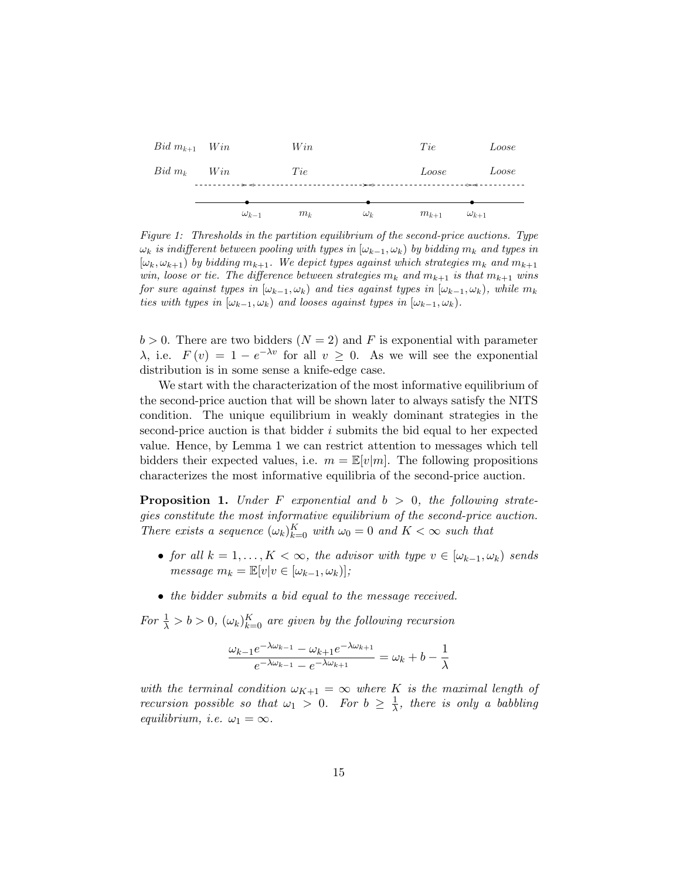| Bid $m_{k+1}$ | Win | Win | Tie | Loose |
| --- | --- | --- | --- | --- |
| Bid $m_k$ | Win | Tie | Loose | Loose |
| | $\omega_{k-1}$ | $m_k$ $\omega_k$ | $m_{k+1}$ $\omega_{k+1}$ | |

*Figure 1: Thresholds in the partition equilibrium of the second-price auctions. Type $\omega_k$ is indifferent between pooling with types in $[\omega_{k-1}, \omega_k)$ by bidding $m_k$ and types in $[\omega_k, \omega_{k+1})$ by bidding $m_{k+1}$. We depict types against which strategies $m_k$ and $m_{k+1}$ win, loose or tie. The difference between strategies $m_k$ and $m_{k+1}$ is that $m_{k+1}$ wins for sure against types in $[\omega_{k-1}, \omega_k)$ and ties against types in $[\omega_{k-1}, \omega_k)$, while $m_k$ ties with types in $[\omega_{k-1}, \omega_k)$ and looses against types in $[\omega_{k-1}, \omega_k)$.*

$b > 0$. There are two bidders ($N = 2$) and $F$ is exponential with parameter $\lambda$, i.e. $F(v) = 1 - e^{-\lambda v}$ for all $v \geq 0$. As we will see the exponential distribution is in some sense a knife-edge case.

We start with the characterization of the most informative equilibrium of the second-price auction that will be shown later to always satisfy the NITS condition. The unique equilibrium in weakly dominant strategies in the second-price auction is that bidder $i$ submits the bid equal to her expected value. Hence, by Lemma 1 we can restrict attention to messages which tell bidders their expected values, i.e. $m = \mathbb{E}[v|m]$. The following propositions characterizes the most informative equilibria of the second-price auction.

**Proposition 1.** *Under $F$ exponential and $b > 0$, the following strategies constitute the most informative equilibrium of the second-price auction. There exists a sequence $(\omega_k)_{k=0}^{K}$ with $\omega_0 = 0$ and $K < \infty$ such that*

- *for all $k = 1, \ldots, K < \infty$, the advisor with type $v \in [\omega_{k-1}, \omega_k)$ sends message $m_k = \mathbb{E}[v|v \in [\omega_{k-1}, \omega_k)]$;*
- *the bidder submits a bid equal to the message received.*

*For $\frac{1}{\lambda} > b > 0$, $(\omega_k)_{k=0}^{K}$ are given by the following recursion*

$$\frac{\omega_{k-1}e^{-\lambda\omega_{k-1}} - \omega_{k+1}e^{-\lambda\omega_{k+1}}}{e^{-\lambda\omega_{k-1}} - e^{-\lambda\omega_{k+1}}} = \omega_k + b - \frac{1}{\lambda}$$

*with the terminal condition $\omega_{K+1} = \infty$ where $K$ is the maximal length of recursion possible so that $\omega_1 > 0$. For $b \geq \frac{1}{\lambda}$, there is only a babbling equilibrium, i.e. $\omega_1 = \infty$.*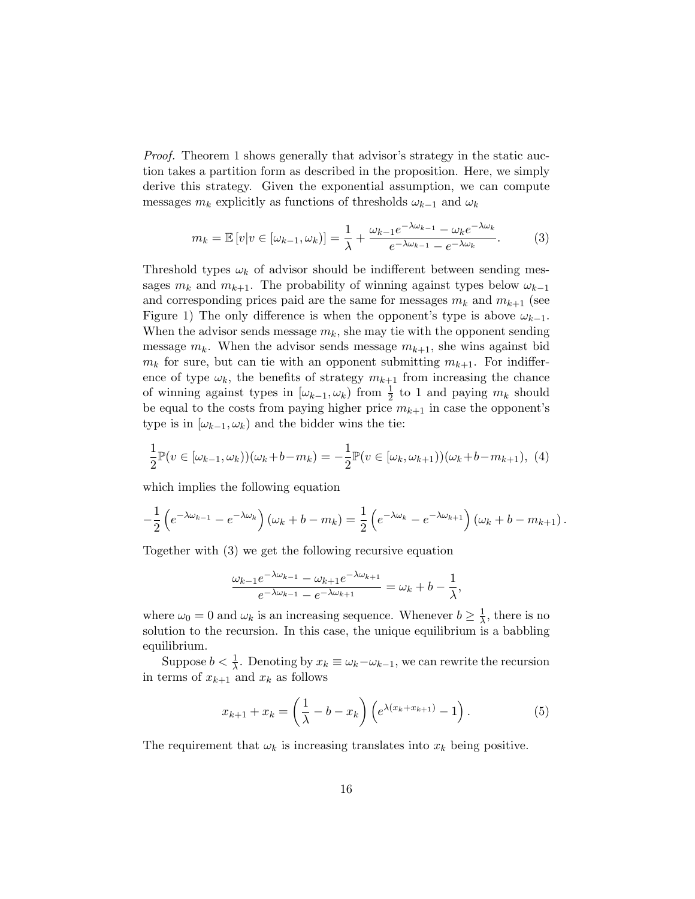*Proof.* Theorem 1 shows generally that advisor's strategy in the static auction takes a partition form as described in the proposition. Here, we simply derive this strategy. Given the exponential assumption, we can compute messages $m_k$ explicitly as functions of thresholds $\omega_{k-1}$ and $\omega_k$

$$m_k = \mathbb{E}\left[v | v \in [\omega_{k-1}, \omega_k)\right] = \frac{1}{\lambda} + \frac{\omega_{k-1} e^{-\lambda \omega_{k-1}} - \omega_k e^{-\lambda \omega_k}}{e^{-\lambda \omega_{k-1}} - e^{-\lambda \omega_k}}. \tag{3}$$

Threshold types $\omega_k$ of advisor should be indifferent between sending messages $m_k$ and $m_{k+1}$. The probability of winning against types below $\omega_{k-1}$ and corresponding prices paid are the same for messages $m_k$ and $m_{k+1}$ (see Figure 1) The only difference is when the opponent's type is above $\omega_{k-1}$. When the advisor sends message $m_k$, she may tie with the opponent sending message $m_k$. When the advisor sends message $m_{k+1}$, she wins against bid $m_k$ for sure, but can tie with an opponent submitting $m_{k+1}$. For indifference of type $\omega_k$, the benefits of strategy $m_{k+1}$ from increasing the chance of winning against types in $[\omega_{k-1}, \omega_k)$ from $\frac{1}{2}$ to 1 and paying $m_k$ should be equal to the costs from paying higher price $m_{k+1}$ in case the opponent's type is in $[\omega_{k-1}, \omega_k)$ and the bidder wins the tie:

$$\frac{1}{2}\mathbb{P}(v \in [\omega_{k-1}, \omega_k))(\omega_k + b - m_k) = -\frac{1}{2}\mathbb{P}(v \in [\omega_k, \omega_{k+1}))(\omega_k + b - m_{k+1}), \tag{4}$$

which implies the following equation

$$-\frac{1}{2}\left(e^{-\lambda \omega_{k-1}} - e^{-\lambda \omega_k}\right)(\omega_k + b - m_k) = \frac{1}{2}\left(e^{-\lambda \omega_k} - e^{-\lambda \omega_{k+1}}\right)(\omega_k + b - m_{k+1}).$$

Together with (3) we get the following recursive equation

$$\frac{\omega_{k-1} e^{-\lambda \omega_{k-1}} - \omega_{k+1} e^{-\lambda \omega_{k+1}}}{e^{-\lambda \omega_{k-1}} - e^{-\lambda \omega_{k+1}}} = \omega_k + b - \frac{1}{\lambda},$$

where $\omega_0 = 0$ and $\omega_k$ is an increasing sequence. Whenever $b \geq \frac{1}{\lambda}$, there is no solution to the recursion. In this case, the unique equilibrium is a babbling equilibrium.

Suppose $b < \frac{1}{\lambda}$. Denoting by $x_k \equiv \omega_k - \omega_{k-1}$, we can rewrite the recursion in terms of $x_{k+1}$ and $x_k$ as follows

$$x_{k+1} + x_k = \left(\frac{1}{\lambda} - b - x_k\right)\left(e^{\lambda(x_k + x_{k+1})} - 1\right). \tag{5}$$

The requirement that $\omega_k$ is increasing translates into $x_k$ being positive.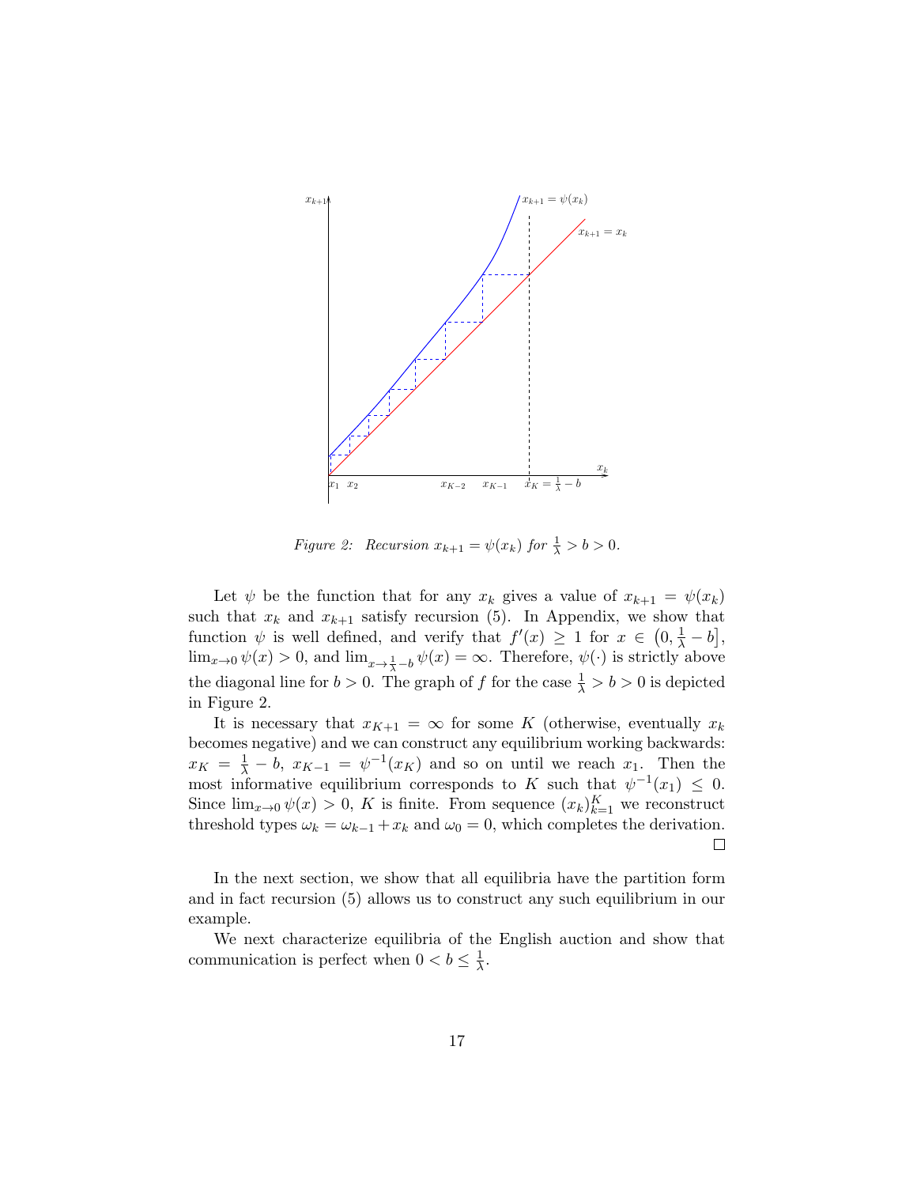*Figure 2: Recursion $x_{k+1} = \psi(x_k)$ for $\frac{1}{\lambda} > b > 0$.*

Let $\psi$ be the function that for any $x_k$ gives a value of $x_{k+1} = \psi(x_k)$ such that $x_k$ and $x_{k+1}$ satisfy recursion (5). In Appendix, we show that function $\psi$ is well defined, and verify that $f'(x) \geq 1$ for $x \in \left(0, \frac{1}{\lambda} - b\right]$, $\lim_{x \to 0} \psi(x) > 0$, and $\lim_{x \to \frac{1}{\lambda} - b} \psi(x) = \infty$. Therefore, $\psi(\cdot)$ is strictly above the diagonal line for $b > 0$. The graph of $f$ for the case $\frac{1}{\lambda} > b > 0$ is depicted in Figure 2.

It is necessary that $x_{K+1} = \infty$ for some $K$ (otherwise, eventually $x_k$ becomes negative) and we can construct any equilibrium working backwards: $x_K = \frac{1}{\lambda} - b$, $x_{K-1} = \psi^{-1}(x_K)$ and so on until we reach $x_1$. Then the most informative equilibrium corresponds to $K$ such that $\psi^{-1}(x_1) \leq 0$. Since $\lim_{x \to 0} \psi(x) > 0$, $K$ is finite. From sequence $(x_k)_{k=1}^{K}$ we reconstruct threshold types $\omega_k = \omega_{k-1} + x_k$ and $\omega_0 = 0$, which completes the derivation. □

In the next section, we show that all equilibria have the partition form and in fact recursion (5) allows us to construct any such equilibrium in our example.

We next characterize equilibria of the English auction and show that communication is perfect when $0 < b \leq \frac{1}{\lambda}$.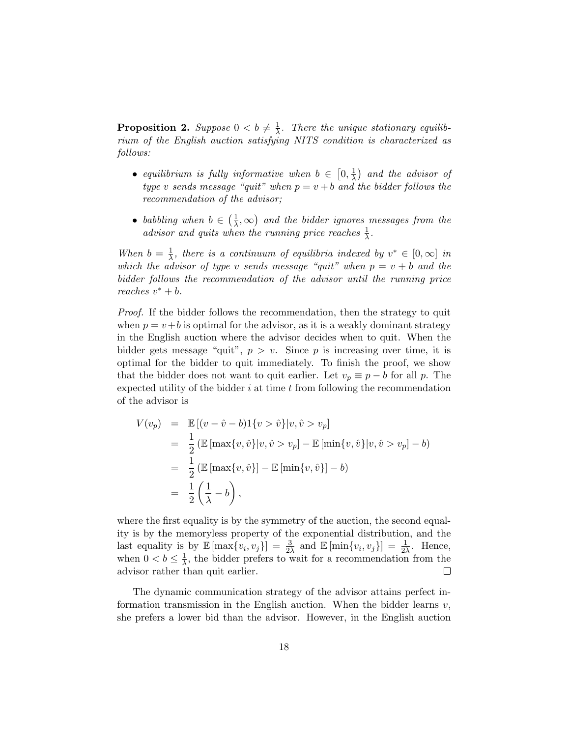**Proposition 2.** *Suppose $0 < b \neq \frac{1}{\lambda}$. There the unique stationary equilibrium of the English auction satisfying NITS condition is characterized as follows:*

- *equilibrium is fully informative when $b \in \left[0, \frac{1}{\lambda}\right)$ and the advisor of type $v$ sends message "quit" when $p = v + b$ and the bidder follows the recommendation of the advisor;*
- *babbling when $b \in \left(\frac{1}{\lambda}, \infty\right)$ and the bidder ignores messages from the advisor and quits when the running price reaches $\frac{1}{\lambda}$.*

*When $b = \frac{1}{\lambda}$, there is a continuum of equilibria indexed by $v^* \in [0, \infty]$ in which the advisor of type $v$ sends message "quit" when $p = v + b$ and the bidder follows the recommendation of the advisor until the running price reaches $v^* + b$.*

*Proof.* If the bidder follows the recommendation, then the strategy to quit when $p = v+b$ is optimal for the advisor, as it is a weakly dominant strategy in the English auction where the advisor decides when to quit. When the bidder gets message "quit", $p > v$. Since $p$ is increasing over time, it is optimal for the bidder to quit immediately. To finish the proof, we show that the bidder does not want to quit earlier. Let $v_p \equiv p - b$ for all $p$. The expected utility of the bidder $i$ at time $t$ from following the recommendation of the advisor is

$$
\begin{aligned}
V(v_p) &= \mathbb{E}\left[(v - \hat{v} - b)1\{v > \hat{v}\} | v, \hat{v} > v_p\right] \\
&= \frac{1}{2}\left(\mathbb{E}\left[\max\{v, \hat{v}\} | v, \hat{v} > v_p\right] - \mathbb{E}\left[\min\{v, \hat{v}\} | v, \hat{v} > v_p\right] - b\right) \\
&= \frac{1}{2}\left(\mathbb{E}\left[\max\{v, \hat{v}\}\right] - \mathbb{E}\left[\min\{v, \hat{v}\}\right] - b\right) \\
&= \frac{1}{2}\left(\frac{1}{\lambda} - b\right),
\end{aligned}
$$

where the first equality is by the symmetry of the auction, the second equality is by the memoryless property of the exponential distribution, and the last equality is by $\mathbb{E}\left[\max\{v_i, v_j\}\right] = \frac{3}{2\lambda}$ and $\mathbb{E}\left[\min\{v_i, v_j\}\right] = \frac{1}{2\lambda}$. Hence, when $0 < b \leq \frac{1}{\lambda}$, the bidder prefers to wait for a recommendation from the advisor rather than quit earlier. ◻

The dynamic communication strategy of the advisor attains perfect information transmission in the English auction. When the bidder learns $v$, she prefers a lower bid than the advisor. However, in the English auction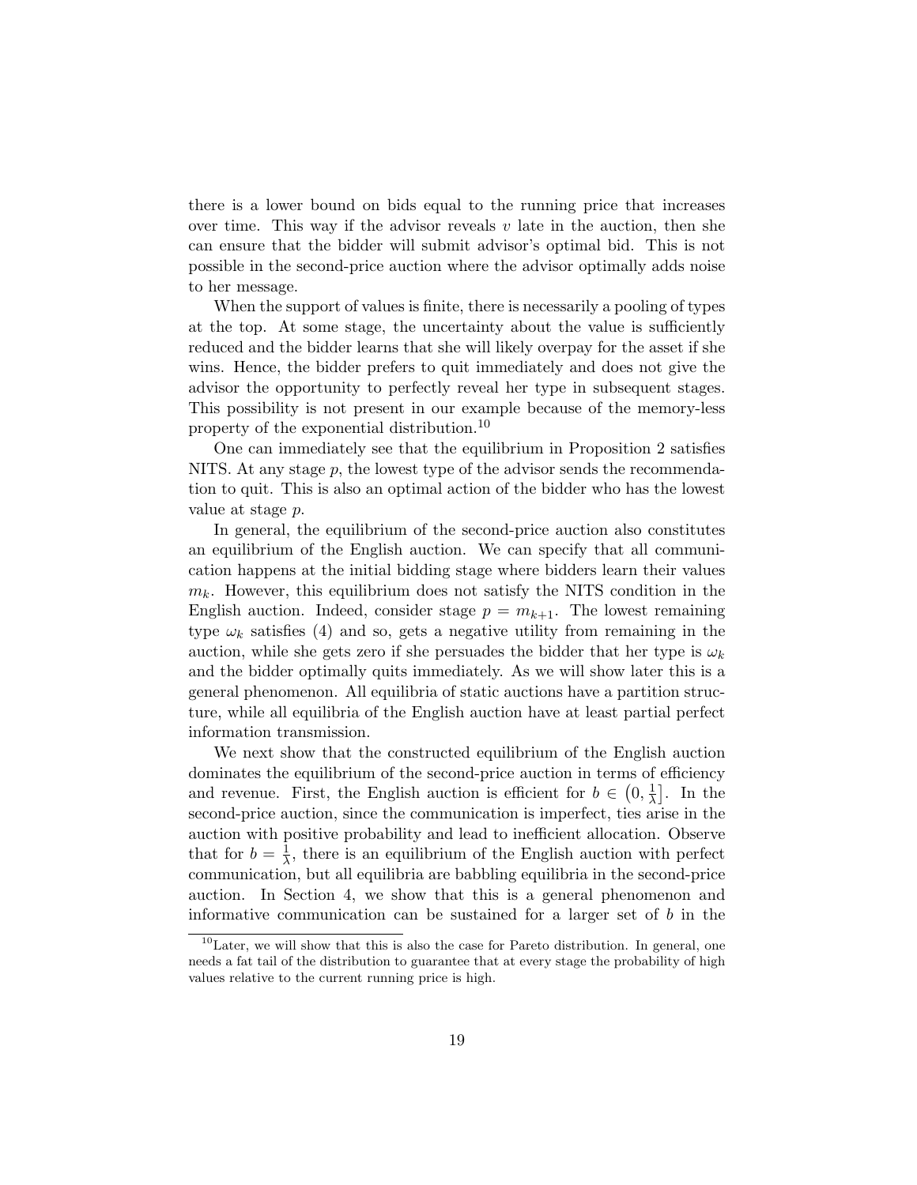there is a lower bound on bids equal to the running price that increases over time. This way if the advisor reveals $v$ late in the auction, then she can ensure that the bidder will submit advisor's optimal bid. This is not possible in the second-price auction where the advisor optimally adds noise to her message.

When the support of values is finite, there is necessarily a pooling of types at the top. At some stage, the uncertainty about the value is sufficiently reduced and the bidder learns that she will likely overpay for the asset if she wins. Hence, the bidder prefers to quit immediately and does not give the advisor the opportunity to perfectly reveal her type in subsequent stages. This possibility is not present in our example because of the memory-less property of the exponential distribution.[10]

One can immediately see that the equilibrium in Proposition 2 satisfies NITS. At any stage $p$, the lowest type of the advisor sends the recommendation to quit. This is also an optimal action of the bidder who has the lowest value at stage $p$.

In general, the equilibrium of the second-price auction also constitutes an equilibrium of the English auction. We can specify that all communication happens at the initial bidding stage where bidders learn their values $m_k$. However, this equilibrium does not satisfy the NITS condition in the English auction. Indeed, consider stage $p = m_{k+1}$. The lowest remaining type $\omega_k$ satisfies (4) and so, gets a negative utility from remaining in the auction, while she gets zero if she persuades the bidder that her type is $\omega_k$ and the bidder optimally quits immediately. As we will show later this is a general phenomenon. All equilibria of static auctions have a partition structure, while all equilibria of the English auction have at least partial perfect information transmission.

We next show that the constructed equilibrium of the English auction dominates the equilibrium of the second-price auction in terms of efficiency and revenue. First, the English auction is efficient for $b \in \left(0, \frac{1}{\lambda}\right]$. In the second-price auction, since the communication is imperfect, ties arise in the auction with positive probability and lead to inefficient allocation. Observe that for $b = \frac{1}{\lambda}$, there is an equilibrium of the English auction with perfect communication, but all equilibria are babbling equilibria in the second-price auction. In Section 4, we show that this is a general phenomenon and informative communication can be sustained for a larger set of $b$ in the

[10] Later, we will show that this is also the case for Pareto distribution. In general, one needs a fat tail of the distribution to guarantee that at every stage the probability of high values relative to the current running price is high.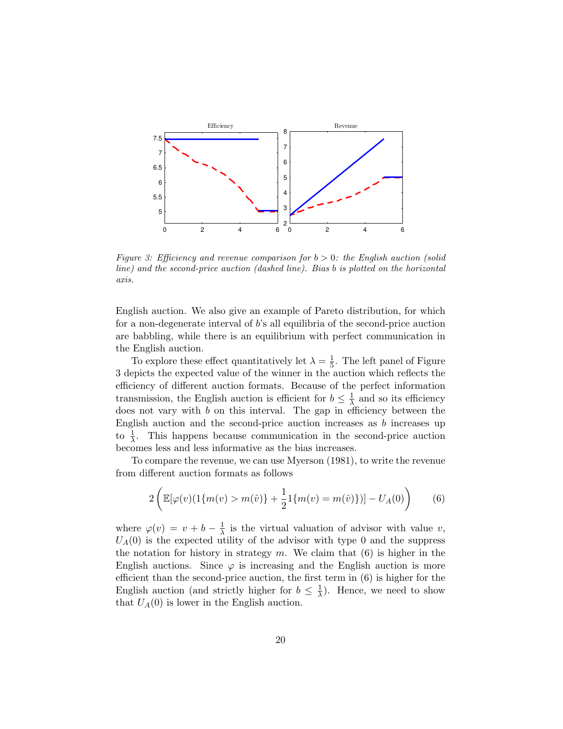Figure 3: Efficiency and revenue comparison for $b > 0$: the English auction (solid line) and the second-price auction (dashed line). Bias $b$ is plotted on the horizontal axis.

English auction. We also give an example of Pareto distribution, for which for a non-degenerate interval of $b$'s all equilibria of the second-price auction are babbling, while there is an equilibrium with perfect communication in the English auction.

To explore these effect quantitatively let $\lambda = \frac{1}{5}$. The left panel of Figure 3 depicts the expected value of the winner in the auction which reflects the efficiency of different auction formats. Because of the perfect information transmission, the English auction is efficient for $b \leq \frac{1}{\lambda}$ and so its efficiency does not vary with $b$ on this interval. The gap in efficiency between the English auction and the second-price auction increases as $b$ increases up to $\frac{1}{\lambda}$. This happens because communication in the second-price auction becomes less and less informative as the bias increases.

To compare the revenue, we can use Myerson (1981), to write the revenue from different auction formats as follows

$$2\left(\mathbb{E}[\varphi(v)(1\{m(v) > m(\hat{v})\} + \frac{1}{2}1\{m(v) = m(\hat{v})\})] - U_A(0)\right) \qquad (6)$$

where $\varphi(v) = v + b - \frac{1}{\lambda}$ is the virtual valuation of advisor with value $v$, $U_A(0)$ is the expected utility of the advisor with type 0 and the suppress the notation for history in strategy $m$. We claim that (6) is higher in the English auctions. Since $\varphi$ is increasing and the English auction is more efficient than the second-price auction, the first term in (6) is higher for the English auction (and strictly higher for $b \leq \frac{1}{\lambda}$). Hence, we need to show that $U_A(0)$ is lower in the English auction.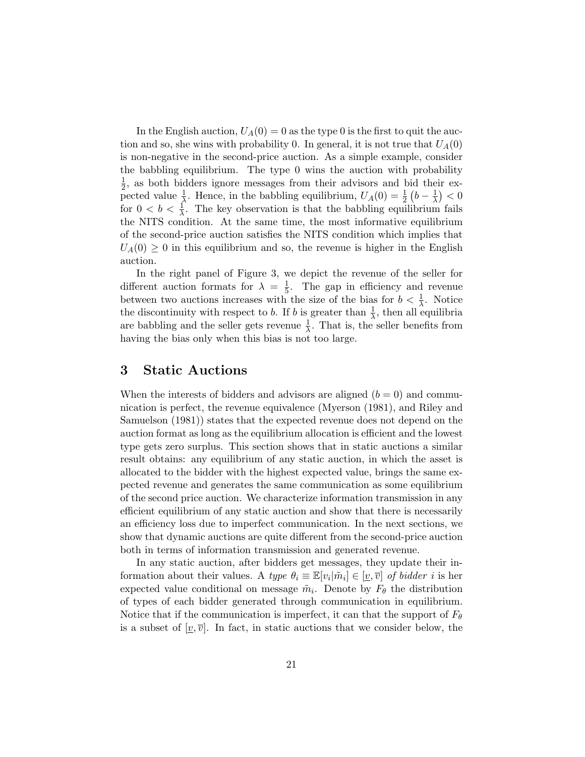In the English auction, $U_A(0) = 0$ as the type 0 is the first to quit the auction and so, she wins with probability 0. In general, it is not true that $U_A(0)$ is non-negative in the second-price auction. As a simple example, consider the babbling equilibrium. The type 0 wins the auction with probability $\frac{1}{2}$, as both bidders ignore messages from their advisors and bid their expected value $\frac{1}{\lambda}$. Hence, in the babbling equilibrium, $U_A(0) = \frac{1}{2}\left(b - \frac{1}{\lambda}\right) < 0$ for $0 < b < \frac{1}{\lambda}$. The key observation is that the babbling equilibrium fails the NITS condition. At the same time, the most informative equilibrium of the second-price auction satisfies the NITS condition which implies that $U_A(0) \geq 0$ in this equilibrium and so, the revenue is higher in the English auction.

In the right panel of Figure 3, we depict the revenue of the seller for different auction formats for $\lambda = \frac{1}{5}$. The gap in efficiency and revenue between two auctions increases with the size of the bias for $b < \frac{1}{\lambda}$. Notice the discontinuity with respect to $b$. If $b$ is greater than $\frac{1}{\lambda}$, then all equilibria are babbling and the seller gets revenue $\frac{1}{\lambda}$. That is, the seller benefits from having the bias only when this bias is not too large.

# 3 Static Auctions

When the interests of bidders and advisors are aligned ($b = 0$) and communication is perfect, the revenue equivalence (Myerson (1981), and Riley and Samuelson (1981)) states that the expected revenue does not depend on the auction format as long as the equilibrium allocation is efficient and the lowest type gets zero surplus. This section shows that in static auctions a similar result obtains: any equilibrium of any static auction, in which the asset is allocated to the bidder with the highest expected value, brings the same expected revenue and generates the same communication as some equilibrium of the second price auction. We characterize information transmission in any efficient equilibrium of any static auction and show that there is necessarily an efficiency loss due to imperfect communication. In the next sections, we show that dynamic auctions are quite different from the second-price auction both in terms of information transmission and generated revenue.

In any static auction, after bidders get messages, they update their information about their values. A *type* $\theta_i \equiv \mathbb{E}[v_i|\tilde{m}_i] \in [\underline{v}, \overline{v}]$ *of bidder* $i$ is her expected value conditional on message $\tilde{m}_i$. Denote by $F_\theta$ the distribution of types of each bidder generated through communication in equilibrium. Notice that if the communication is imperfect, it can that the support of $F_\theta$ is a subset of $[\underline{v}, \overline{v}]$. In fact, in static auctions that we consider below, the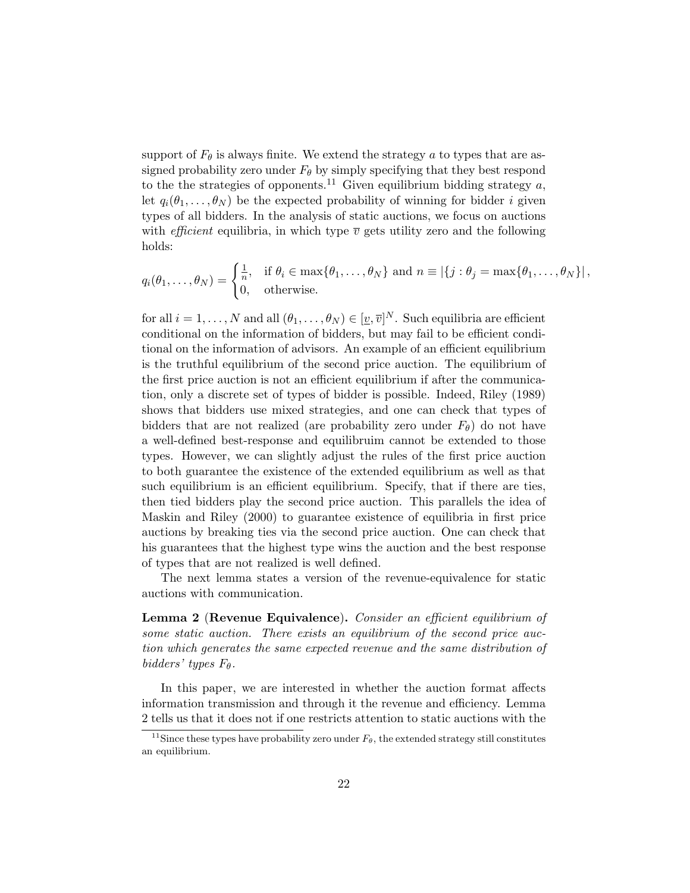support of $F_\theta$ is always finite. We extend the strategy $a$ to types that are assigned probability zero under $F_\theta$ by simply specifying that they best respond to the the strategies of opponents.[11] Given equilibrium bidding strategy $a$, let $q_i(\theta_1, \ldots, \theta_N)$ be the expected probability of winning for bidder $i$ given types of all bidders. In the analysis of static auctions, we focus on auctions with *efficient* equilibria, in which type $\overline{v}$ gets utility zero and the following holds:

$$q_i(\theta_1, \ldots, \theta_N) = \begin{cases} \frac{1}{n}, & \text{if } \theta_i \in \max\{\theta_1, \ldots, \theta_N\} \text{ and } n \equiv |\{j : \theta_j = \max\{\theta_1, \ldots, \theta_N\}|, \\ 0, & \text{otherwise.} \end{cases}$$

for all $i = 1, \ldots, N$ and all $(\theta_1, \ldots, \theta_N) \in [\underline{v}, \overline{v}]^N$. Such equilibria are efficient conditional on the information of bidders, but may fail to be efficient conditional on the information of advisors. An example of an efficient equilibrium is the truthful equilibrium of the second price auction. The equilibrium of the first price auction is not an efficient equilibrium if after the communication, only a discrete set of types of bidder is possible. Indeed, Riley (1989) shows that bidders use mixed strategies, and one can check that types of bidders that are not realized (are probability zero under $F_\theta$) do not have a well-defined best-response and equilibruim cannot be extended to those types. However, we can slightly adjust the rules of the first price auction to both guarantee the existence of the extended equilibrium as well as that such equilibrium is an efficient equilibrium. Specify, that if there are ties, then tied bidders play the second price auction. This parallels the idea of Maskin and Riley (2000) to guarantee existence of equilibria in first price auctions by breaking ties via the second price auction. One can check that his guarantees that the highest type wins the auction and the best response of types that are not realized is well defined.

The next lemma states a version of the revenue-equivalence for static auctions with communication.

**Lemma 2** (**Revenue Equivalence**). *Consider an efficient equilibrium of some static auction. There exists an equilibrium of the second price auction which generates the same expected revenue and the same distribution of bidders' types $F_\theta$.*

In this paper, we are interested in whether the auction format affects information transmission and through it the revenue and efficiency. Lemma 2 tells us that it does not if one restricts attention to static auctions with the

[11] Since these types have probability zero under $F_\theta$, the extended strategy still constitutes an equilibrium.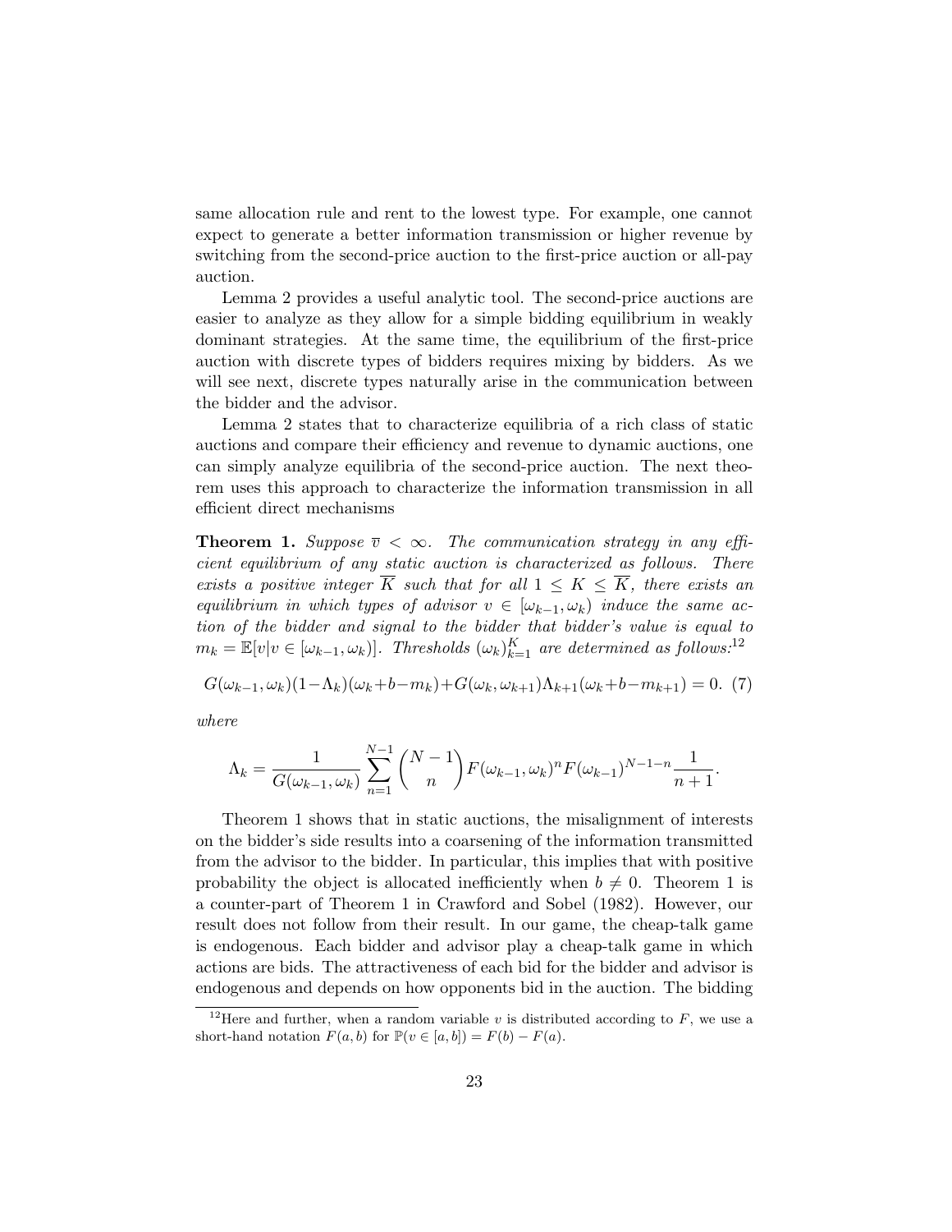same allocation rule and rent to the lowest type. For example, one cannot expect to generate a better information transmission or higher revenue by switching from the second-price auction to the first-price auction or all-pay auction.

Lemma 2 provides a useful analytic tool. The second-price auctions are easier to analyze as they allow for a simple bidding equilibrium in weakly dominant strategies. At the same time, the equilibrium of the first-price auction with discrete types of bidders requires mixing by bidders. As we will see next, discrete types naturally arise in the communication between the bidder and the advisor.

Lemma 2 states that to characterize equilibria of a rich class of static auctions and compare their efficiency and revenue to dynamic auctions, one can simply analyze equilibria of the second-price auction. The next theorem uses this approach to characterize the information transmission in all efficient direct mechanisms

**Theorem 1.** *Suppose $\overline{v} < \infty$. The communication strategy in any efficient equilibrium of any static auction is characterized as follows. There exists a positive integer $\overline{K}$ such that for all $1 \leq K \leq \overline{K}$, there exists an equilibrium in which types of advisor $v \in [\omega_{k-1}, \omega_k)$ induce the same action of the bidder and signal to the bidder that bidder's value is equal to $m_k = \mathbb{E}[v|v \in [\omega_{k-1}, \omega_k)]$. Thresholds $(\omega_k)_{k=1}^K$ are determined as follows:*[12]

$$G(\omega_{k-1}, \omega_k)(1-\Lambda_k)(\omega_k+b-m_k)+G(\omega_k, \omega_{k+1})\Lambda_{k+1}(\omega_k+b-m_{k+1}) = 0. \quad (7)$$

*where*

$$\Lambda_k = \frac{1}{G(\omega_{k-1}, \omega_k)} \sum_{n=1}^{N-1} \binom{N-1}{n} F(\omega_{k-1}, \omega_k)^n F(\omega_{k-1})^{N-1-n} \frac{1}{n+1}.$$

Theorem 1 shows that in static auctions, the misalignment of interests on the bidder's side results into a coarsening of the information transmitted from the advisor to the bidder. In particular, this implies that with positive probability the object is allocated inefficiently when $b \neq 0$. Theorem 1 is a counter-part of Theorem 1 in Crawford and Sobel (1982). However, our result does not follow from their result. In our game, the cheap-talk game is endogenous. Each bidder and advisor play a cheap-talk game in which actions are bids. The attractiveness of each bid for the bidder and advisor is endogenous and depends on how opponents bid in the auction. The bidding

[12] Here and further, when a random variable $v$ is distributed according to $F$, we use a short-hand notation $F(a, b)$ for $\mathbb{P}(v \in [a, b]) = F(b) - F(a)$.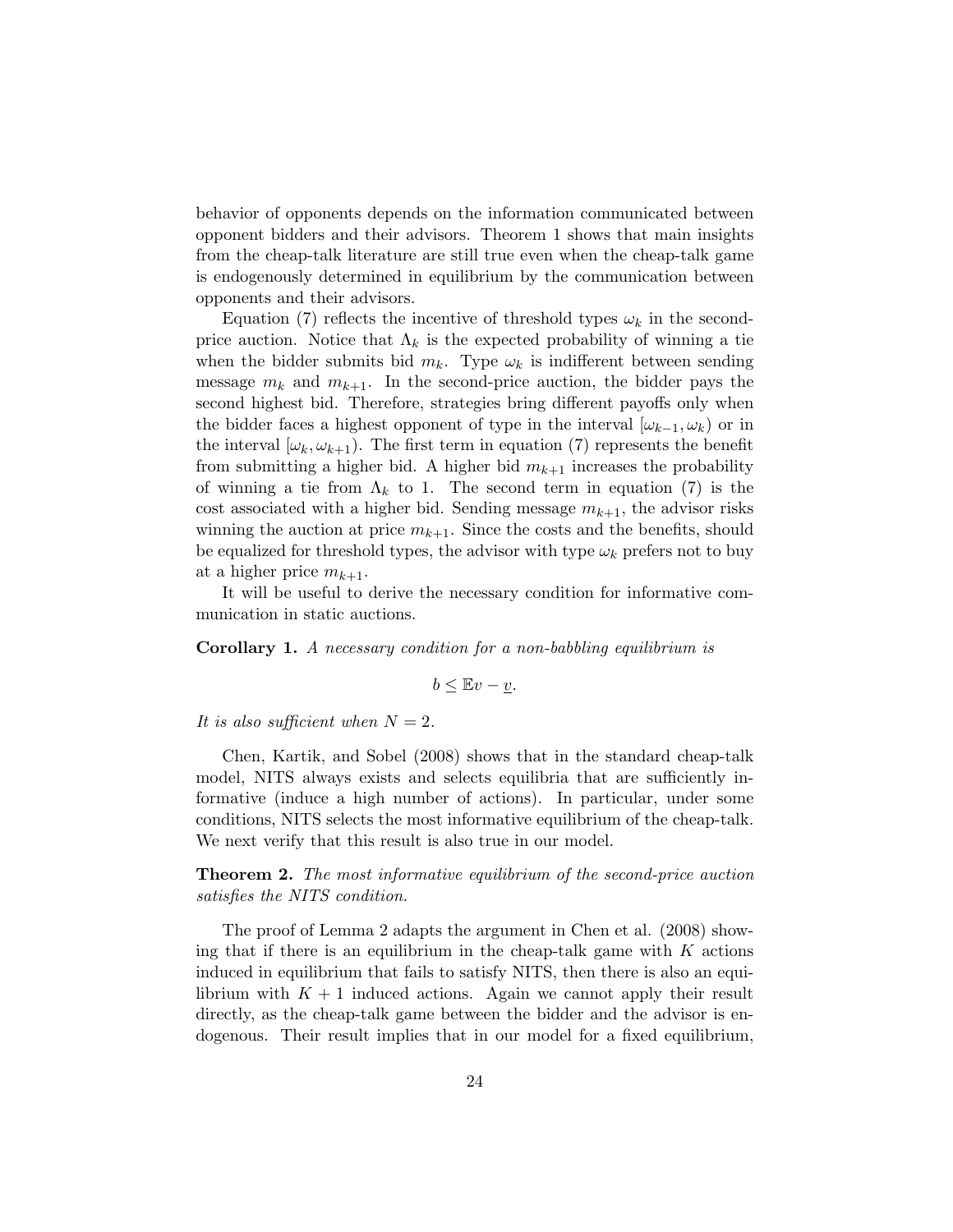behavior of opponents depends on the information communicated between opponent bidders and their advisors. Theorem 1 shows that main insights from the cheap-talk literature are still true even when the cheap-talk game is endogenously determined in equilibrium by the communication between opponents and their advisors.

Equation (7) reflects the incentive of threshold types $\omega_k$ in the second-price auction. Notice that $\Lambda_k$ is the expected probability of winning a tie when the bidder submits bid $m_k$. Type $\omega_k$ is indifferent between sending message $m_k$ and $m_{k+1}$. In the second-price auction, the bidder pays the second highest bid. Therefore, strategies bring different payoffs only when the bidder faces a highest opponent of type in the interval $[\omega_{k-1}, \omega_k)$ or in the interval $[\omega_k, \omega_{k+1})$. The first term in equation (7) represents the benefit from submitting a higher bid. A higher bid $m_{k+1}$ increases the probability of winning a tie from $\Lambda_k$ to 1. The second term in equation (7) is the cost associated with a higher bid. Sending message $m_{k+1}$, the advisor risks winning the auction at price $m_{k+1}$. Since the costs and the benefits, should be equalized for threshold types, the advisor with type $\omega_k$ prefers not to buy at a higher price $m_{k+1}$.

It will be useful to derive the necessary condition for informative communication in static auctions.

**Corollary 1.** *A necessary condition for a non-babbling equilibrium is*

$$b \leq \mathbb{E}v - \underline{v}.$$

*It is also sufficient when $N = 2$.*

Chen, Kartik, and Sobel (2008) shows that in the standard cheap-talk model, NITS always exists and selects equilibria that are sufficiently informative (induce a high number of actions). In particular, under some conditions, NITS selects the most informative equilibrium of the cheap-talk. We next verify that this result is also true in our model.

**Theorem 2.** *The most informative equilibrium of the second-price auction satisfies the NITS condition.*

The proof of Lemma 2 adapts the argument in Chen et al. (2008) showing that if there is an equilibrium in the cheap-talk game with $K$ actions induced in equilibrium that fails to satisfy NITS, then there is also an equilibrium with $K + 1$ induced actions. Again we cannot apply their result directly, as the cheap-talk game between the bidder and the advisor is endogenous. Their result implies that in our model for a fixed equilibrium,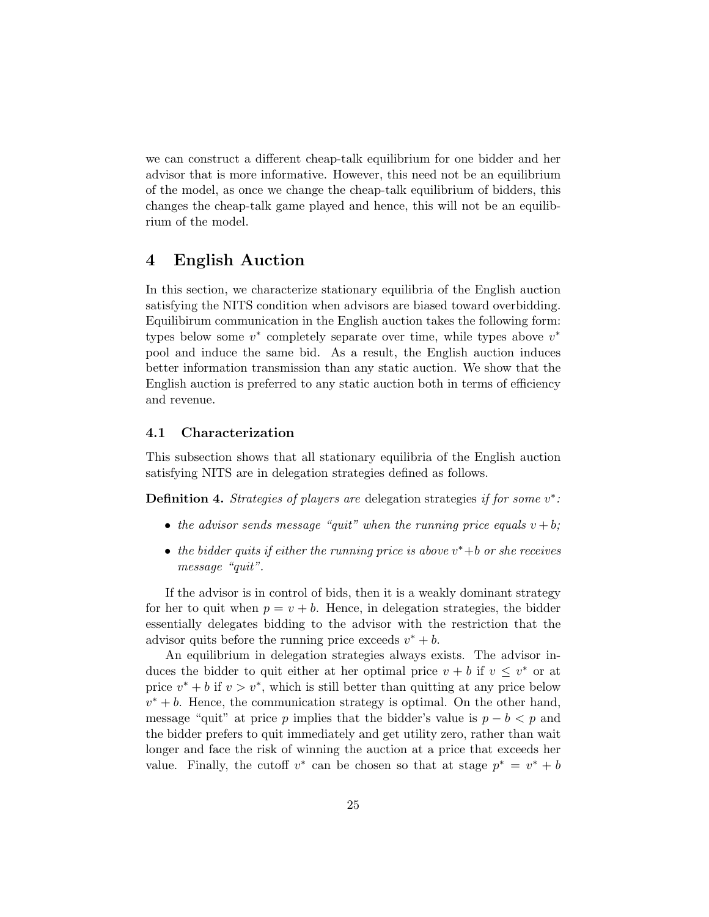we can construct a different cheap-talk equilibrium for one bidder and her advisor that is more informative. However, this need not be an equilibrium of the model, as once we change the cheap-talk equilibrium of bidders, this changes the cheap-talk game played and hence, this will not be an equilibrium of the model.

# 4 English Auction

In this section, we characterize stationary equilibria of the English auction satisfying the NITS condition when advisors are biased toward overbidding. Equilibirum communication in the English auction takes the following form: types below some $v^*$ completely separate over time, while types above $v^*$ pool and induce the same bid. As a result, the English auction induces better information transmission than any static auction. We show that the English auction is preferred to any static auction both in terms of efficiency and revenue.

## 4.1 Characterization

This subsection shows that all stationary equilibria of the English auction satisfying NITS are in delegation strategies defined as follows.

**Definition 4.** *Strategies of players are* delegation strategies *if for some $v^*$:*

- *the advisor sends message "quit" when the running price equals $v + b$;*
- *the bidder quits if either the running price is above $v^* + b$ or she receives message "quit".*

If the advisor is in control of bids, then it is a weakly dominant strategy for her to quit when $p = v + b$. Hence, in delegation strategies, the bidder essentially delegates bidding to the advisor with the restriction that the advisor quits before the running price exceeds $v^* + b$.

An equilibrium in delegation strategies always exists. The advisor induces the bidder to quit either at her optimal price $v + b$ if $v \leq v^*$ or at price $v^* + b$ if $v > v^*$, which is still better than quitting at any price below $v^* + b$. Hence, the communication strategy is optimal. On the other hand, message "quit" at price $p$ implies that the bidder's value is $p - b < p$ and the bidder prefers to quit immediately and get utility zero, rather than wait longer and face the risk of winning the auction at a price that exceeds her value. Finally, the cutoff $v^*$ can be chosen so that at stage $p^* = v^* + b$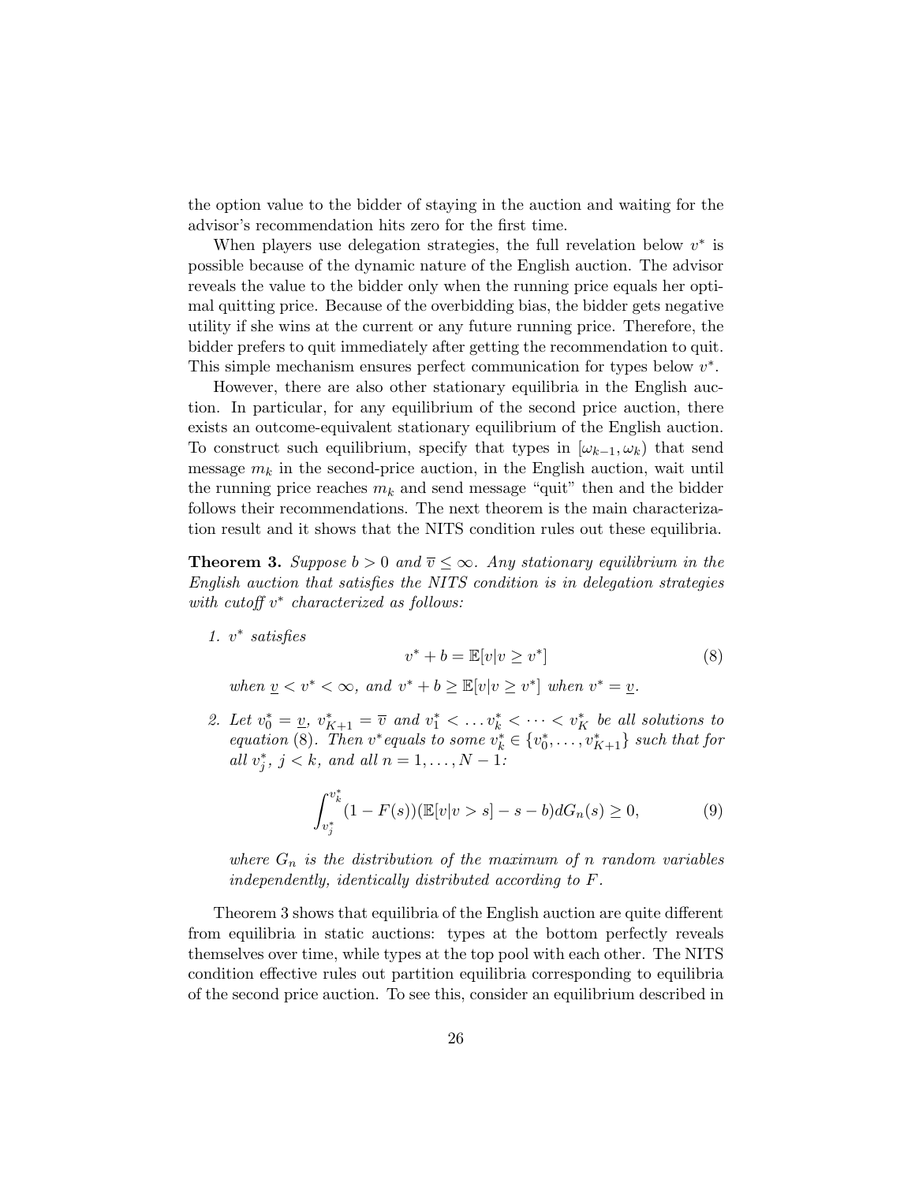the option value to the bidder of staying in the auction and waiting for the advisor's recommendation hits zero for the first time.

When players use delegation strategies, the full revelation below $v^*$ is possible because of the dynamic nature of the English auction. The advisor reveals the value to the bidder only when the running price equals her optimal quitting price. Because of the overbidding bias, the bidder gets negative utility if she wins at the current or any future running price. Therefore, the bidder prefers to quit immediately after getting the recommendation to quit. This simple mechanism ensures perfect communication for types below $v^*$.

However, there are also other stationary equilibria in the English auction. In particular, for any equilibrium of the second price auction, there exists an outcome-equivalent stationary equilibrium of the English auction. To construct such equilibrium, specify that types in $[\omega_{k-1}, \omega_k)$ that send message $m_k$ in the second-price auction, in the English auction, wait until the running price reaches $m_k$ and send message "quit" then and the bidder follows their recommendations. The next theorem is the main characterization result and it shows that the NITS condition rules out these equilibria.

**Theorem 3.** *Suppose $b > 0$ and $\overline{v} \leq \infty$. Any stationary equilibrium in the English auction that satisfies the NITS condition is in delegation strategies with cutoff $v^*$ characterized as follows:*

1. *$v^*$ satisfies*
$$v^* + b = \mathbb{E}[v|v \geq v^*] \tag{8}$$
*when $\underline{v} < v^* < \infty$, and $v^* + b \geq \mathbb{E}[v|v \geq v^*]$ when $v^* = \underline{v}$.*

2. *Let $v_0^* = \underline{v}$, $v_{K+1}^* = \overline{v}$ and $v_1^* < \dots v_k^* < \dots < v_K^*$ be all solutions to equation (8). Then $v^*$equals to some $v_k^* \in \{v_0^*, \dots, v_{K+1}^*\}$ such that for all $v_j^*$, $j < k$, and all $n = 1, \dots, N-1$:*
$$\int_{v_j^*}^{v_k^*} (1 - F(s))(\mathbb{E}[v|v > s] - s - b) dG_n(s) \geq 0, \tag{9}$$
*where $G_n$ is the distribution of the maximum of $n$ random variables independently, identically distributed according to $F$.*

Theorem 3 shows that equilibria of the English auction are quite different from equilibria in static auctions: types at the bottom perfectly reveals themselves over time, while types at the top pool with each other. The NITS condition effective rules out partition equilibria corresponding to equilibria of the second price auction. To see this, consider an equilibrium described in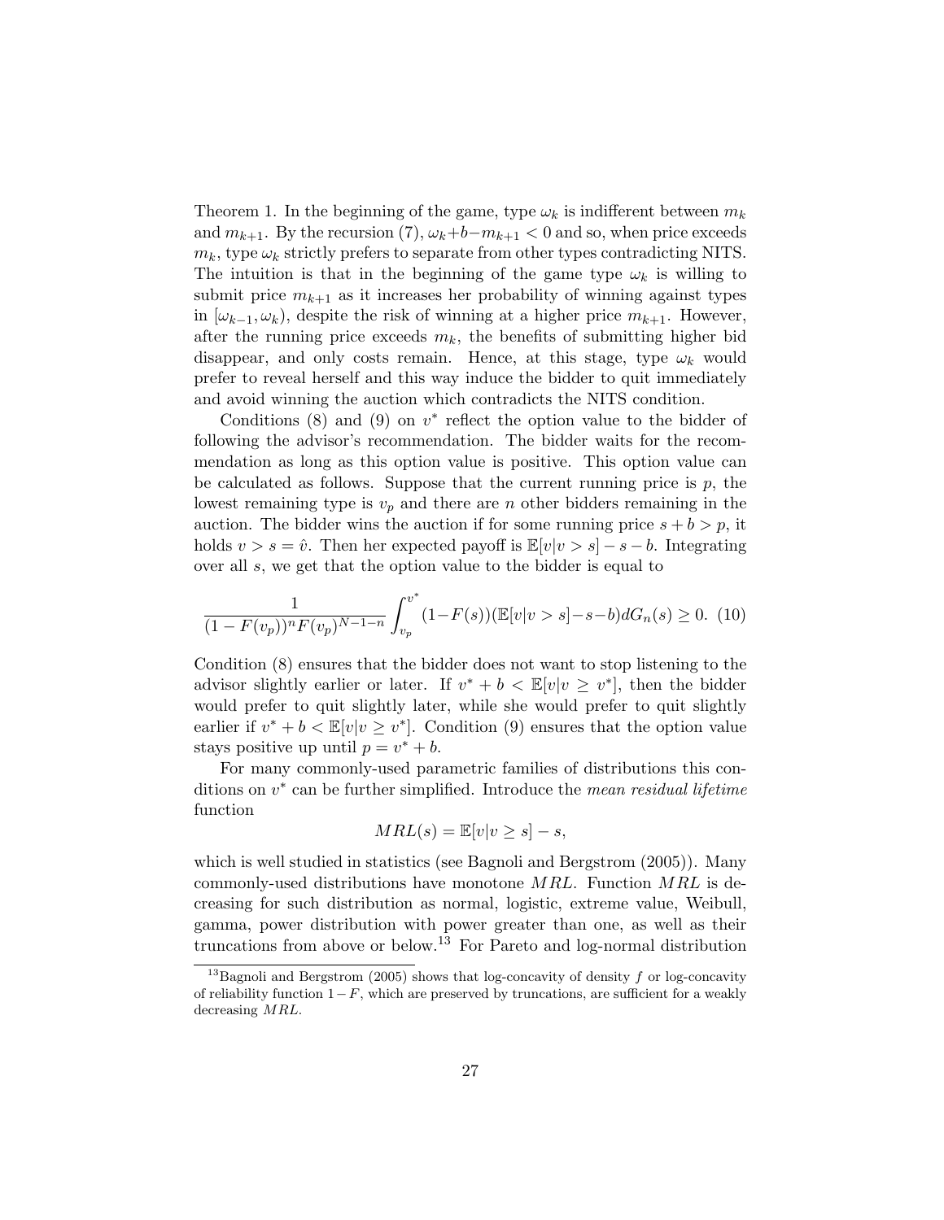Theorem 1. In the beginning of the game, type $\omega_k$ is indifferent between $m_k$ and $m_{k+1}$. By the recursion (7), $\omega_k + b - m_{k+1} < 0$ and so, when price exceeds $m_k$, type $\omega_k$ strictly prefers to separate from other types contradicting NITS. The intuition is that in the beginning of the game type $\omega_k$ is willing to submit price $m_{k+1}$ as it increases her probability of winning against types in $[\omega_{k-1}, \omega_k)$, despite the risk of winning at a higher price $m_{k+1}$. However, after the running price exceeds $m_k$, the benefits of submitting higher bid disappear, and only costs remain. Hence, at this stage, type $\omega_k$ would prefer to reveal herself and this way induce the bidder to quit immediately and avoid winning the auction which contradicts the NITS condition.

Conditions (8) and (9) on $v^*$ reflect the option value to the bidder of following the advisor's recommendation. The bidder waits for the recommendation as long as this option value is positive. This option value can be calculated as follows. Suppose that the current running price is $p$, the lowest remaining type is $v_p$ and there are $n$ other bidders remaining in the auction. The bidder wins the auction if for some running price $s + b > p$, it holds $v > s = \hat{v}$. Then her expected payoff is $\mathbb{E}[v|v > s] - s - b$. Integrating over all $s$, we get that the option value to the bidder is equal to

$$\frac{1}{(1 - F(v_p))^n F(v_p)^{N-1-n}} \int_{v_p}^{v^*} (1 - F(s))(\mathbb{E}[v|v > s] - s - b) dG_n(s) \geq 0. \quad (10)$$

Condition (8) ensures that the bidder does not want to stop listening to the advisor slightly earlier or later. If $v^* + b < \mathbb{E}[v|v \geq v^*]$, then the bidder would prefer to quit slightly later, while she would prefer to quit slightly earlier if $v^* + b < \mathbb{E}[v|v \geq v^*]$. Condition (9) ensures that the option value stays positive up until $p = v^* + b$.

For many commonly-used parametric families of distributions this conditions on $v^*$ can be further simplified. Introduce the *mean residual lifetime* function

$$MRL(s) = \mathbb{E}[v|v \geq s] - s,$$

which is well studied in statistics (see Bagnoli and Bergstrom (2005)). Many commonly-used distributions have monotone $MRL$. Function $MRL$ is decreasing for such distribution as normal, logistic, extreme value, Weibull, gamma, power distribution with power greater than one, as well as their truncations from above or below.[13] For Pareto and log-normal distribution

[13] Bagnoli and Bergstrom (2005) shows that log-concavity of density $f$ or log-concavity of reliability function $1 - F$, which are preserved by truncations, are sufficient for a weakly decreasing $MRL$.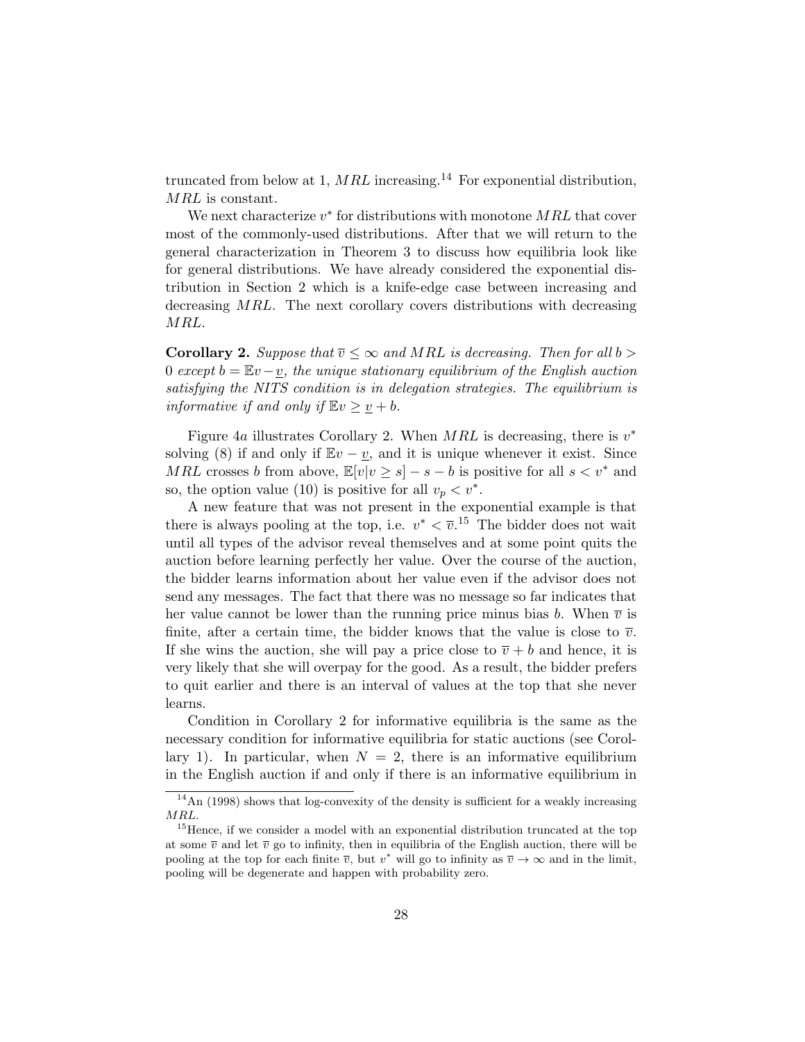truncated from below at 1, $MRL$ increasing.[14] For exponential distribution, $MRL$ is constant.

We next characterize $v^*$ for distributions with monotone $MRL$ that cover most of the commonly-used distributions. After that we will return to the general characterization in Theorem 3 to discuss how equilibria look like for general distributions. We have already considered the exponential distribution in Section 2 which is a knife-edge case between increasing and decreasing $MRL$. The next corollary covers distributions with decreasing $MRL$.

**Corollary 2.** *Suppose that $\overline{v} \leq \infty$ and MRL is decreasing. Then for all $b > 0$ except $b = \mathbb{E}v - \underline{v}$, the unique stationary equilibrium of the English auction satisfying the NITS condition is in delegation strategies. The equilibrium is informative if and only if $\mathbb{E}v \geq \underline{v} + b$.*

Figure 4*a* illustrates Corollary 2. When $MRL$ is decreasing, there is $v^*$ solving (8) if and only if $\mathbb{E}v - \underline{v}$, and it is unique whenever it exist. Since $MRL$ crosses $b$ from above, $\mathbb{E}[v|v \geq s] - s - b$ is positive for all $s < v^*$ and so, the option value (10) is positive for all $v_p < v^*$.

A new feature that was not present in the exponential example is that there is always pooling at the top, i.e. $v^* < \overline{v}$.[15] The bidder does not wait until all types of the advisor reveal themselves and at some point quits the auction before learning perfectly her value. Over the course of the auction, the bidder learns information about her value even if the advisor does not send any messages. The fact that there was no message so far indicates that her value cannot be lower than the running price minus bias $b$. When $\overline{v}$ is finite, after a certain time, the bidder knows that the value is close to $\overline{v}$. If she wins the auction, she will pay a price close to $\overline{v} + b$ and hence, it is very likely that she will overpay for the good. As a result, the bidder prefers to quit earlier and there is an interval of values at the top that she never learns.

Condition in Corollary 2 for informative equilibria is the same as the necessary condition for informative equilibria for static auctions (see Corollary 1). In particular, when $N = 2$, there is an informative equilibrium in the English auction if and only if there is an informative equilibrium in

[14] An (1998) shows that log-convexity of the density is sufficient for a weakly increasing $MRL$.

[15] Hence, if we consider a model with an exponential distribution truncated at the top at some $\overline{v}$ and let $\overline{v}$ go to infinity, then in equilibria of the English auction, there will be pooling at the top for each finite $\overline{v}$, but $v^*$ will go to infinity as $\overline{v} \to \infty$ and in the limit, pooling will be degenerate and happen with probability zero.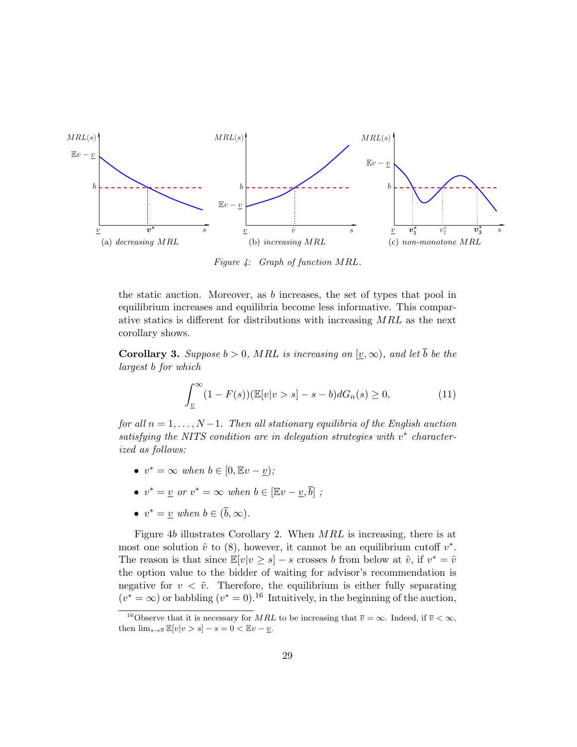Figure 4: Graph of function $MRL$.

(a) *decreasing MRL* (b) *increasing MRL* (c) *non-monotone MRL*

the static auction. Moreover, as $b$ increases, the set of types that pool in equilibrium increases and equilibria become less informative. This comparative statics is different for distributions with increasing $MRL$ as the next corollary shows.

**Corollary 3.** *Suppose $b > 0$, $MRL$ is increasing on $[\underline{v}, \infty)$, and let $\overline{b}$ be the largest $b$ for which*

$$\int_{\underline{v}}^{\infty} (1 - F(s))(\mathbb{E}[v|v > s] - s - b)dG_n(s) \geq 0, \tag{11}$$

*for all $n = 1, \ldots, N-1$. Then all stationary equilibria of the English auction satisfying the NITS condition are in delegation strategies with $v^*$ characterized as follows:*

- *$v^* = \infty$ when $b \in [0, \mathbb{E}v - \underline{v})$;*
- *$v^* = \underline{v}$ or $v^* = \infty$ when $b \in [\mathbb{E}v - \underline{v}, \overline{b}]$ ;*
- *$v^* = \underline{v}$ when $b \in (\overline{b}, \infty)$.*

Figure 4b illustrates Corollary 2. When $MRL$ is increasing, there is at most one solution $\tilde{v}$ to (8), however, it cannot be an equilibrium cutoff $v^*$. The reason is that since $\mathbb{E}[v|v \geq s] - s$ crosses $b$ from below at $\tilde{v}$, if $v^* = \tilde{v}$ the option value to the bidder of waiting for advisor's recommendation is negative for $v < \tilde{v}$. Therefore, the equilibrium is either fully separating ($v^* = \infty$) or babbling ($v^* = 0$).[16] Intuitively, in the beginning of the auction,

[16] Observe that it is necessary for $MRL$ to be increasing that $\overline{v} = \infty$. Indeed, if $\overline{v} < \infty$, then $\lim_{s \to \overline{v}} \mathbb{E}[v|v > s] - s = 0 < \mathbb{E}v - \underline{v}$.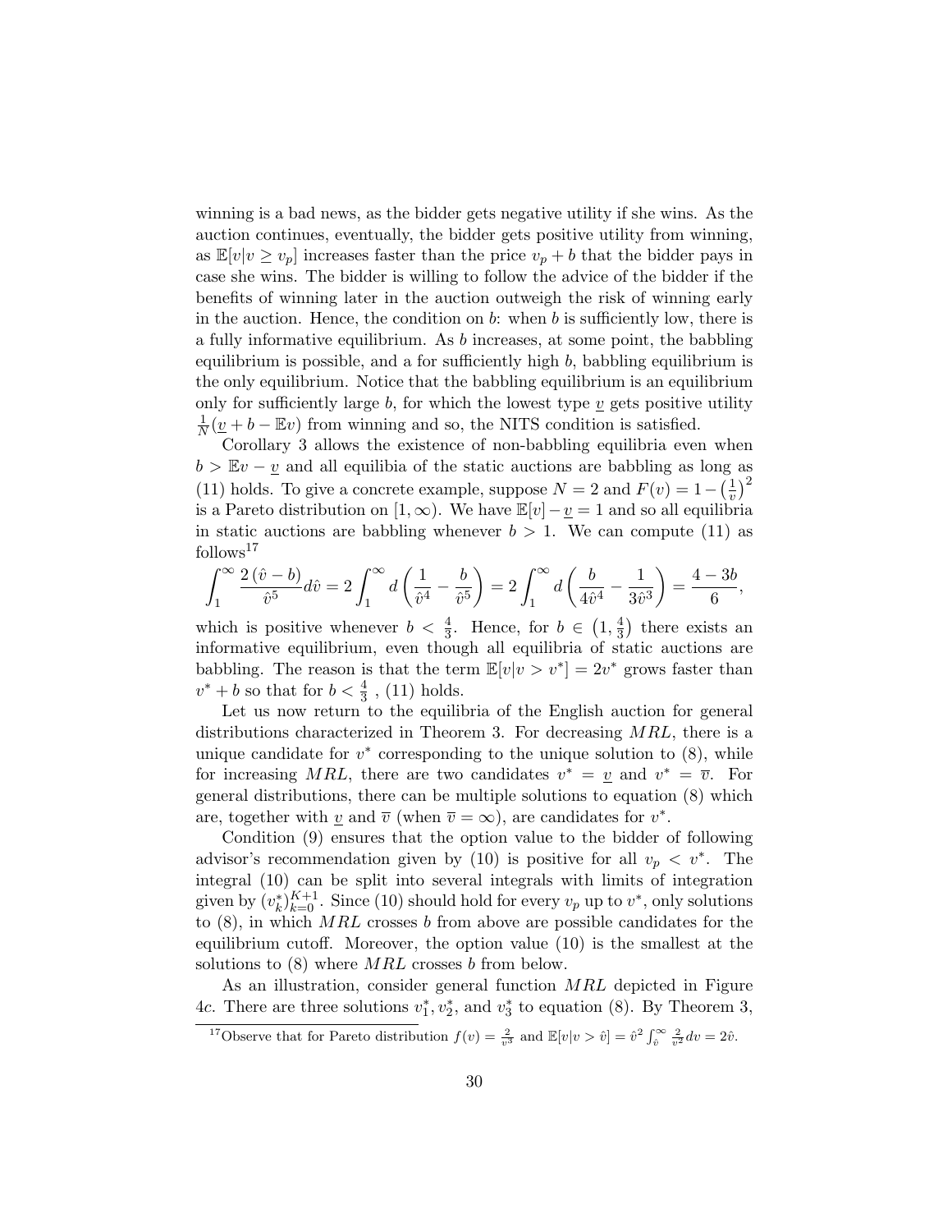winning is a bad news, as the bidder gets negative utility if she wins. As the auction continues, eventually, the bidder gets positive utility from winning, as $\mathbb{E}[v|v \geq v_p]$ increases faster than the price $v_p + b$ that the bidder pays in case she wins. The bidder is willing to follow the advice of the bidder if the benefits of winning later in the auction outweigh the risk of winning early in the auction. Hence, the condition on $b$: when $b$ is sufficiently low, there is a fully informative equilibrium. As $b$ increases, at some point, the babbling equilibrium is possible, and a for sufficiently high $b$, babbling equilibrium is the only equilibrium. Notice that the babbling equilibrium is an equilibrium only for sufficiently large $b$, for which the lowest type $\underline{v}$ gets positive utility $\frac{1}{N}(\underline{v} + b - \mathbb{E}v)$ from winning and so, the NITS condition is satisfied.

Corollary 3 allows the existence of non-babbling equilibria even when $b > \mathbb{E}v - \underline{v}$ and all equilibia of the static auctions are babbling as long as (11) holds. To give a concrete example, suppose $N = 2$ and $F(v) = 1 - \left(\frac{1}{v}\right)^2$ is a Pareto distribution on $[1, \infty)$. We have $\mathbb{E}[v] - \underline{v} = 1$ and so all equilibria in static auctions are babbling whenever $b > 1$. We can compute (11) as follows[17]

$$\int_1^\infty \frac{2\,(\hat{v} - b)}{\hat{v}^5} d\hat{v} = 2 \int_1^\infty d\left(\frac{1}{\hat{v}^4} - \frac{b}{\hat{v}^5}\right) = 2 \int_1^\infty d\left(\frac{b}{4\hat{v}^4} - \frac{1}{3\hat{v}^3}\right) = \frac{4 - 3b}{6},$$

which is positive whenever $b < \frac{4}{3}$. Hence, for $b \in \left(1, \frac{4}{3}\right)$ there exists an informative equilibrium, even though all equilibria of static auctions are babbling. The reason is that the term $\mathbb{E}[v|v > v^*] = 2v^*$ grows faster than $v^* + b$ so that for $b < \frac{4}{3}$ , (11) holds.

Let us now return to the equilibria of the English auction for general distributions characterized in Theorem 3. For decreasing $MRL$, there is a unique candidate for $v^*$ corresponding to the unique solution to (8), while for increasing $MRL$, there are two candidates $v^* = \underline{v}$ and $v^* = \overline{v}$. For general distributions, there can be multiple solutions to equation (8) which are, together with $\underline{v}$ and $\overline{v}$ (when $\overline{v} = \infty$), are candidates for $v^*$.

Condition (9) ensures that the option value to the bidder of following advisor's recommendation given by (10) is positive for all $v_p < v^*$. The integral (10) can be split into several integrals with limits of integration given by $(v_k^*)_{k=0}^{K+1}$. Since (10) should hold for every $v_p$ up to $v^*$, only solutions to (8), in which $MRL$ crosses $b$ from above are possible candidates for the equilibrium cutoff. Moreover, the option value (10) is the smallest at the solutions to (8) where $MRL$ crosses $b$ from below.

As an illustration, consider general function $MRL$ depicted in Figure 4c. There are three solutions $v_1^*, v_2^*$, and $v_3^*$ to equation (8). By Theorem 3,

[17] Observe that for Pareto distribution $f(v) = \frac{2}{v^3}$ and $\mathbb{E}[v|v > \hat{v}] = \hat{v}^2 \int_{\hat{v}}^\infty \frac{2}{v^2} dv = 2\hat{v}$.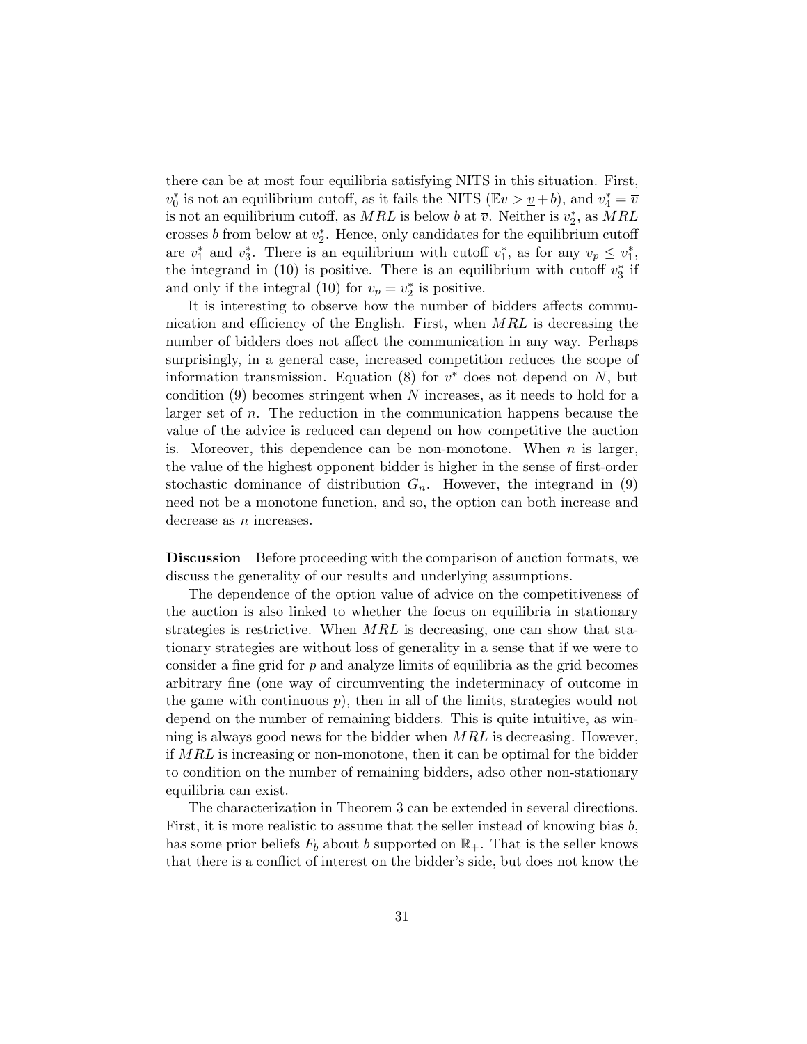there can be at most four equilibria satisfying NITS in this situation. First, $v_0^*$ is not an equilibrium cutoff, as it fails the NITS ($\mathbb{E}v > \underline{v} + b$), and $v_4^* = \overline{v}$ is not an equilibrium cutoff, as $MRL$ is below $b$ at $\overline{v}$. Neither is $v_2^*$, as $MRL$ crosses $b$ from below at $v_2^*$. Hence, only candidates for the equilibrium cutoff are $v_1^*$ and $v_3^*$. There is an equilibrium with cutoff $v_1^*$, as for any $v_p \leq v_1^*$, the integrand in (10) is positive. There is an equilibrium with cutoff $v_3^*$ if and only if the integral (10) for $v_p = v_2^*$ is positive.

It is interesting to observe how the number of bidders affects communication and efficiency of the English. First, when $MRL$ is decreasing the number of bidders does not affect the communication in any way. Perhaps surprisingly, in a general case, increased competition reduces the scope of information transmission. Equation (8) for $v^*$ does not depend on $N$, but condition (9) becomes stringent when $N$ increases, as it needs to hold for a larger set of $n$. The reduction in the communication happens because the value of the advice is reduced can depend on how competitive the auction is. Moreover, this dependence can be non-monotone. When $n$ is larger, the value of the highest opponent bidder is higher in the sense of first-order stochastic dominance of distribution $G_n$. However, the integrand in (9) need not be a monotone function, and so, the option can both increase and decrease as $n$ increases.

**Discussion** Before proceeding with the comparison of auction formats, we discuss the generality of our results and underlying assumptions.

The dependence of the option value of advice on the competitiveness of the auction is also linked to whether the focus on equilibria in stationary strategies is restrictive. When $MRL$ is decreasing, one can show that stationary strategies are without loss of generality in a sense that if we were to consider a fine grid for $p$ and analyze limits of equilibria as the grid becomes arbitrary fine (one way of circumventing the indeterminacy of outcome in the game with continuous $p$), then in all of the limits, strategies would not depend on the number of remaining bidders. This is quite intuitive, as winning is always good news for the bidder when $MRL$ is decreasing. However, if $MRL$ is increasing or non-monotone, then it can be optimal for the bidder to condition on the number of remaining bidders, adso other non-stationary equilibria can exist.

The characterization in Theorem 3 can be extended in several directions. First, it is more realistic to assume that the seller instead of knowing bias $b$, has some prior beliefs $F_b$ about $b$ supported on $\mathbb{R}_+$. That is the seller knows that there is a conflict of interest on the bidder's side, but does not know the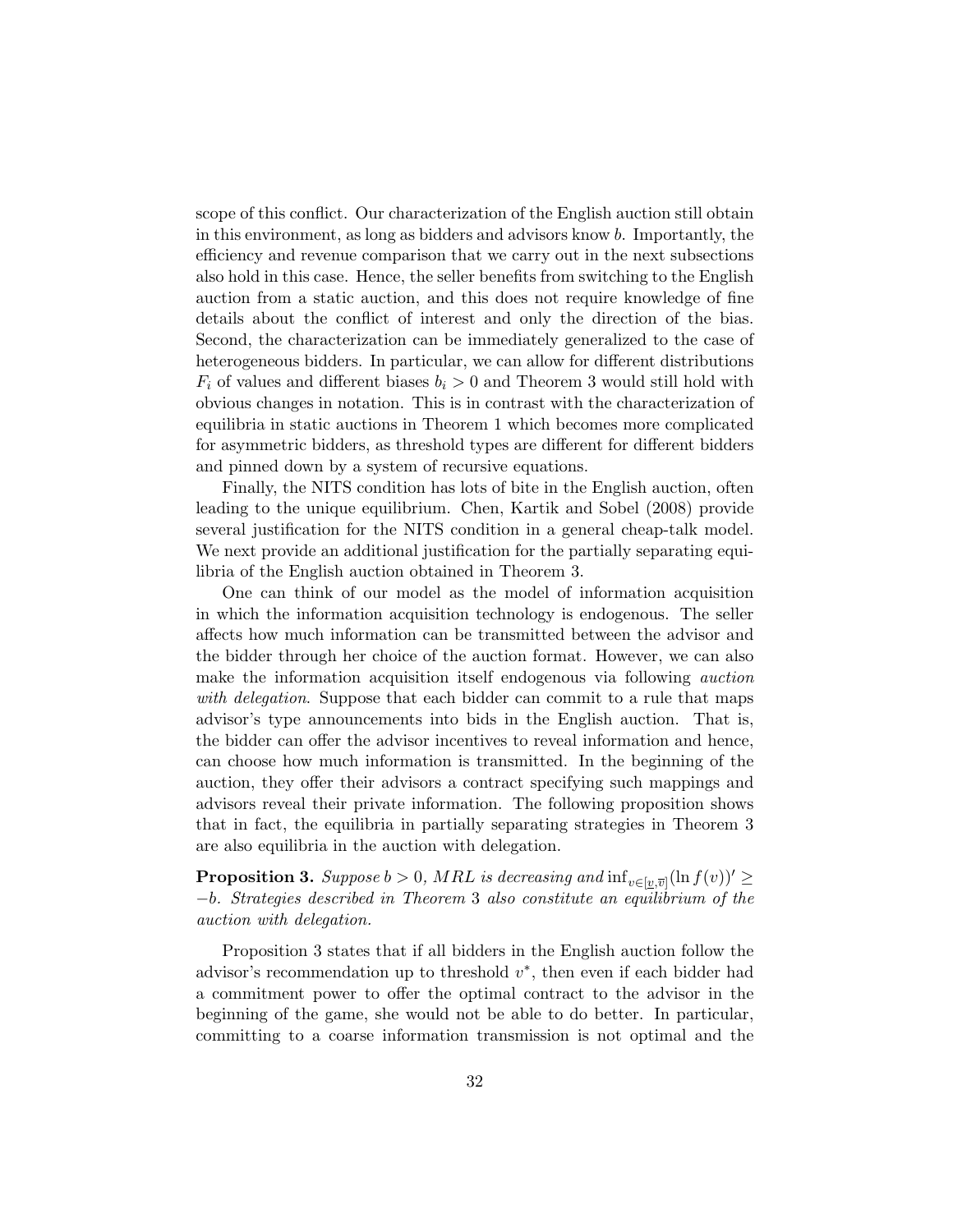scope of this conflict. Our characterization of the English auction still obtain in this environment, as long as bidders and advisors know $b$. Importantly, the efficiency and revenue comparison that we carry out in the next subsections also hold in this case. Hence, the seller benefits from switching to the English auction from a static auction, and this does not require knowledge of fine details about the conflict of interest and only the direction of the bias. Second, the characterization can be immediately generalized to the case of heterogeneous bidders. In particular, we can allow for different distributions $F_i$ of values and different biases $b_i > 0$ and Theorem 3 would still hold with obvious changes in notation. This is in contrast with the characterization of equilibria in static auctions in Theorem 1 which becomes more complicated for asymmetric bidders, as threshold types are different for different bidders and pinned down by a system of recursive equations.

Finally, the NITS condition has lots of bite in the English auction, often leading to the unique equilibrium. Chen, Kartik and Sobel (2008) provide several justification for the NITS condition in a general cheap-talk model. We next provide an additional justification for the partially separating equilibria of the English auction obtained in Theorem 3.

One can think of our model as the model of information acquisition in which the information acquisition technology is endogenous. The seller affects how much information can be transmitted between the advisor and the bidder through her choice of the auction format. However, we can also make the information acquisition itself endogenous via following *auction with delegation*. Suppose that each bidder can commit to a rule that maps advisor's type announcements into bids in the English auction. That is, the bidder can offer the advisor incentives to reveal information and hence, can choose how much information is transmitted. In the beginning of the auction, they offer their advisors a contract specifying such mappings and advisors reveal their private information. The following proposition shows that in fact, the equilibria in partially separating strategies in Theorem 3 are also equilibria in the auction with delegation.

**Proposition 3.** *Suppose $b > 0$, MRL is decreasing and $\inf_{v\in[\underline{v},\overline{v}]}(\ln f(v))' \geq -b$. Strategies described in Theorem 3 also constitute an equilibrium of the auction with delegation.*

Proposition 3 states that if all bidders in the English auction follow the advisor's recommendation up to threshold $v^*$, then even if each bidder had a commitment power to offer the optimal contract to the advisor in the beginning of the game, she would not be able to do better. In particular, committing to a coarse information transmission is not optimal and the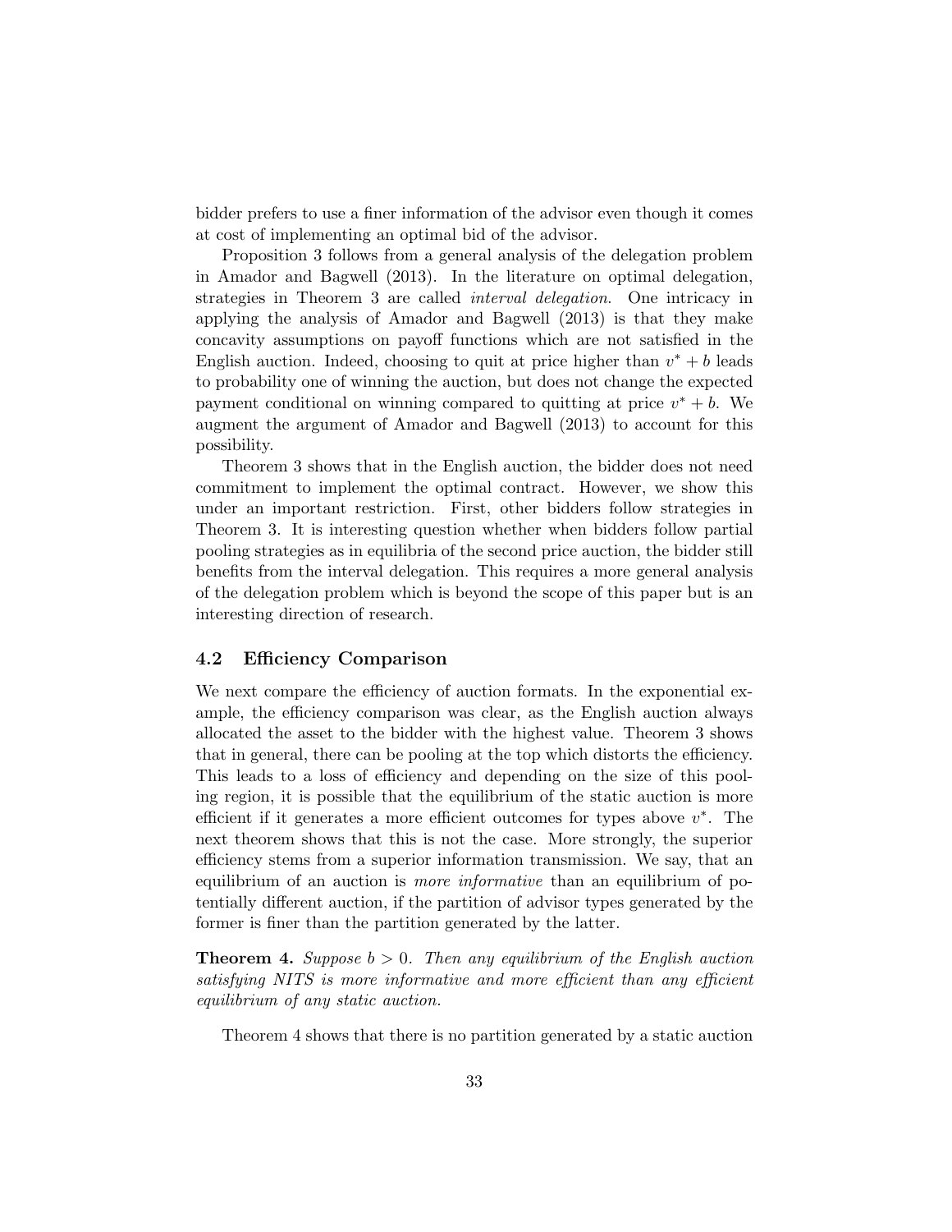bidder prefers to use a finer information of the advisor even though it comes at cost of implementing an optimal bid of the advisor.

Proposition 3 follows from a general analysis of the delegation problem in Amador and Bagwell (2013). In the literature on optimal delegation, strategies in Theorem 3 are called *interval delegation*. One intricacy in applying the analysis of Amador and Bagwell (2013) is that they make concavity assumptions on payoff functions which are not satisfied in the English auction. Indeed, choosing to quit at price higher than $v^* + b$ leads to probability one of winning the auction, but does not change the expected payment conditional on winning compared to quitting at price $v^* + b$. We augment the argument of Amador and Bagwell (2013) to account for this possibility.

Theorem 3 shows that in the English auction, the bidder does not need commitment to implement the optimal contract. However, we show this under an important restriction. First, other bidders follow strategies in Theorem 3. It is interesting question whether when bidders follow partial pooling strategies as in equilibria of the second price auction, the bidder still benefits from the interval delegation. This requires a more general analysis of the delegation problem which is beyond the scope of this paper but is an interesting direction of research.

### 4.2 Efficiency Comparison

We next compare the efficiency of auction formats. In the exponential example, the efficiency comparison was clear, as the English auction always allocated the asset to the bidder with the highest value. Theorem 3 shows that in general, there can be pooling at the top which distorts the efficiency. This leads to a loss of efficiency and depending on the size of this pooling region, it is possible that the equilibrium of the static auction is more efficient if it generates a more efficient outcomes for types above $v^*$. The next theorem shows that this is not the case. More strongly, the superior efficiency stems from a superior information transmission. We say, that an equilibrium of an auction is *more informative* than an equilibrium of potentially different auction, if the partition of advisor types generated by the former is finer than the partition generated by the latter.

**Theorem 4.** *Suppose $b > 0$. Then any equilibrium of the English auction satisfying NITS is more informative and more efficient than any efficient equilibrium of any static auction.*

Theorem 4 shows that there is no partition generated by a static auction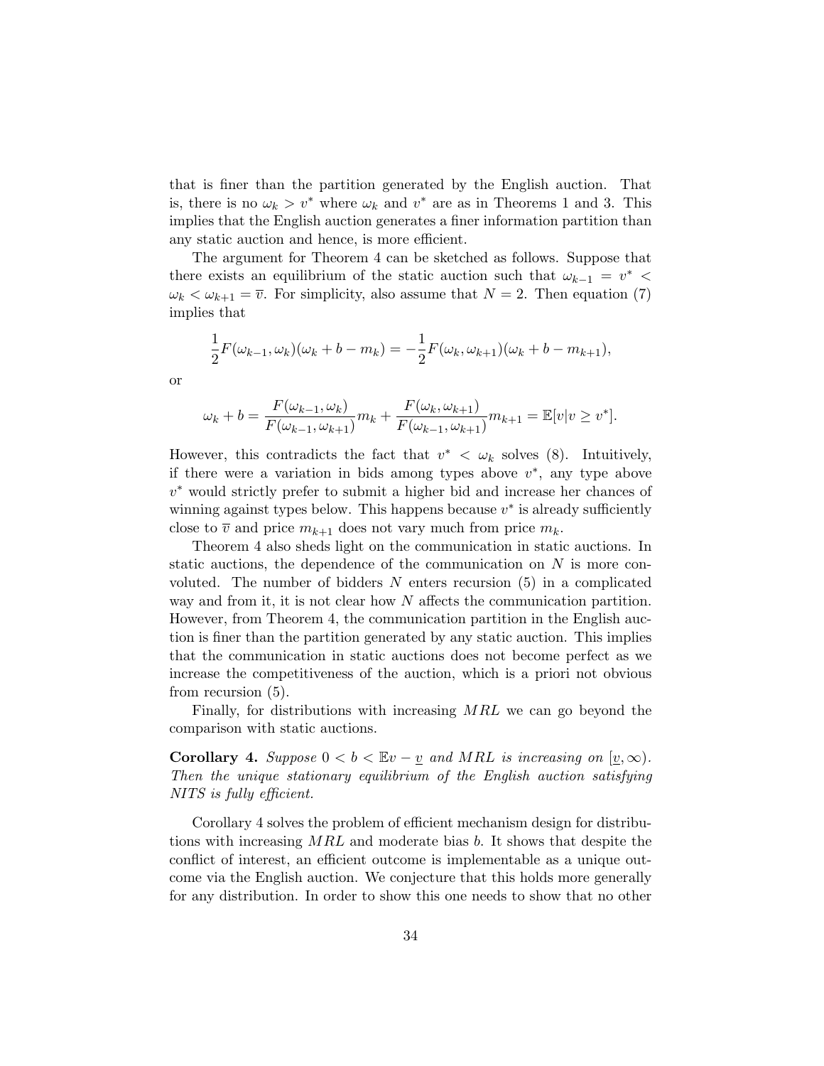that is finer than the partition generated by the English auction. That is, there is no $\omega_k > v^*$ where $\omega_k$ and $v^*$ are as in Theorems 1 and 3. This implies that the English auction generates a finer information partition than any static auction and hence, is more efficient.

The argument for Theorem 4 can be sketched as follows. Suppose that there exists an equilibrium of the static auction such that $\omega_{k-1} = v^* < \omega_k < \omega_{k+1} = \overline{v}$. For simplicity, also assume that $N = 2$. Then equation (7) implies that

$$\frac{1}{2}F(\omega_{k-1}, \omega_k)(\omega_k + b - m_k) = -\frac{1}{2}F(\omega_k, \omega_{k+1})(\omega_k + b - m_{k+1}),$$

or

$$\omega_k + b = \frac{F(\omega_{k-1}, \omega_k)}{F(\omega_{k-1}, \omega_{k+1})}m_k + \frac{F(\omega_k, \omega_{k+1})}{F(\omega_{k-1}, \omega_{k+1})}m_{k+1} = \mathbb{E}[v|v \geq v^*].$$

However, this contradicts the fact that $v^* < \omega_k$ solves (8). Intuitively, if there were a variation in bids among types above $v^*$, any type above $v^*$ would strictly prefer to submit a higher bid and increase her chances of winning against types below. This happens because $v^*$ is already sufficiently close to $\overline{v}$ and price $m_{k+1}$ does not vary much from price $m_k$.

Theorem 4 also sheds light on the communication in static auctions. In static auctions, the dependence of the communication on $N$ is more convoluted. The number of bidders $N$ enters recursion (5) in a complicated way and from it, it is not clear how $N$ affects the communication partition. However, from Theorem 4, the communication partition in the English auction is finer than the partition generated by any static auction. This implies that the communication in static auctions does not become perfect as we increase the competitiveness of the auction, which is a priori not obvious from recursion (5).

Finally, for distributions with increasing $MRL$ we can go beyond the comparison with static auctions.

**Corollary 4.** *Suppose $0 < b < \mathbb{E}v - \underline{v}$ and $MRL$ is increasing on $[\underline{v}, \infty)$. Then the unique stationary equilibrium of the English auction satisfying NITS is fully efficient.*

Corollary 4 solves the problem of efficient mechanism design for distributions with increasing $MRL$ and moderate bias $b$. It shows that despite the conflict of interest, an efficient outcome is implementable as a unique outcome via the English auction. We conjecture that this holds more generally for any distribution. In order to show this one needs to show that no other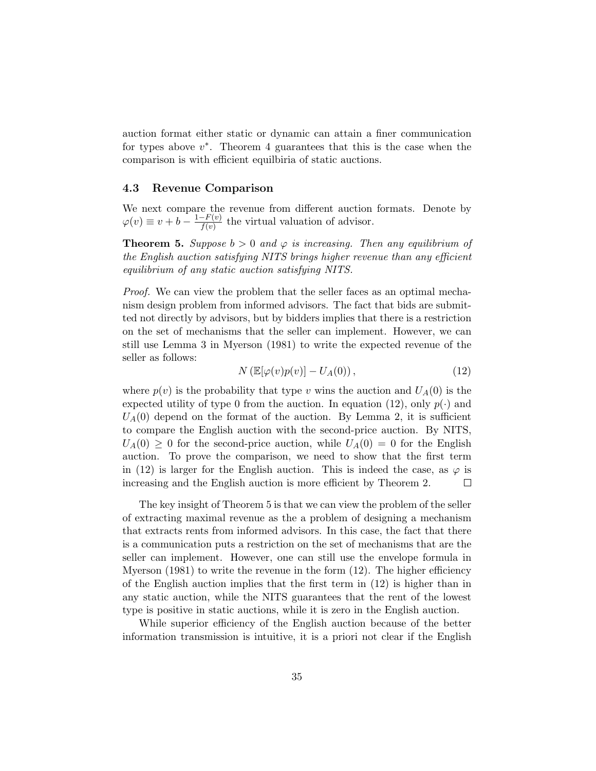auction format either static or dynamic can attain a finer communication for types above $v^*$. Theorem 4 guarantees that this is the case when the comparison is with efficient equlbiria of static auctions.

### 4.3 Revenue Comparison

We next compare the revenue from different auction formats. Denote by $\varphi(v) \equiv v + b - \frac{1-F(v)}{f(v)}$ the virtual valuation of advisor.

**Theorem 5.** *Suppose $b > 0$ and $\varphi$ is increasing. Then any equilibrium of the English auction satisfying NITS brings higher revenue than any efficient equilibrium of any static auction satisfying NITS.*

*Proof.* We can view the problem that the seller faces as an optimal mechanism design problem from informed advisors. The fact that bids are submitted not directly by advisors, but by bidders implies that there is a restriction on the set of mechanisms that the seller can implement. However, we can still use Lemma 3 in Myerson (1981) to write the expected revenue of the seller as follows:

$$N\left(\mathbb{E}[\varphi(v)p(v)] - U_A(0)\right), \tag{12}$$

where $p(v)$ is the probability that type $v$ wins the auction and $U_A(0)$ is the expected utility of type 0 from the auction. In equation (12), only $p(\cdot)$ and $U_A(0)$ depend on the format of the auction. By Lemma 2, it is sufficient to compare the English auction with the second-price auction. By NITS, $U_A(0) \geq 0$ for the second-price auction, while $U_A(0) = 0$ for the English auction. To prove the comparison, we need to show that the first term in (12) is larger for the English auction. This is indeed the case, as $\varphi$ is increasing and the English auction is more efficient by Theorem 2. $\square$

The key insight of Theorem 5 is that we can view the problem of the seller of extracting maximal revenue as the a problem of designing a mechanism that extracts rents from informed advisors. In this case, the fact that there is a communication puts a restriction on the set of mechanisms that are the seller can implement. However, one can still use the envelope formula in Myerson (1981) to write the revenue in the form (12). The higher efficiency of the English auction implies that the first term in (12) is higher than in any static auction, while the NITS guarantees that the rent of the lowest type is positive in static auctions, while it is zero in the English auction.

While superior efficiency of the English auction because of the better information transmission is intuitive, it is a priori not clear if the English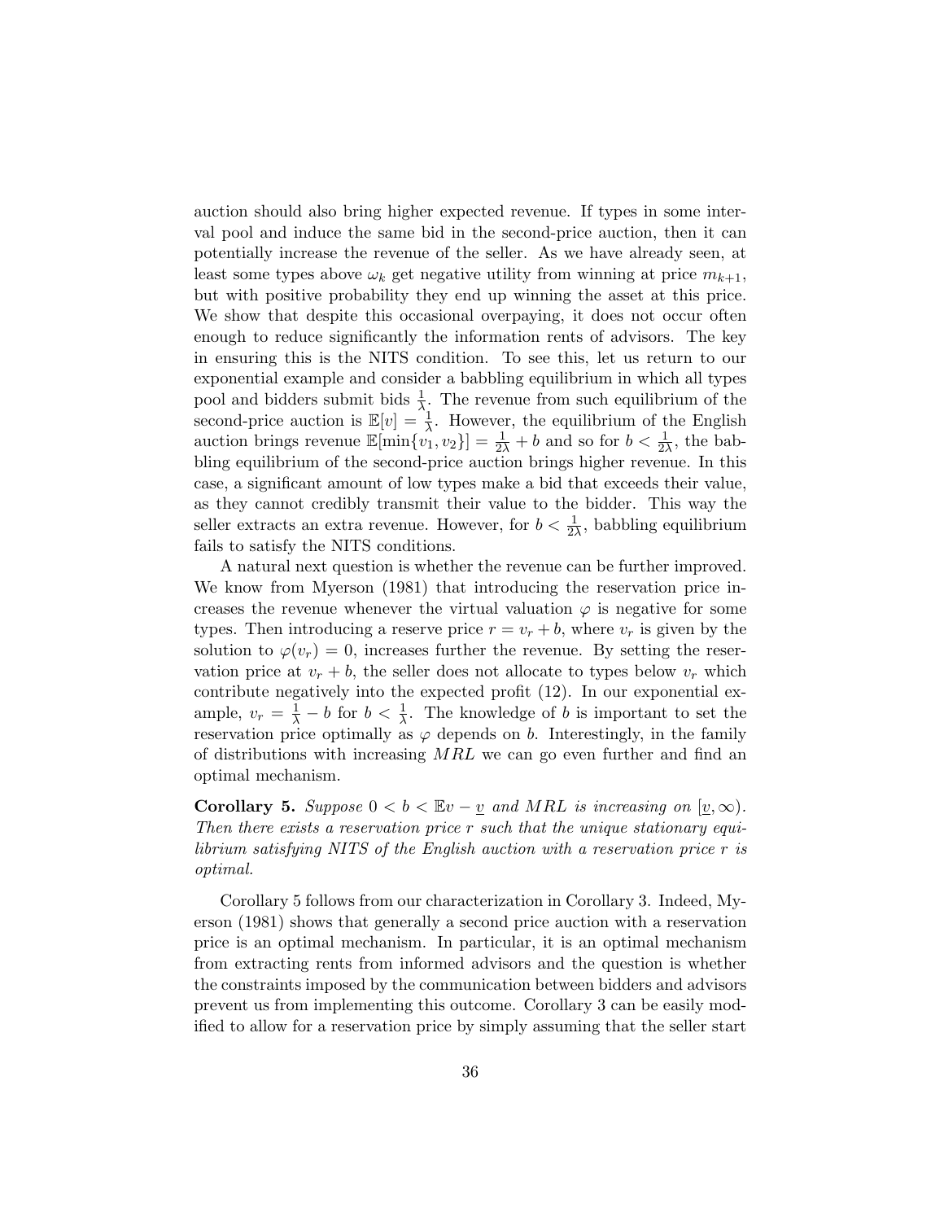auction should also bring higher expected revenue. If types in some interval pool and induce the same bid in the second-price auction, then it can potentially increase the revenue of the seller. As we have already seen, at least some types above $\omega_k$ get negative utility from winning at price $m_{k+1}$, but with positive probability they end up winning the asset at this price. We show that despite this occasional overpaying, it does not occur often enough to reduce significantly the information rents of advisors. The key in ensuring this is the NITS condition. To see this, let us return to our exponential example and consider a babbling equilibrium in which all types pool and bidders submit bids $\frac{1}{\lambda}$. The revenue from such equilibrium of the second-price auction is $\mathbb{E}[v] = \frac{1}{\lambda}$. However, the equilibrium of the English auction brings revenue $\mathbb{E}[\min\{v_1, v_2\}] = \frac{1}{2\lambda} + b$ and so for $b < \frac{1}{2\lambda}$, the babbling equilibrium of the second-price auction brings higher revenue. In this case, a significant amount of low types make a bid that exceeds their value, as they cannot credibly transmit their value to the bidder. This way the seller extracts an extra revenue. However, for $b < \frac{1}{2\lambda}$, babbling equilibrium fails to satisfy the NITS conditions.

A natural next question is whether the revenue can be further improved. We know from Myerson (1981) that introducing the reservation price increases the revenue whenever the virtual valuation $\varphi$ is negative for some types. Then introducing a reserve price $r = v_r + b$, where $v_r$ is given by the solution to $\varphi(v_r) = 0$, increases further the revenue. By setting the reservation price at $v_r + b$, the seller does not allocate to types below $v_r$ which contribute negatively into the expected profit (12). In our exponential example, $v_r = \frac{1}{\lambda} - b$ for $b < \frac{1}{\lambda}$. The knowledge of $b$ is important to set the reservation price optimally as $\varphi$ depends on $b$. Interestingly, in the family of distributions with increasing $MRL$ we can go even further and find an optimal mechanism.

**Corollary 5.** *Suppose $0 < b < \mathbb{E}v - \underline{v}$ and $MRL$ is increasing on $[\underline{v}, \infty)$. Then there exists a reservation price $r$ such that the unique stationary equilibrium satisfying NITS of the English auction with a reservation price $r$ is optimal.*

Corollary 5 follows from our characterization in Corollary 3. Indeed, Myerson (1981) shows that generally a second price auction with a reservation price is an optimal mechanism. In particular, it is an optimal mechanism from extracting rents from informed advisors and the question is whether the constraints imposed by the communication between bidders and advisors prevent us from implementing this outcome. Corollary 3 can be easily modified to allow for a reservation price by simply assuming that the seller start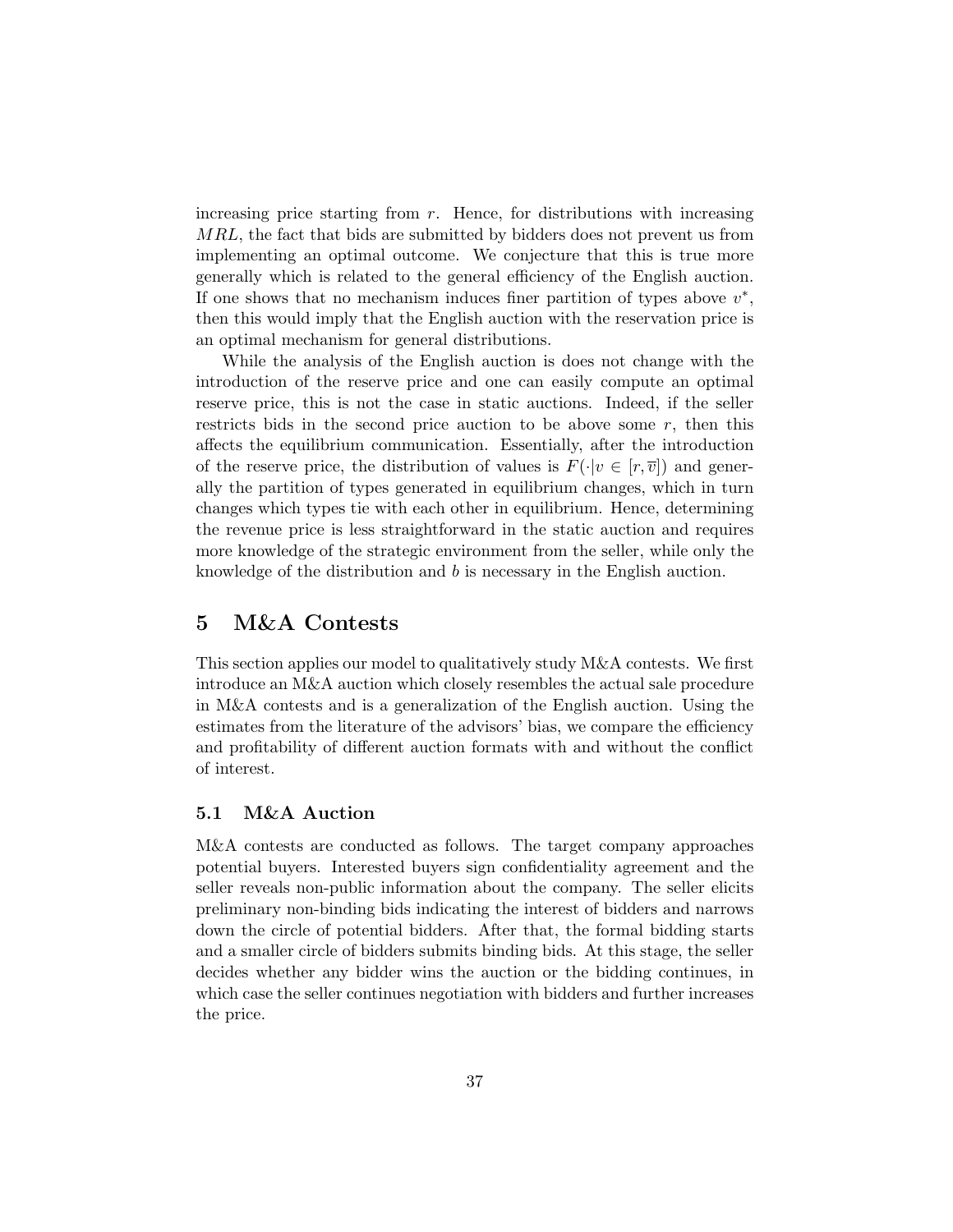increasing price starting from $r$. Hence, for distributions with increasing $MRL$, the fact that bids are submitted by bidders does not prevent us from implementing an optimal outcome. We conjecture that this is true more generally which is related to the general efficiency of the English auction. If one shows that no mechanism induces finer partition of types above $v^*$, then this would imply that the English auction with the reservation price is an optimal mechanism for general distributions.

While the analysis of the English auction is does not change with the introduction of the reserve price and one can easily compute an optimal reserve price, this is not the case in static auctions. Indeed, if the seller restricts bids in the second price auction to be above some $r$, then this affects the equilibrium communication. Essentially, after the introduction of the reserve price, the distribution of values is $F(\cdot|v \in [r, \overline{v}])$ and generally the partition of types generated in equilibrium changes, which in turn changes which types tie with each other in equilibrium. Hence, determining the revenue price is less straightforward in the static auction and requires more knowledge of the strategic environment from the seller, while only the knowledge of the distribution and $b$ is necessary in the English auction.

## 5 M&A Contests

This section applies our model to qualitatively study M&A contests. We first introduce an M&A auction which closely resembles the actual sale procedure in M&A contests and is a generalization of the English auction. Using the estimates from the literature of the advisors' bias, we compare the efficiency and profitability of different auction formats with and without the conflict of interest.

### 5.1 M&A Auction

M&A contests are conducted as follows. The target company approaches potential buyers. Interested buyers sign confidentiality agreement and the seller reveals non-public information about the company. The seller elicits preliminary non-binding bids indicating the interest of bidders and narrows down the circle of potential bidders. After that, the formal bidding starts and a smaller circle of bidders submits binding bids. At this stage, the seller decides whether any bidder wins the auction or the bidding continues, in which case the seller continues negotiation with bidders and further increases the price.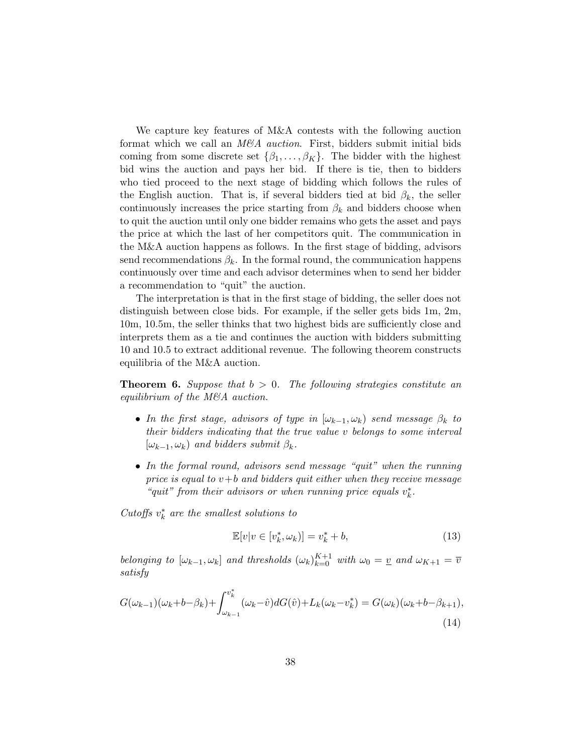We capture key features of M&A contests with the following auction format which we call an *M&A auction*. First, bidders submit initial bids coming from some discrete set $\{\beta_1, \ldots, \beta_K\}$. The bidder with the highest bid wins the auction and pays her bid. If there is tie, then to bidders who tied proceed to the next stage of bidding which follows the rules of the English auction. That is, if several bidders tied at bid $\beta_k$, the seller continuously increases the price starting from $\beta_k$ and bidders choose when to quit the auction until only one bidder remains who gets the asset and pays the price at which the last of her competitors quit. The communication in the M&A auction happens as follows. In the first stage of bidding, advisors send recommendations $\beta_k$. In the formal round, the communication happens continuously over time and each advisor determines when to send her bidder a recommendation to "quit" the auction.

The interpretation is that in the first stage of bidding, the seller does not distinguish between close bids. For example, if the seller gets bids 1m, 2m, 10m, 10.5m, the seller thinks that two highest bids are sufficiently close and interprets them as a tie and continues the auction with bidders submitting 10 and 10.5 to extract additional revenue. The following theorem constructs equilibria of the M&A auction.

**Theorem 6.** *Suppose that $b > 0$. The following strategies constitute an equilibrium of the M&A auction.*

- *In the first stage, advisors of type in $[\omega_{k-1}, \omega_k)$ send message $\beta_k$ to their bidders indicating that the true value $v$ belongs to some interval $[\omega_{k-1}, \omega_k)$ and bidders submit $\beta_k$.*
- *In the formal round, advisors send message "quit" when the running price is equal to $v+b$ and bidders quit either when they receive message "quit" from their advisors or when running price equals $v_k^*$.*

*Cutoffs $v_k^*$ are the smallest solutions to*

$$\mathbb{E}[v|v \in [v_k^*, \omega_k)] = v_k^* + b, \tag{13}$$

*belonging to $[\omega_{k-1}, \omega_k]$ and thresholds $(\omega_k)_{k=0}^{K+1}$ with $\omega_0 = \underline{v}$ and $\omega_{K+1} = \overline{v}$ satisfy*

$$G(\omega_{k-1})(\omega_k+b-\beta_k)+\int_{\omega_{k-1}}^{v_k^*}(\omega_k-\hat{v})dG(\hat{v})+L_k(\omega_k-v_k^*) = G(\omega_k)(\omega_k+b-\beta_{k+1}), \tag{14}$$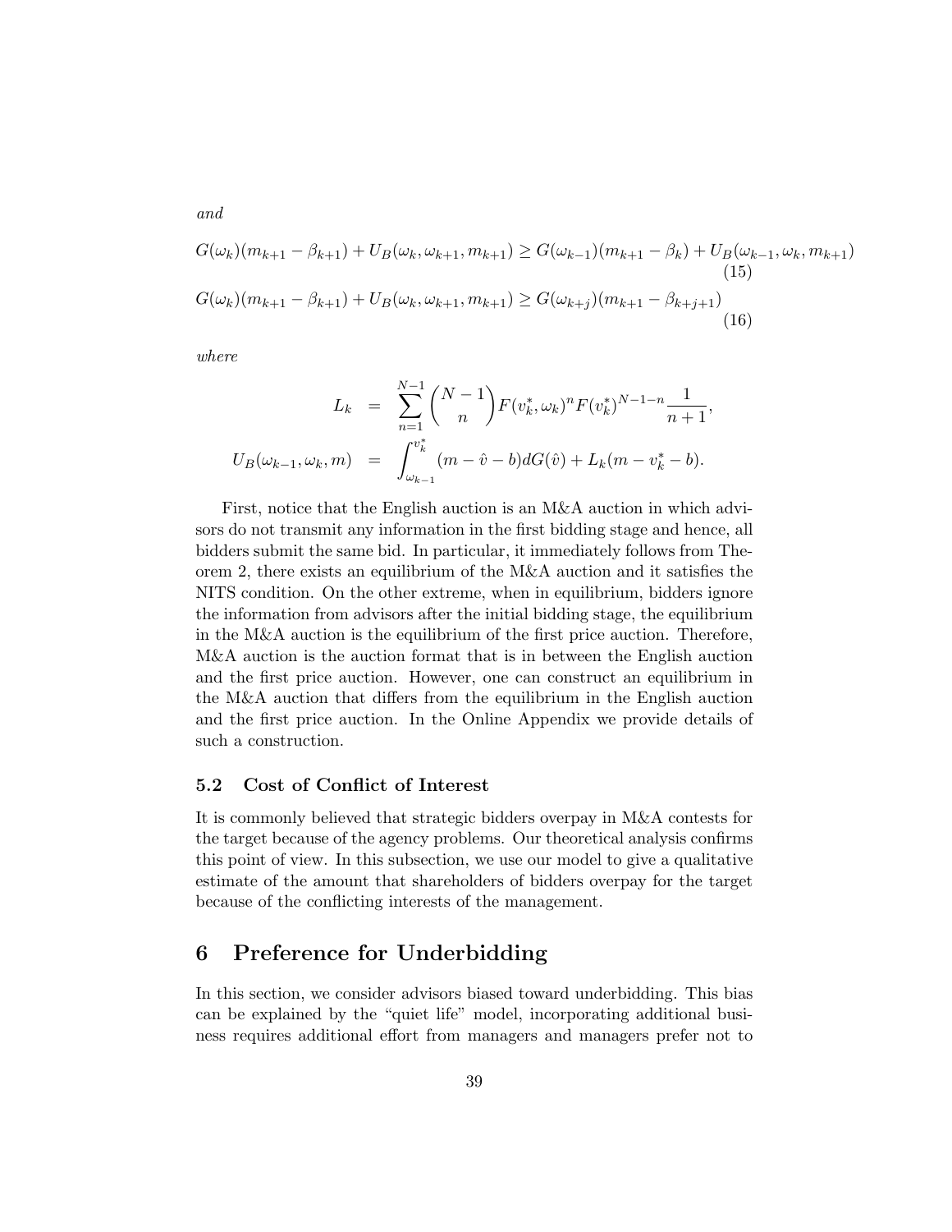*and*

$$G(\omega_k)(m_{k+1} - \beta_{k+1}) + U_B(\omega_k, \omega_{k+1}, m_{k+1}) \geq G(\omega_{k-1})(m_{k+1} - \beta_k) + U_B(\omega_{k-1}, \omega_k, m_{k+1}) \tag{15}$$

$$G(\omega_k)(m_{k+1} - \beta_{k+1}) + U_B(\omega_k, \omega_{k+1}, m_{k+1}) \geq G(\omega_{k+j})(m_{k+1} - \beta_{k+j+1}) \tag{16}$$

*where*

$$\begin{aligned} L_k &= \sum_{n=1}^{N-1} \binom{N-1}{n} F(v_k^*, \omega_k)^n F(v_k^*)^{N-1-n} \frac{1}{n+1}, \\ U_B(\omega_{k-1}, \omega_k, m) &= \int_{\omega_{k-1}}^{v_k^*} (m - \hat{v} - b) dG(\hat{v}) + L_k(m - v_k^* - b). \end{aligned}$$

First, notice that the English auction is an M&A auction in which advisors do not transmit any information in the first bidding stage and hence, all bidders submit the same bid. In particular, it immediately follows from Theorem 2, there exists an equilibrium of the M&A auction and it satisfies the NITS condition. On the other extreme, when in equilibrium, bidders ignore the information from advisors after the initial bidding stage, the equilibrium in the M&A auction is the equilibrium of the first price auction. Therefore, M&A auction is the auction format that is in between the English auction and the first price auction. However, one can construct an equilibrium in the M&A auction that differs from the equilibrium in the English auction and the first price auction. In the Online Appendix we provide details of such a construction.

### 5.2 Cost of Conflict of Interest

It is commonly believed that strategic bidders overpay in M&A contests for the target because of the agency problems. Our theoretical analysis confirms this point of view. In this subsection, we use our model to give a qualitative estimate of the amount that shareholders of bidders overpay for the target because of the conflicting interests of the management.

## 6 Preference for Underbidding

In this section, we consider advisors biased toward underbidding. This bias can be explained by the "quiet life" model, incorporating additional business requires additional effort from managers and managers prefer not to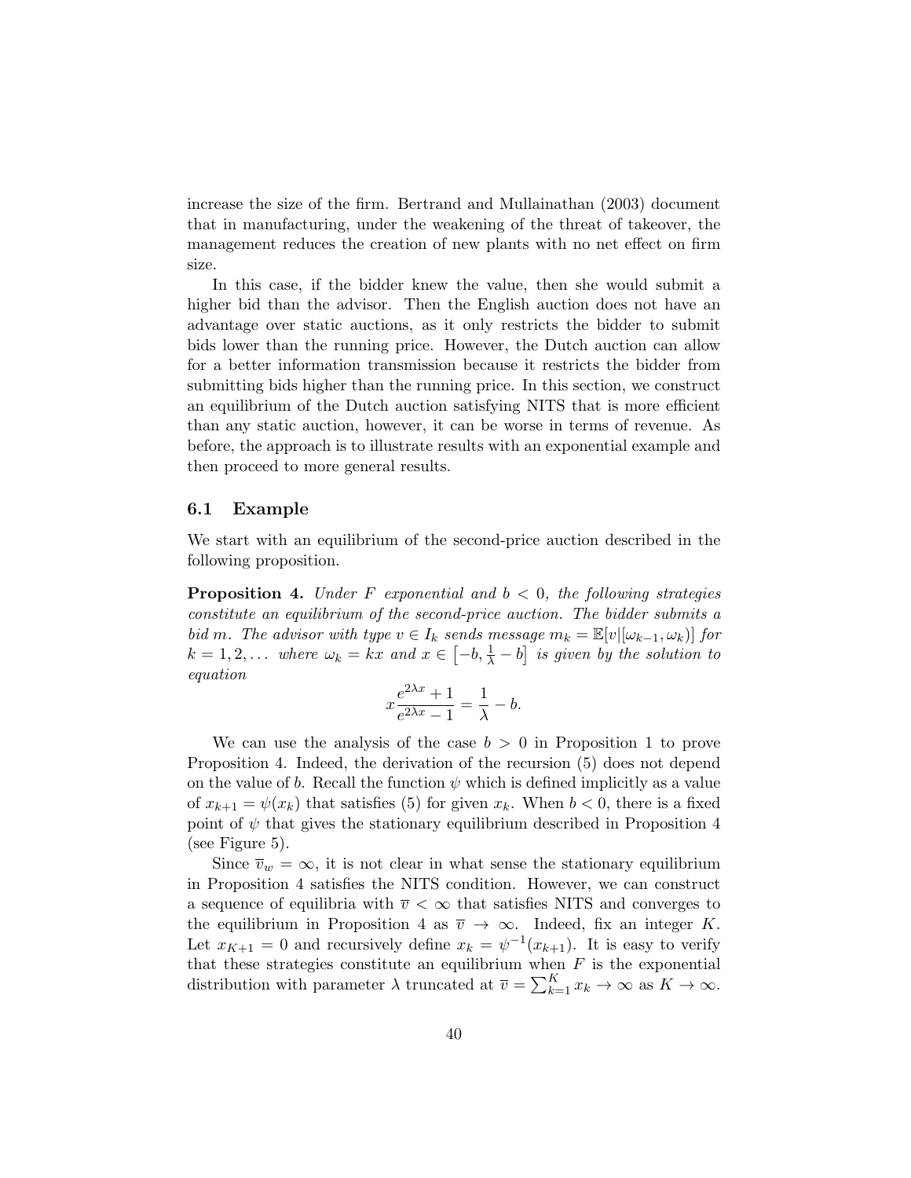increase the size of the firm. Bertrand and Mullainathan (2003) document that in manufacturing, under the weakening of the threat of takeover, the management reduces the creation of new plants with no net effect on firm size.

In this case, if the bidder knew the value, then she would submit a higher bid than the advisor. Then the English auction does not have an advantage over static auctions, as it only restricts the bidder to submit bids lower than the running price. However, the Dutch auction can allow for a better information transmission because it restricts the bidder from submitting bids higher than the running price. In this section, we construct an equilibrium of the Dutch auction satisfying NITS that is more efficient than any static auction, however, it can be worse in terms of revenue. As before, the approach is to illustrate results with an exponential example and then proceed to more general results.

### 6.1 Example

We start with an equilibrium of the second-price auction described in the following proposition.

**Proposition 4.** *Under $F$ exponential and $b < 0$, the following strategies constitute an equilibrium of the second-price auction. The bidder submits a bid $m$. The advisor with type $v \in I_k$ sends message $m_k = \mathbb{E}[v|[\omega_{k-1}, \omega_k)]$ for $k = 1, 2, \ldots$ where $\omega_k = kx$ and $x \in \left[-b, \frac{1}{\lambda} - b\right]$ is given by the solution to equation*

$$x \frac{e^{2\lambda x} + 1}{e^{2\lambda x} - 1} = \frac{1}{\lambda} - b.$$

We can use the analysis of the case $b > 0$ in Proposition 1 to prove Proposition 4. Indeed, the derivation of the recursion (5) does not depend on the value of $b$. Recall the function $\psi$ which is defined implicitly as a value of $x_{k+1} = \psi(x_k)$ that satisfies (5) for given $x_k$. When $b < 0$, there is a fixed point of $\psi$ that gives the stationary equilibrium described in Proposition 4 (see Figure 5).

Since $\overline{v}_w = \infty$, it is not clear in what sense the stationary equilibrium in Proposition 4 satisfies the NITS condition. However, we can construct a sequence of equilibria with $\overline{v} < \infty$ that satisfies NITS and converges to the equilibrium in Proposition 4 as $\overline{v} \to \infty$. Indeed, fix an integer $K$. Let $x_{K+1} = 0$ and recursively define $x_k = \psi^{-1}(x_{k+1})$. It is easy to verify that these strategies constitute an equilibrium when $F$ is the exponential distribution with parameter $\lambda$ truncated at $\overline{v} = \sum_{k=1}^{K} x_k \to \infty$ as $K \to \infty$.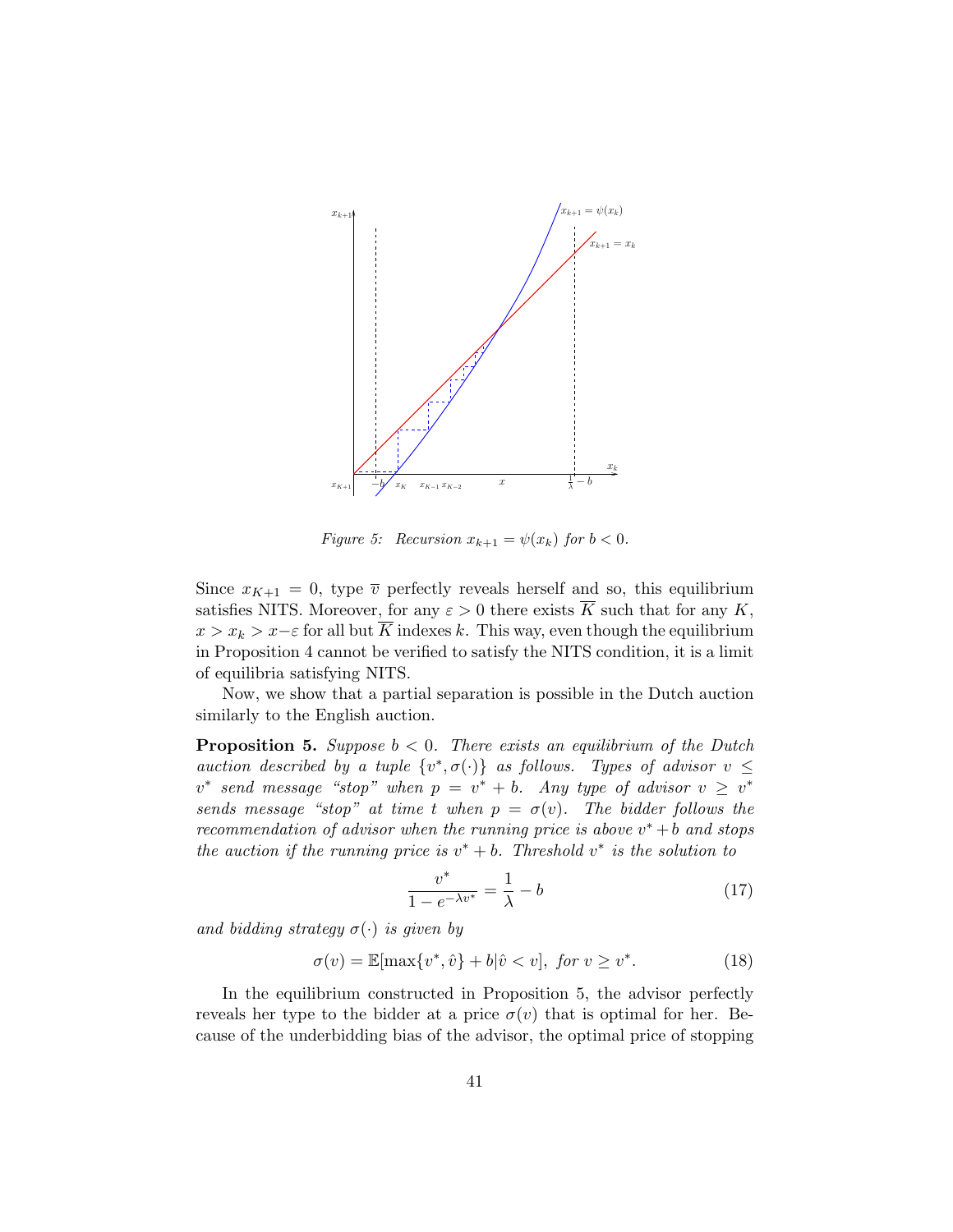*Figure 5: Recursion $x_{k+1} = \psi(x_k)$ for $b < 0$.*

Since $x_{K+1} = 0$, type $\overline{v}$ perfectly reveals herself and so, this equilibrium satisfies NITS. Moreover, for any $\varepsilon > 0$ there exists $\overline{K}$ such that for any $K$, $x > x_k > x - \varepsilon$ for all but $\overline{K}$ indexes $k$. This way, even though the equilibrium in Proposition 4 cannot be verified to satisfy the NITS condition, it is a limit of equilibria satisfying NITS.

Now, we show that a partial separation is possible in the Dutch auction similarly to the English auction.

**Proposition 5.** *Suppose $b < 0$. There exists an equilibrium of the Dutch auction described by a tuple $\{v^*, \sigma(\cdot)\}$ as follows. Types of advisor $v \leq v^*$ send message "stop" when $p = v^* + b$. Any type of advisor $v \geq v^*$ sends message "stop" at time $t$ when $p = \sigma(v)$. The bidder follows the recommendation of advisor when the running price is above $v^* + b$ and stops the auction if the running price is $v^* + b$. Threshold $v^*$ is the solution to*

$$\frac{v^*}{1 - e^{-\lambda v^*}} = \frac{1}{\lambda} - b \tag{17}$$

*and bidding strategy $\sigma(\cdot)$ is given by*

$$\sigma(v) = \mathbb{E}[\max\{v^*, \hat{v}\} + b | \hat{v} < v], \text{ for } v \geq v^*. \tag{18}$$

In the equilibrium constructed in Proposition 5, the advisor perfectly reveals her type to the bidder at a price $\sigma(v)$ that is optimal for her. Because of the underbidding bias of the advisor, the optimal price of stopping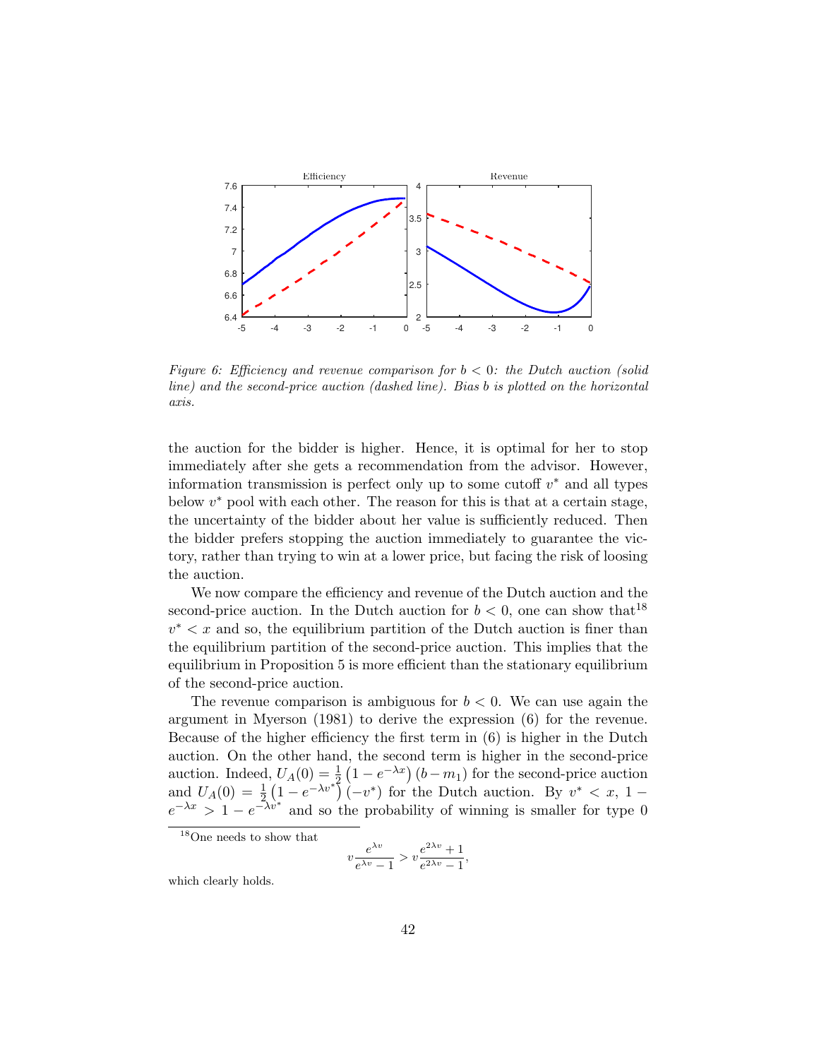*Figure 6: Efficiency and revenue comparison for $b < 0$: the Dutch auction (solid line) and the second-price auction (dashed line). Bias $b$ is plotted on the horizontal axis.*

the auction for the bidder is higher. Hence, it is optimal for her to stop immediately after she gets a recommendation from the advisor. However, information transmission is perfect only up to some cutoff $v^*$ and all types below $v^*$ pool with each other. The reason for this is that at a certain stage, the uncertainty of the bidder about her value is sufficiently reduced. Then the bidder prefers stopping the auction immediately to guarantee the victory, rather than trying to win at a lower price, but facing the risk of loosing the auction.

We now compare the efficiency and revenue of the Dutch auction and the second-price auction. In the Dutch auction for $b < 0$, one can show that[18] $v^* < x$ and so, the equilibrium partition of the Dutch auction is finer than the equilibrium partition of the second-price auction. This implies that the equilibrium in Proposition 5 is more efficient than the stationary equilibrium of the second-price auction.

The revenue comparison is ambiguous for $b < 0$. We can use again the argument in Myerson (1981) to derive the expression (6) for the revenue. Because of the higher efficiency the first term in (6) is higher in the Dutch auction. On the other hand, the second term is higher in the second-price auction. Indeed, $U_A(0) = \frac{1}{2}\left(1 - e^{-\lambda x}\right)(b - m_1)$ for the second-price auction and $U_A(0) = \frac{1}{2}\left(1 - e^{-\lambda v^*}\right)(-v^*)$ for the Dutch auction. By $v^* < x$, $1 - e^{-\lambda x} > 1 - e^{-\lambda v^*}$ and so the probability of winning is smaller for type 0

[18] One needs to show that

$$v\frac{e^{\lambda v}}{e^{\lambda v} - 1} > v\frac{e^{2\lambda v} + 1}{e^{2\lambda v} - 1},$$

which clearly holds.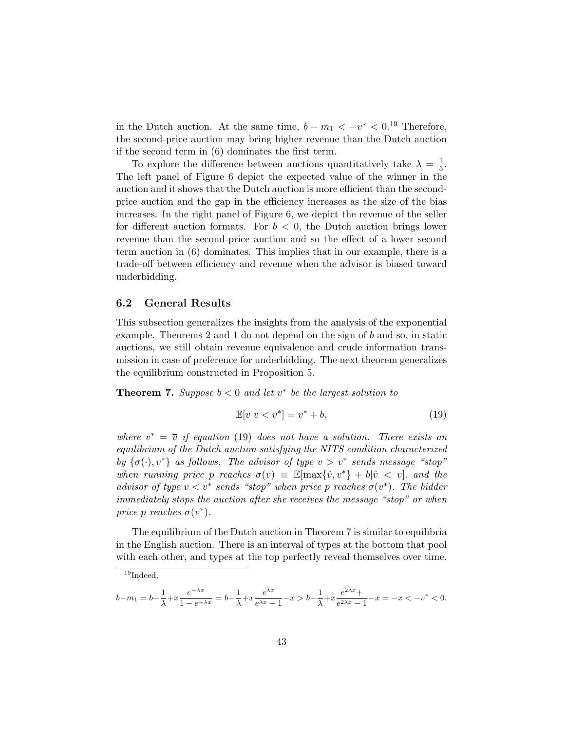in the Dutch auction. At the same time, $b - m_1 < -v^* < 0$.[19] Therefore, the second-price auction may bring higher revenue than the Dutch auction if the second term in (6) dominates the first term.

To explore the difference between auctions quantitatively take $\lambda = \frac{1}{5}$. The left panel of Figure 6 depict the expected value of the winner in the auction and it shows that the Dutch auction is more efficient than the second-price auction and the gap in the efficiency increases as the size of the bias increases. In the right panel of Figure 6, we depict the revenue of the seller for different auction formats. For $b < 0$, the Dutch auction brings lower revenue than the second-price auction and so the effect of a lower second term auction in (6) dominates. This implies that in our example, there is a trade-off between efficiency and revenue when the advisor is biased toward underbidding.

## 6.2 General Results

This subsection generalizes the insights from the analysis of the exponential example. Theorems 2 and 1 do not depend on the sign of $b$ and so, in static auctions, we still obtain revenue equivalence and crude information transmission in case of preference for underbidding. The next theorem generalizes the equilibrium constructed in Proposition 5.

**Theorem 7.** *Suppose $b < 0$ and let $v^*$ be the largest solution to*

$$\mathbb{E}[v|v < v^*] = v^* + b, \tag{19}$$

*where $v^* = \overline{v}$ if equation (19) does not have a solution. There exists an equilibrium of the Dutch auction satisfying the NITS condition characterized by $\{\sigma(\cdot), v^*\}$ as follows. The advisor of type $v > v^*$ sends message "stop" when running price $p$ reaches $\sigma(v) \equiv \mathbb{E}[\max\{\hat{v}, v^*\} + b|\hat{v} < v]$. and the advisor of type $v < v^*$ sends "stop" when price $p$ reaches $\sigma(v^*)$. The bidder immediately stops the auction after she receives the message "stop" or when price $p$ reaches $\sigma(v^*)$.*

The equilibrium of the Dutch auction in Theorem 7 is similar to equilibria in the English auction. There is an interval of types at the bottom that pool with each other, and types at the top perfectly reveal themselves over time.

---

[19] Indeed,

$$b - m_1 = b - \frac{1}{\lambda} + x\frac{e^{-\lambda x}}{1 - e^{-\lambda x}} = b - \frac{1}{\lambda} + x\frac{e^{\lambda x}}{e^{\lambda x} - 1} - x > b - \frac{1}{\lambda} + x\frac{e^{2\lambda x} +}{e^{2\lambda x} - 1} - x = -x < -v^* < 0.$$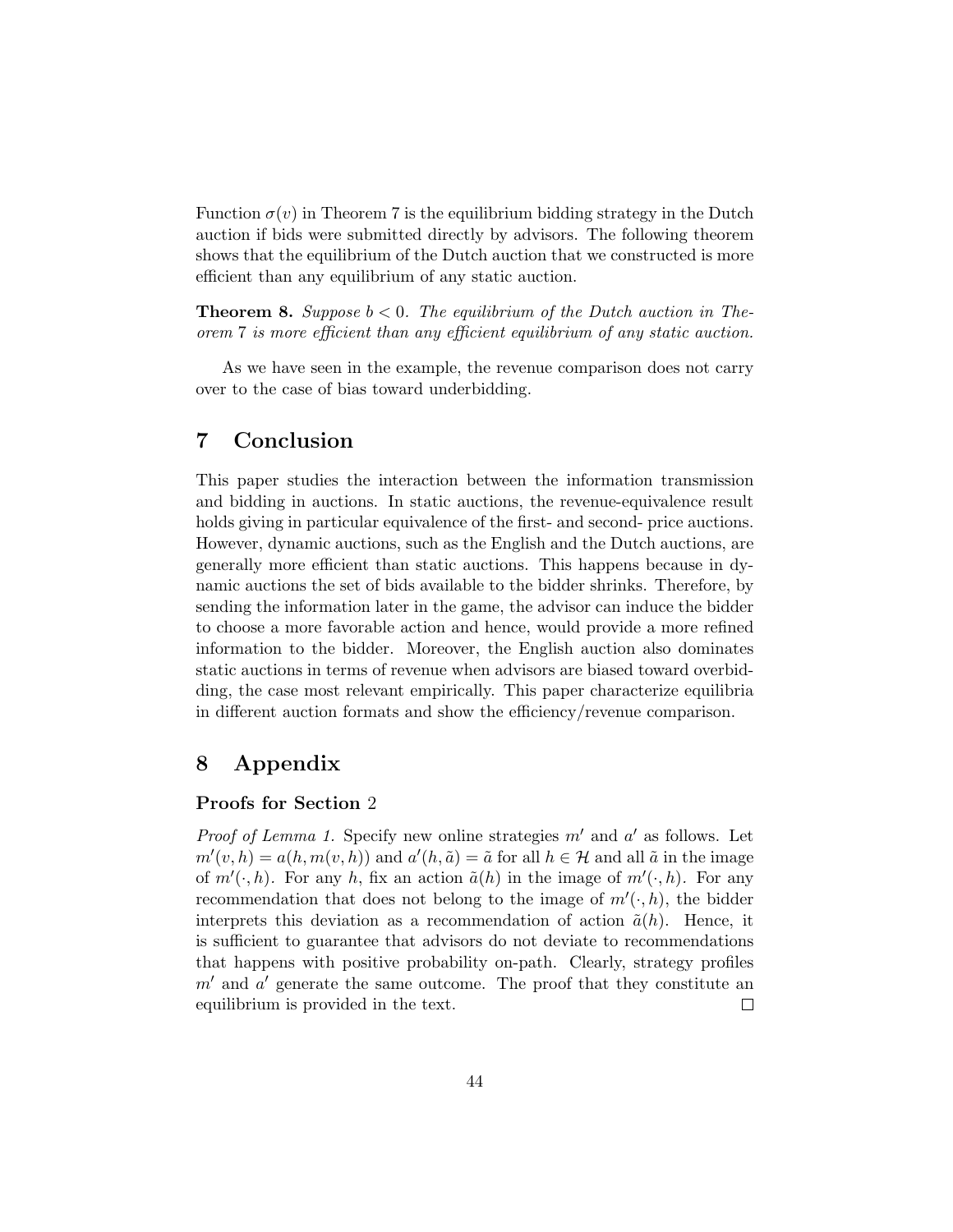Function $\sigma(v)$ in Theorem 7 is the equilibrium bidding strategy in the Dutch auction if bids were submitted directly by advisors. The following theorem shows that the equilibrium of the Dutch auction that we constructed is more efficient than any equilibrium of any static auction.

**Theorem 8.** *Suppose $b < 0$. The equilibrium of the Dutch auction in Theorem 7 is more efficient than any efficient equilibrium of any static auction.*

As we have seen in the example, the revenue comparison does not carry over to the case of bias toward underbidding.

# 7 Conclusion

This paper studies the interaction between the information transmission and bidding in auctions. In static auctions, the revenue-equivalence result holds giving in particular equivalence of the first- and second- price auctions. However, dynamic auctions, such as the English and the Dutch auctions, are generally more efficient than static auctions. This happens because in dynamic auctions the set of bids available to the bidder shrinks. Therefore, by sending the information later in the game, the advisor can induce the bidder to choose a more favorable action and hence, would provide a more refined information to the bidder. Moreover, the English auction also dominates static auctions in terms of revenue when advisors are biased toward overbidding, the case most relevant empirically. This paper characterize equilibria in different auction formats and show the efficiency/revenue comparison.

# 8 Appendix

### Proofs for Section 2

*Proof of Lemma 1.* Specify new online strategies $m'$ and $a'$ as follows. Let $m'(v,h) = a(h, m(v,h))$ and $a'(h,\tilde{a}) = \tilde{a}$ for all $h \in \mathcal{H}$ and all $\tilde{a}$ in the image of $m'(\cdot, h)$. For any $h$, fix an action $\tilde{a}(h)$ in the image of $m'(\cdot, h)$. For any recommendation that does not belong to the image of $m'(\cdot, h)$, the bidder interprets this deviation as a recommendation of action $\tilde{a}(h)$. Hence, it is sufficient to guarantee that advisors do not deviate to recommendations that happens with positive probability on-path. Clearly, strategy profiles $m'$ and $a'$ generate the same outcome. The proof that they constitute an equilibrium is provided in the text. $\square$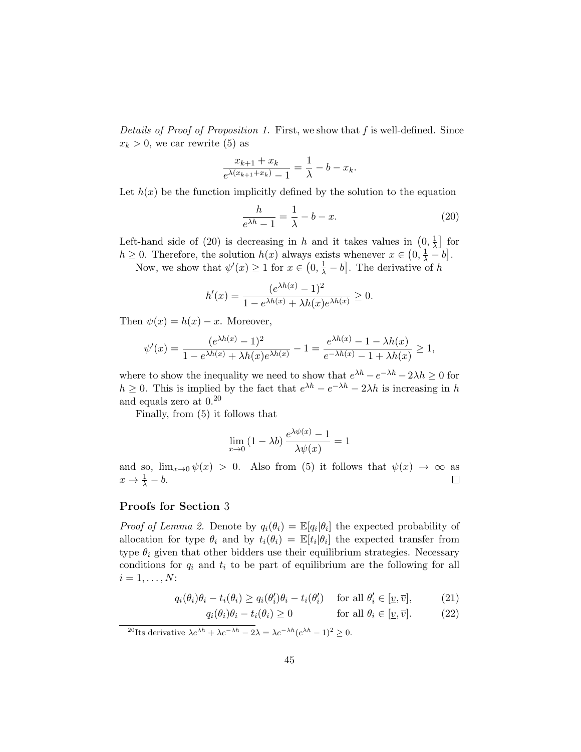*Details of Proof of Proposition 1.* First, we show that $f$ is well-defined. Since $x_k > 0$, we car rewrite (5) as

$$\frac{x_{k+1} + x_k}{e^{\lambda(x_{k+1}+x_k)} - 1} = \frac{1}{\lambda} - b - x_k.$$

Let $h(x)$ be the function implicitly defined by the solution to the equation

$$\frac{h}{e^{\lambda h} - 1} = \frac{1}{\lambda} - b - x. \tag{20}$$

Left-hand side of (20) is decreasing in $h$ and it takes values in $\left(0, \frac{1}{\lambda}\right]$ for $h \geq 0$. Therefore, the solution $h(x)$ always exists whenever $x \in \left(0, \frac{1}{\lambda} - b\right]$.

Now, we show that $\psi'(x) \geq 1$ for $x \in \left(0, \frac{1}{\lambda} - b\right]$. The derivative of $h$

$$h'(x) = \frac{(e^{\lambda h(x)} - 1)^2}{1 - e^{\lambda h(x)} + \lambda h(x) e^{\lambda h(x)}} \geq 0.$$

Then $\psi(x) = h(x) - x$. Moreover,

$$\psi'(x) = \frac{(e^{\lambda h(x)} - 1)^2}{1 - e^{\lambda h(x)} + \lambda h(x) e^{\lambda h(x)}} - 1 = \frac{e^{\lambda h(x)} - 1 - \lambda h(x)}{e^{-\lambda h(x)} - 1 + \lambda h(x)} \geq 1,$$

where to show the inequality we need to show that $e^{\lambda h} - e^{-\lambda h} - 2\lambda h \geq 0$ for $h \geq 0$. This is implied by the fact that $e^{\lambda h} - e^{-\lambda h} - 2\lambda h$ is increasing in $h$ and equals zero at 0.[20]

Finally, from (5) it follows that

$$\lim_{x \to 0} (1 - \lambda b) \frac{e^{\lambda \psi(x)} - 1}{\lambda \psi(x)} = 1$$

and so, $\lim_{x \to 0} \psi(x) > 0$. Also from (5) it follows that $\psi(x) \to \infty$ as $x \to \frac{1}{\lambda} - b$. $\square$

## Proofs for Section 3

*Proof of Lemma 2.* Denote by $q_i(\theta_i) = \mathbb{E}[q_i|\theta_i]$ the expected probability of allocation for type $\theta_i$ and by $t_i(\theta_i) = \mathbb{E}[t_i|\theta_i]$ the expected transfer from type $\theta_i$ given that other bidders use their equilibrium strategies. Necessary conditions for $q_i$ and $t_i$ to be part of equilibrium are the following for all $i = 1, \ldots, N$:

$$q_i(\theta_i)\theta_i - t_i(\theta_i) \geq q_i(\theta_i')\theta_i - t_i(\theta_i') \quad \text{for all } \theta_i' \in [\underline{v}, \overline{v}], \tag{21}$$

$$q_i(\theta_i)\theta_i - t_i(\theta_i) \geq 0 \quad \text{for all } \theta_i \in [\underline{v}, \overline{v}]. \tag{22}$$

[20] Its derivative $\lambda e^{\lambda h} + \lambda e^{-\lambda h} - 2\lambda = \lambda e^{-\lambda h}(e^{\lambda h} - 1)^2 \geq 0$.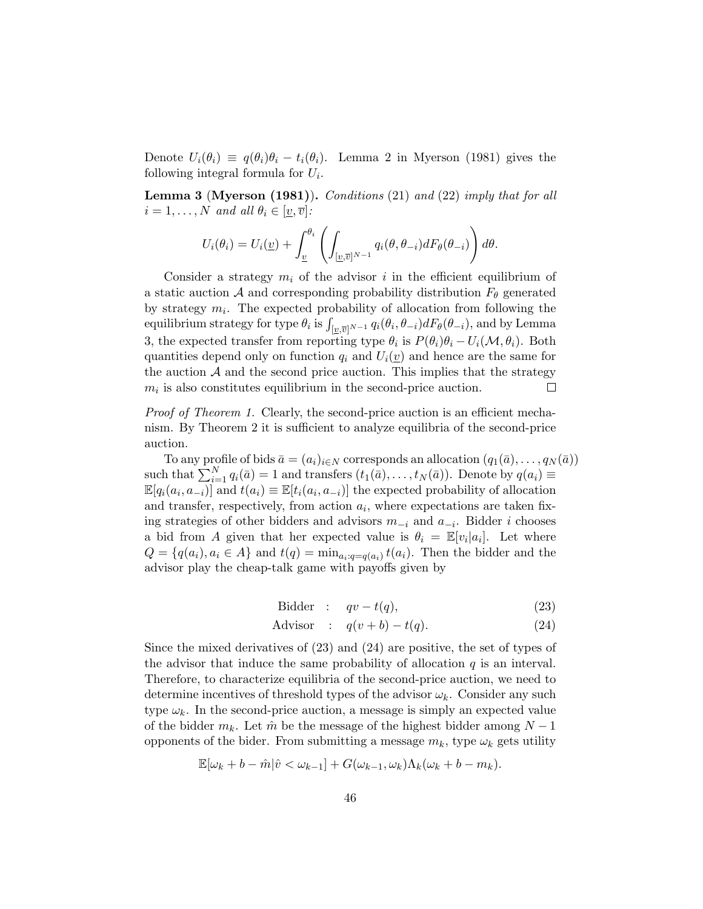Denote $U_i(\theta_i) \equiv q(\theta_i)\theta_i - t_i(\theta_i)$. Lemma 2 in Myerson (1981) gives the following integral formula for $U_i$.

**Lemma 3 (Myerson (1981)).** *Conditions* (21) *and* (22) *imply that for all* $i = 1, \ldots, N$ *and all* $\theta_i \in [\underline{v}, \overline{v}]$*:*

$$U_i(\theta_i) = U_i(\underline{v}) + \int_{\underline{v}}^{\theta_i} \left( \int_{[\underline{v},\overline{v}]^{N-1}} q_i(\theta, \theta_{-i}) dF_\theta(\theta_{-i}) \right) d\theta.$$

Consider a strategy $m_i$ of the advisor $i$ in the efficient equilibrium of a static auction $\mathcal{A}$ and corresponding probability distribution $F_\theta$ generated by strategy $m_i$. The expected probability of allocation from following the equilibrium strategy for type $\theta_i$ is $\int_{[\underline{v},\overline{v}]^{N-1}} q_i(\theta_i, \theta_{-i}) dF_\theta(\theta_{-i})$, and by Lemma 3, the expected transfer from reporting type $\theta_i$ is $P(\theta_i)\theta_i - U_i(\mathcal{M}, \theta_i)$. Both quantities depend only on function $q_i$ and $U_i(\underline{v})$ and hence are the same for the auction $\mathcal{A}$ and the second price auction. This implies that the strategy $m_i$ is also constitutes equilibrium in the second-price auction. □

*Proof of Theorem 1.* Clearly, the second-price auction is an efficient mechanism. By Theorem 2 it is sufficient to analyze equilibria of the second-price auction.

To any profile of bids $\bar{a} = (a_i)_{i \in N}$ corresponds an allocation $(q_1(\bar{a}), \ldots, q_N(\bar{a}))$ such that $\sum_{i=1}^N q_i(\bar{a}) = 1$ and transfers $(t_1(\bar{a}), \ldots, t_N(\bar{a}))$. Denote by $q(a_i) \equiv \mathbb{E}[q_i(a_i, a_{-i})]$ and $t(a_i) \equiv \mathbb{E}[t_i(a_i, a_{-i})]$ the expected probability of allocation and transfer, respectively, from action $a_i$, where expectations are taken fixing strategies of other bidders and advisors $m_{-i}$ and $a_{-i}$. Bidder $i$ chooses a bid from $A$ given that her expected value is $\theta_i = \mathbb{E}[v_i|a_i]$. Let where $Q = \{q(a_i), a_i \in A\}$ and $t(q) = \min_{a_i: q = q(a_i)} t(a_i)$. Then the bidder and the advisor play the cheap-talk game with payoffs given by

$$\text{Bidder} \quad : \quad qv - t(q), \tag{23}$$

$$\text{Advisor} \quad : \quad q(v+b) - t(q). \tag{24}$$

Since the mixed derivatives of (23) and (24) are positive, the set of types of the advisor that induce the same probability of allocation $q$ is an interval. Therefore, to characterize equilibria of the second-price auction, we need to determine incentives of threshold types of the advisor $\omega_k$. Consider any such type $\omega_k$. In the second-price auction, a message is simply an expected value of the bidder $m_k$. Let $\hat{m}$ be the message of the highest bidder among $N-1$ opponents of the bider. From submitting a message $m_k$, type $\omega_k$ gets utility

$$\mathbb{E}[\omega_k + b - \hat{m} | \hat{v} < \omega_{k-1}] + G(\omega_{k-1}, \omega_k)\Lambda_k(\omega_k + b - m_k).$$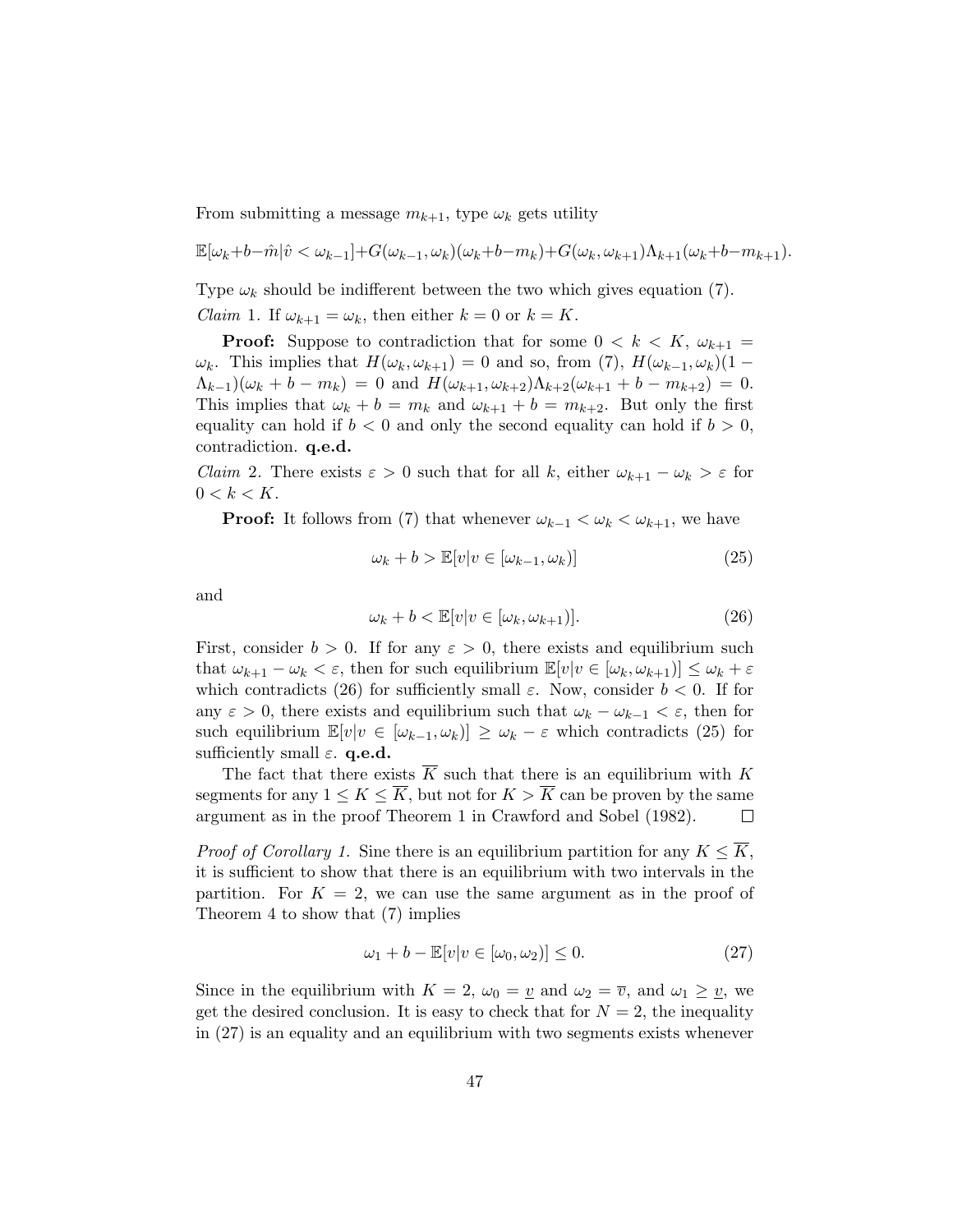From submitting a message $m_{k+1}$, type $\omega_k$ gets utility

$$\mathbb{E}[\omega_k+b-\hat{m}|\hat{v} < \omega_{k-1}]+G(\omega_{k-1},\omega_k)(\omega_k+b-m_k)+G(\omega_k,\omega_{k+1})\Lambda_{k+1}(\omega_k+b-m_{k+1}).$$

Type $\omega_k$ should be indifferent between the two which gives equation (7).

*Claim* 1. If $\omega_{k+1} = \omega_k$, then either $k = 0$ or $k = K$.

**Proof:** Suppose to contradiction that for some $0 < k < K$, $\omega_{k+1} = \omega_k$. This implies that $H(\omega_k, \omega_{k+1}) = 0$ and so, from (7), $H(\omega_{k-1}, \omega_k)(1 - \Lambda_{k-1})(\omega_k + b - m_k) = 0$ and $H(\omega_{k+1}, \omega_{k+2})\Lambda_{k+2}(\omega_{k+1} + b - m_{k+2}) = 0$. This implies that $\omega_k + b = m_k$ and $\omega_{k+1} + b = m_{k+2}$. But only the first equality can hold if $b < 0$ and only the second equality can hold if $b > 0$, contradiction. **q.e.d.**

*Claim* 2. There exists $\varepsilon > 0$ such that for all $k$, either $\omega_{k+1} - \omega_k > \varepsilon$ for $0 < k < K$.

**Proof:** It follows from (7) that whenever $\omega_{k-1} < \omega_k < \omega_{k+1}$, we have

$$\omega_k + b > \mathbb{E}[v|v \in [\omega_{k-1}, \omega_k)] \tag{25}$$

and

$$\omega_k + b < \mathbb{E}[v|v \in [\omega_k, \omega_{k+1})]. \tag{26}$$

First, consider $b > 0$. If for any $\varepsilon > 0$, there exists and equilibrium such that $\omega_{k+1} - \omega_k < \varepsilon$, then for such equilibrium $\mathbb{E}[v|v \in [\omega_k, \omega_{k+1})] \leq \omega_k + \varepsilon$ which contradicts (26) for sufficiently small $\varepsilon$. Now, consider $b < 0$. If for any $\varepsilon > 0$, there exists and equilibrium such that $\omega_k - \omega_{k-1} < \varepsilon$, then for such equilibrium $\mathbb{E}[v|v \in [\omega_{k-1}, \omega_k)] \geq \omega_k - \varepsilon$ which contradicts (25) for sufficiently small $\varepsilon$. **q.e.d.**

The fact that there exists $\overline{K}$ such that there is an equilibrium with $K$ segments for any $1 \leq K \leq \overline{K}$, but not for $K > \overline{K}$ can be proven by the same argument as in the proof Theorem 1 in Crawford and Sobel (1982). $\square$

*Proof of Corollary 1.* Sine there is an equilibrium partition for any $K \leq \overline{K}$, it is sufficient to show that there is an equilibrium with two intervals in the partition. For $K = 2$, we can use the same argument as in the proof of Theorem 4 to show that (7) implies

$$\omega_1 + b - \mathbb{E}[v|v \in [\omega_0, \omega_2)] \leq 0. \tag{27}$$

Since in the equilibrium with $K = 2$, $\omega_0 = \underline{v}$ and $\omega_2 = \overline{v}$, and $\omega_1 \geq \underline{v}$, we get the desired conclusion. It is easy to check that for $N = 2$, the inequality in (27) is an equality and an equilibrium with two segments exists whenever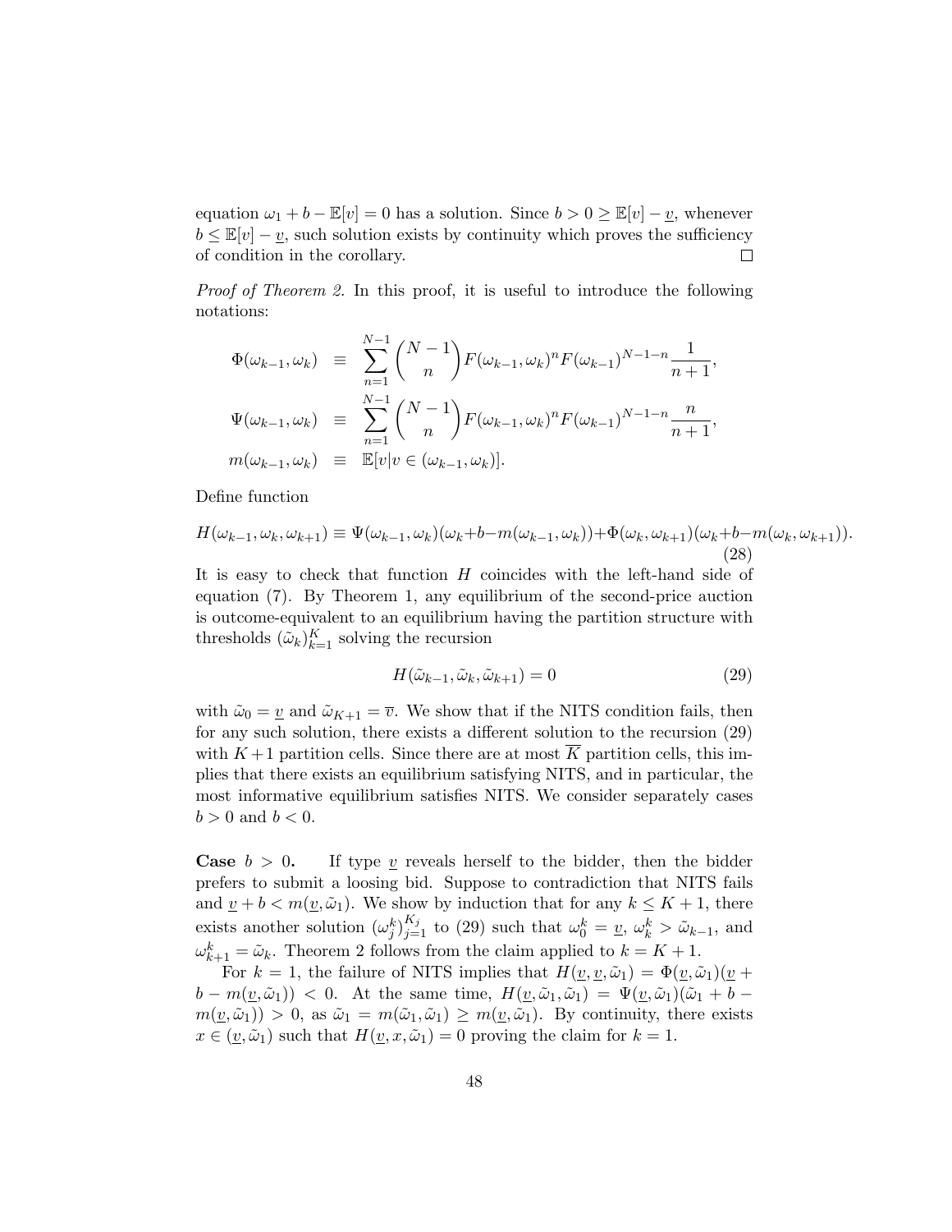equation $\omega_1 + b - \mathbb{E}[v] = 0$ has a solution. Since $b > 0 \geq \mathbb{E}[v] - \underline{v}$, whenever $b \leq \mathbb{E}[v] - \underline{v}$, such solution exists by continuity which proves the sufficiency of condition in the corollary. $\square$

*Proof of Theorem 2.* In this proof, it is useful to introduce the following notations:

$$
\begin{aligned}
\Phi(\omega_{k-1}, \omega_k) &\equiv \sum_{n=1}^{N-1} \binom{N-1}{n} F(\omega_{k-1}, \omega_k)^n F(\omega_{k-1})^{N-1-n} \frac{1}{n+1}, \\
\Psi(\omega_{k-1}, \omega_k) &\equiv \sum_{n=1}^{N-1} \binom{N-1}{n} F(\omega_{k-1}, \omega_k)^n F(\omega_{k-1})^{N-1-n} \frac{n}{n+1}, \\
m(\omega_{k-1}, \omega_k) &\equiv \mathbb{E}[v | v \in (\omega_{k-1}, \omega_k)].
\end{aligned}
$$

Define function

$$
H(\omega_{k-1}, \omega_k, \omega_{k+1}) \equiv \Psi(\omega_{k-1}, \omega_k)(\omega_k + b - m(\omega_{k-1}, \omega_k)) + \Phi(\omega_k, \omega_{k+1})(\omega_k + b - m(\omega_k, \omega_{k+1})). \tag{28}
$$

It is easy to check that function $H$ coincides with the left-hand side of equation (7). By Theorem 1, any equilibrium of the second-price auction is outcome-equivalent to an equilibrium having the partition structure with thresholds $(\tilde{\omega}_k)_{k=1}^K$ solving the recursion

$$
H(\tilde{\omega}_{k-1}, \tilde{\omega}_k, \tilde{\omega}_{k+1}) = 0 \tag{29}
$$

with $\tilde{\omega}_0 = \underline{v}$ and $\tilde{\omega}_{K+1} = \overline{v}$. We show that if the NITS condition fails, then for any such solution, there exists a different solution to the recursion (29) with $K+1$ partition cells. Since there are at most $\overline{K}$ partition cells, this implies that there exists an equilibrium satisfying NITS, and in particular, the most informative equilibrium satisfies NITS. We consider separately cases $b > 0$ and $b < 0$.

**Case $b > 0$.** If type $\underline{v}$ reveals herself to the bidder, then the bidder prefers to submit a loosing bid. Suppose to contradiction that NITS fails and $\underline{v} + b < m(\underline{v}, \tilde{\omega}_1)$. We show by induction that for any $k \leq K+1$, there exists another solution $(\omega_j^k)_{j=1}^{K_j}$ to (29) such that $\omega_0^k = \underline{v}$, $\omega_k^k > \tilde{\omega}_{k-1}$, and $\omega_{k+1}^k = \tilde{\omega}_k$. Theorem 2 follows from the claim applied to $k = K+1$.

For $k = 1$, the failure of NITS implies that $H(\underline{v}, \underline{v}, \tilde{\omega}_1) = \Phi(\underline{v}, \tilde{\omega}_1)(\underline{v} + b - m(\underline{v}, \tilde{\omega}_1)) < 0$. At the same time, $H(\underline{v}, \tilde{\omega}_1, \tilde{\omega}_1) = \Psi(\underline{v}, \tilde{\omega}_1)(\tilde{\omega}_1 + b - m(\underline{v}, \tilde{\omega}_1)) > 0$, as $\tilde{\omega}_1 = m(\tilde{\omega}_1, \tilde{\omega}_1) \geq m(\underline{v}, \tilde{\omega}_1)$. By continuity, there exists $x \in (\underline{v}, \tilde{\omega}_1)$ such that $H(\underline{v}, x, \tilde{\omega}_1) = 0$ proving the claim for $k = 1$.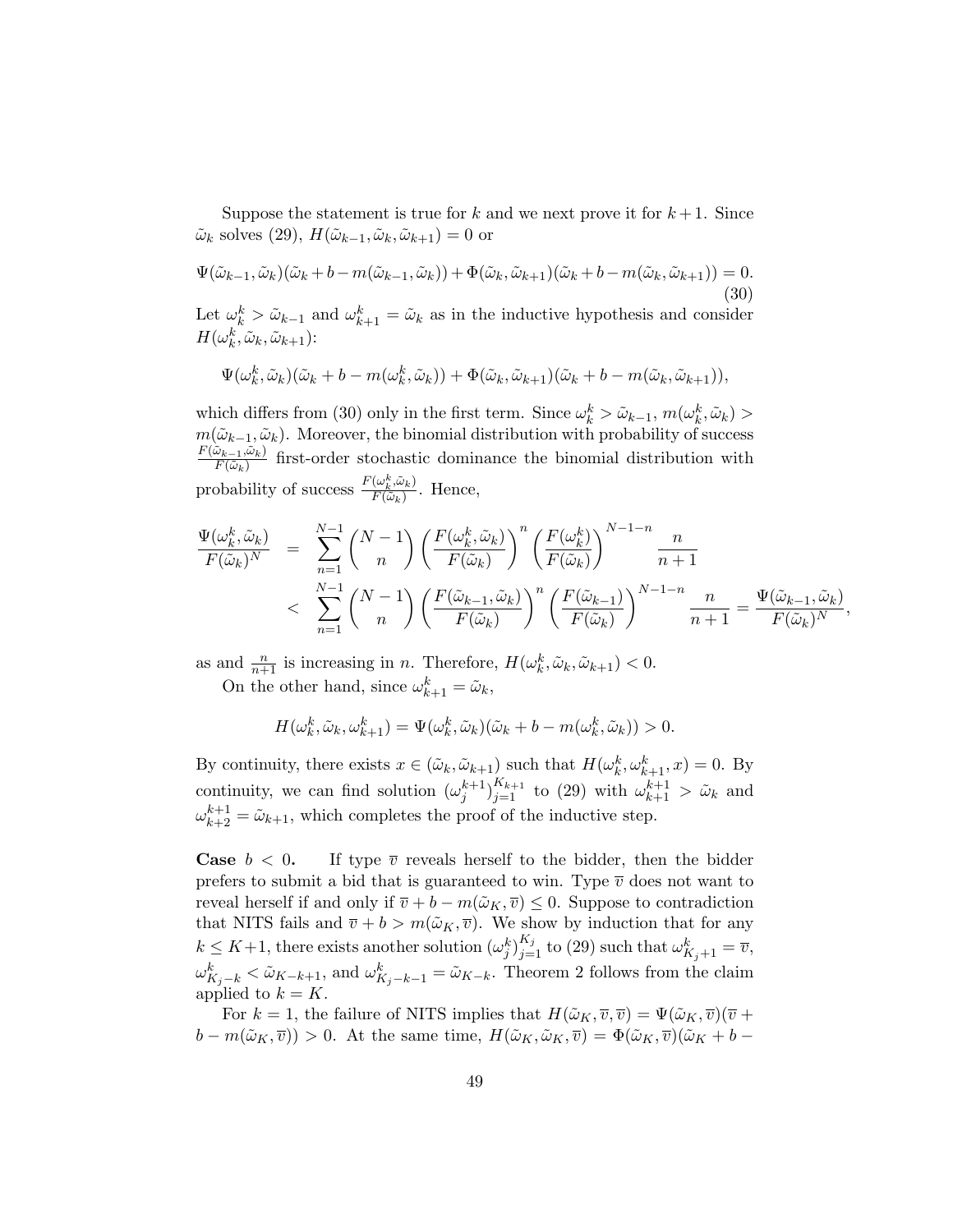Suppose the statement is true for $k$ and we next prove it for $k+1$. Since $\tilde{\omega}_k$ solves (29), $H(\tilde{\omega}_{k-1}, \tilde{\omega}_k, \tilde{\omega}_{k+1}) = 0$ or

$$\Psi(\tilde{\omega}_{k-1}, \tilde{\omega}_k)(\tilde{\omega}_k + b - m(\tilde{\omega}_{k-1}, \tilde{\omega}_k)) + \Phi(\tilde{\omega}_k, \tilde{\omega}_{k+1})(\tilde{\omega}_k + b - m(\tilde{\omega}_k, \tilde{\omega}_{k+1})) = 0. \tag{30}$$

Let $\omega_k^k > \tilde{\omega}_{k-1}$ and $\omega_{k+1}^k = \tilde{\omega}_k$ as in the inductive hypothesis and consider $H(\omega_k^k, \tilde{\omega}_k, \tilde{\omega}_{k+1})$:

$$\Psi(\omega_k^k, \tilde{\omega}_k)(\tilde{\omega}_k + b - m(\omega_k^k, \tilde{\omega}_k)) + \Phi(\tilde{\omega}_k, \tilde{\omega}_{k+1})(\tilde{\omega}_k + b - m(\tilde{\omega}_k, \tilde{\omega}_{k+1})),$$

which differs from (30) only in the first term. Since $\omega_k^k > \tilde{\omega}_{k-1}$, $m(\omega_k^k, \tilde{\omega}_k) > m(\tilde{\omega}_{k-1}, \tilde{\omega}_k)$. Moreover, the binomial distribution with probability of success $\frac{F(\tilde{\omega}_{k-1}, \tilde{\omega}_k)}{F(\tilde{\omega}_k)}$ first-order stochastic dominance the binomial distribution with probability of success $\frac{F(\omega_k^k, \tilde{\omega}_k)}{F(\tilde{\omega}_k)}$. Hence,

$$\begin{aligned}
\frac{\Psi(\omega_k^k, \tilde{\omega}_k)}{F(\tilde{\omega}_k)^N} &= \sum_{n=1}^{N-1} \binom{N-1}{n} \left(\frac{F(\omega_k^k, \tilde{\omega}_k)}{F(\tilde{\omega}_k)}\right)^n \left(\frac{F(\omega_k^k)}{F(\tilde{\omega}_k)}\right)^{N-1-n} \frac{n}{n+1} \\
&< \sum_{n=1}^{N-1} \binom{N-1}{n} \left(\frac{F(\tilde{\omega}_{k-1}, \tilde{\omega}_k)}{F(\tilde{\omega}_k)}\right)^n \left(\frac{F(\tilde{\omega}_{k-1})}{F(\tilde{\omega}_k)}\right)^{N-1-n} \frac{n}{n+1} = \frac{\Psi(\tilde{\omega}_{k-1}, \tilde{\omega}_k)}{F(\tilde{\omega}_k)^N},
\end{aligned}$$

as and $\frac{n}{n+1}$ is increasing in $n$. Therefore, $H(\omega_k^k, \tilde{\omega}_k, \tilde{\omega}_{k+1}) < 0$.

On the other hand, since $\omega_{k+1}^k = \tilde{\omega}_k$,

$$H(\omega_k^k, \tilde{\omega}_k, \omega_{k+1}^k) = \Psi(\omega_k^k, \tilde{\omega}_k)(\tilde{\omega}_k + b - m(\omega_k^k, \tilde{\omega}_k)) > 0.$$

By continuity, there exists $x \in (\tilde{\omega}_k, \tilde{\omega}_{k+1})$ such that $H(\omega_k^k, \omega_{k+1}^k, x) = 0$. By continuity, we can find solution $(\omega_j^{k+1})_{j=1}^{K_{k+1}}$ to (29) with $\omega_{k+1}^{k+1} > \tilde{\omega}_k$ and $\omega_{k+2}^{k+1} = \tilde{\omega}_{k+1}$, which completes the proof of the inductive step.

**Case** $b < 0$. If type $\overline{v}$ reveals herself to the bidder, then the bidder prefers to submit a bid that is guaranteed to win. Type $\overline{v}$ does not want to reveal herself if and only if $\overline{v} + b - m(\tilde{\omega}_K, \overline{v}) \leq 0$. Suppose to contradiction that NITS fails and $\overline{v} + b > m(\tilde{\omega}_K, \overline{v})$. We show by induction that for any $k \leq K+1$, there exists another solution $(\omega_j^k)_{j=1}^{K_j}$ to (29) such that $\omega_{K_j+1}^k = \overline{v}$, $\omega_{K_j-k}^k < \tilde{\omega}_{K-k+1}$, and $\omega_{K_j-k-1}^k = \tilde{\omega}_{K-k}$. Theorem 2 follows from the claim applied to $k = K$.

For $k = 1$, the failure of NITS implies that $H(\tilde{\omega}_K, \overline{v}, \overline{v}) = \Psi(\tilde{\omega}_K, \overline{v})(\overline{v} + b - m(\tilde{\omega}_K, \overline{v})) > 0$. At the same time, $H(\tilde{\omega}_K, \tilde{\omega}_K, \overline{v}) = \Phi(\tilde{\omega}_K, \overline{v})(\tilde{\omega}_K + b -$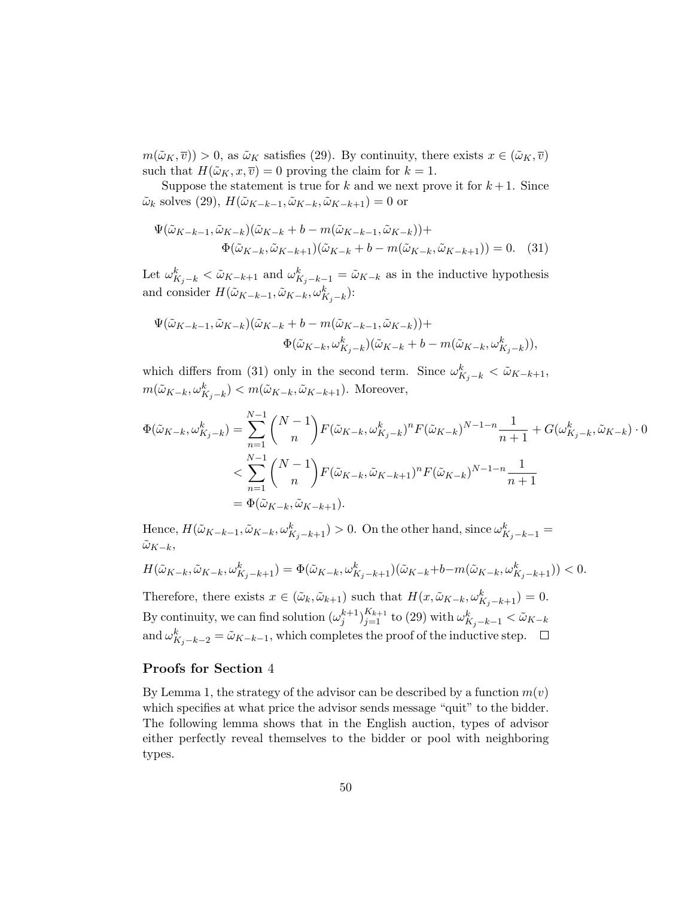$m(\tilde{\omega}_K, \overline{v})) > 0$, as $\tilde{\omega}_K$ satisfies (29). By continuity, there exists $x \in (\tilde{\omega}_K, \overline{v})$ such that $H(\tilde{\omega}_K, x, \overline{v}) = 0$ proving the claim for $k = 1$.

Suppose the statement is true for $k$ and we next prove it for $k+1$. Since $\tilde{\omega}_k$ solves (29), $H(\tilde{\omega}_{K-k-1}, \tilde{\omega}_{K-k}, \tilde{\omega}_{K-k+1}) = 0$ or

$$\Psi(\tilde{\omega}_{K-k-1}, \tilde{\omega}_{K-k})(\tilde{\omega}_{K-k} + b - m(\tilde{\omega}_{K-k-1}, \tilde{\omega}_{K-k}))+ \\ \Phi(\tilde{\omega}_{K-k}, \tilde{\omega}_{K-k+1})(\tilde{\omega}_{K-k} + b - m(\tilde{\omega}_{K-k}, \tilde{\omega}_{K-k+1})) = 0. \quad (31)$$

Let $\omega^k_{K_j-k} < \tilde{\omega}_{K-k+1}$ and $\omega^k_{K_j-k-1} = \tilde{\omega}_{K-k}$ as in the inductive hypothesis and consider $H(\tilde{\omega}_{K-k-1}, \tilde{\omega}_{K-k}, \omega^k_{K_j-k})$:

$$\Psi(\tilde{\omega}_{K-k-1}, \tilde{\omega}_{K-k})(\tilde{\omega}_{K-k} + b - m(\tilde{\omega}_{K-k-1}, \tilde{\omega}_{K-k}))+ \\ \Phi(\tilde{\omega}_{K-k}, \omega^k_{K_j-k})(\tilde{\omega}_{K-k} + b - m(\tilde{\omega}_{K-k}, \omega^k_{K_j-k})),$$

which differs from (31) only in the second term. Since $\omega^k_{K_j-k} < \tilde{\omega}_{K-k+1}$, $m(\tilde{\omega}_{K-k}, \omega^k_{K_j-k}) < m(\tilde{\omega}_{K-k}, \tilde{\omega}_{K-k+1})$. Moreover,

$$\begin{aligned}
\Phi(\tilde{\omega}_{K-k}, \omega^k_{K_j-k}) &= \sum_{n=1}^{N-1} \binom{N-1}{n} F(\tilde{\omega}_{K-k}, \omega^k_{K_j-k})^n F(\tilde{\omega}_{K-k})^{N-1-n} \frac{1}{n+1} + G(\omega^k_{K_j-k}, \tilde{\omega}_{K-k}) \cdot 0 \\
&< \sum_{n=1}^{N-1} \binom{N-1}{n} F(\tilde{\omega}_{K-k}, \tilde{\omega}_{K-k+1})^n F(\tilde{\omega}_{K-k})^{N-1-n} \frac{1}{n+1} \\
&= \Phi(\tilde{\omega}_{K-k}, \tilde{\omega}_{K-k+1}).
\end{aligned}$$

Hence, $H(\tilde{\omega}_{K-k-1}, \tilde{\omega}_{K-k}, \omega^k_{K_j-k+1}) > 0$. On the other hand, since $\omega^k_{K_j-k-1} = \tilde{\omega}_{K-k}$,

$$H(\tilde{\omega}_{K-k}, \tilde{\omega}_{K-k}, \omega^k_{K_j-k+1}) = \Phi(\tilde{\omega}_{K-k}, \omega^k_{K_j-k+1})(\tilde{\omega}_{K-k} + b - m(\tilde{\omega}_{K-k}, \omega^k_{K_j-k+1})) < 0.$$

Therefore, there exists $x \in (\tilde{\omega}_k, \tilde{\omega}_{k+1})$ such that $H(x, \tilde{\omega}_{K-k}, \omega^k_{K_j-k+1}) = 0$. By continuity, we can find solution $(\omega^{k+1}_j)^{K_{k+1}}_{j=1}$ to (29) with $\omega^k_{K_j-k-1} < \tilde{\omega}_{K-k}$ and $\omega^k_{K_j-k-2} = \tilde{\omega}_{K-k-1}$, which completes the proof of the inductive step. $\square$

### Proofs for Section 4

By Lemma 1, the strategy of the advisor can be described by a function $m(v)$ which specifies at what price the advisor sends message "quit" to the bidder. The following lemma shows that in the English auction, types of advisor either perfectly reveal themselves to the bidder or pool with neighboring types.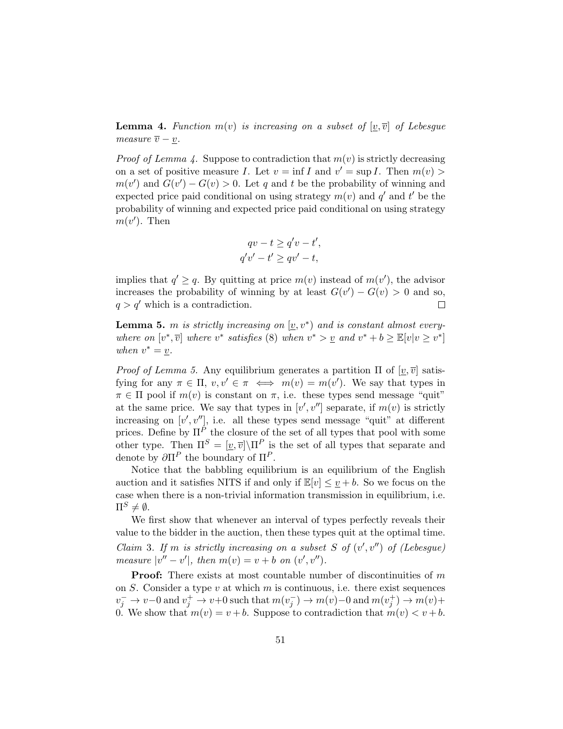**Lemma 4.** *Function $m(v)$ is increasing on a subset of $[\underline{v}, \overline{v}]$ of Lebesgue measure $\overline{v} - \underline{v}$.*

*Proof of Lemma 4.* Suppose to contradiction that $m(v)$ is strictly decreasing on a set of positive measure $I$. Let $v = \inf I$ and $v' = \sup I$. Then $m(v) > m(v')$ and $G(v') - G(v) > 0$. Let $q$ and $t$ be the probability of winning and expected price paid conditional on using strategy $m(v)$ and $q'$ and $t'$ be the probability of winning and expected price paid conditional on using strategy $m(v')$. Then

$$
\begin{aligned}
qv - t &\geq q'v - t', \\
q'v' - t' &\geq qv' - t,
\end{aligned}
$$

implies that $q' \geq q$. By quitting at price $m(v)$ instead of $m(v')$, the advisor increases the probability of winning by at least $G(v') - G(v) > 0$ and so, $q > q'$ which is a contradiction. $\square$

**Lemma 5.** *$m$ is strictly increasing on $[\underline{v}, v^*)$ and is constant almost everywhere on $[v^*, \overline{v}]$ where $v^*$ satisfies (8) when $v^* > \underline{v}$ and $v^* + b \geq \mathbb{E}[v|v \geq v^*]$ when $v^* = \underline{v}$.*

*Proof of Lemma 5.* Any equilibrium generates a partition $\Pi$ of $[\underline{v}, \overline{v}]$ satisfying for any $\pi \in \Pi$, $v, v' \in \pi \iff m(v) = m(v')$. We say that types in $\pi \in \Pi$ pool if $m(v)$ is constant on $\pi$, i.e. these types send message "quit" at the same price. We say that types in $[v', v'']$ separate, if $m(v)$ is strictly increasing on $[v', v'']$, i.e. all these types send message "quit" at different prices. Define by $\Pi^P$ the closure of the set of all types that pool with some other type. Then $\Pi^S = [\underline{v}, \overline{v}] \backslash \Pi^P$ is the set of all types that separate and denote by $\partial \Pi^P$ the boundary of $\Pi^P$.

Notice that the babbling equilibrium is an equilibrium of the English auction and it satisfies NITS if and only if $\mathbb{E}[v] \leq \underline{v} + b$. So we focus on the case when there is a non-trivial information transmission in equilibrium, i.e. $\Pi^S \neq \emptyset$.

We first show that whenever an interval of types perfectly reveals their value to the bidder in the auction, then these types quit at the optimal time.

*Claim 3. If $m$ is strictly increasing on a subset $S$ of $(v', v'')$ of (Lebesgue) measure $|v'' - v'|$, then $m(v) = v + b$ on $(v', v'')$.*

**Proof:** There exists at most countable number of discontinuities of $m$ on $S$. Consider a type $v$ at which $m$ is continuous, i.e. there exist sequences $v_j^- \to v - 0$ and $v_j^+ \to v + 0$ such that $m(v_j^-) \to m(v) - 0$ and $m(v_j^+) \to m(v) + 0$. We show that $m(v) = v + b$. Suppose to contradiction that $m(v) < v + b$.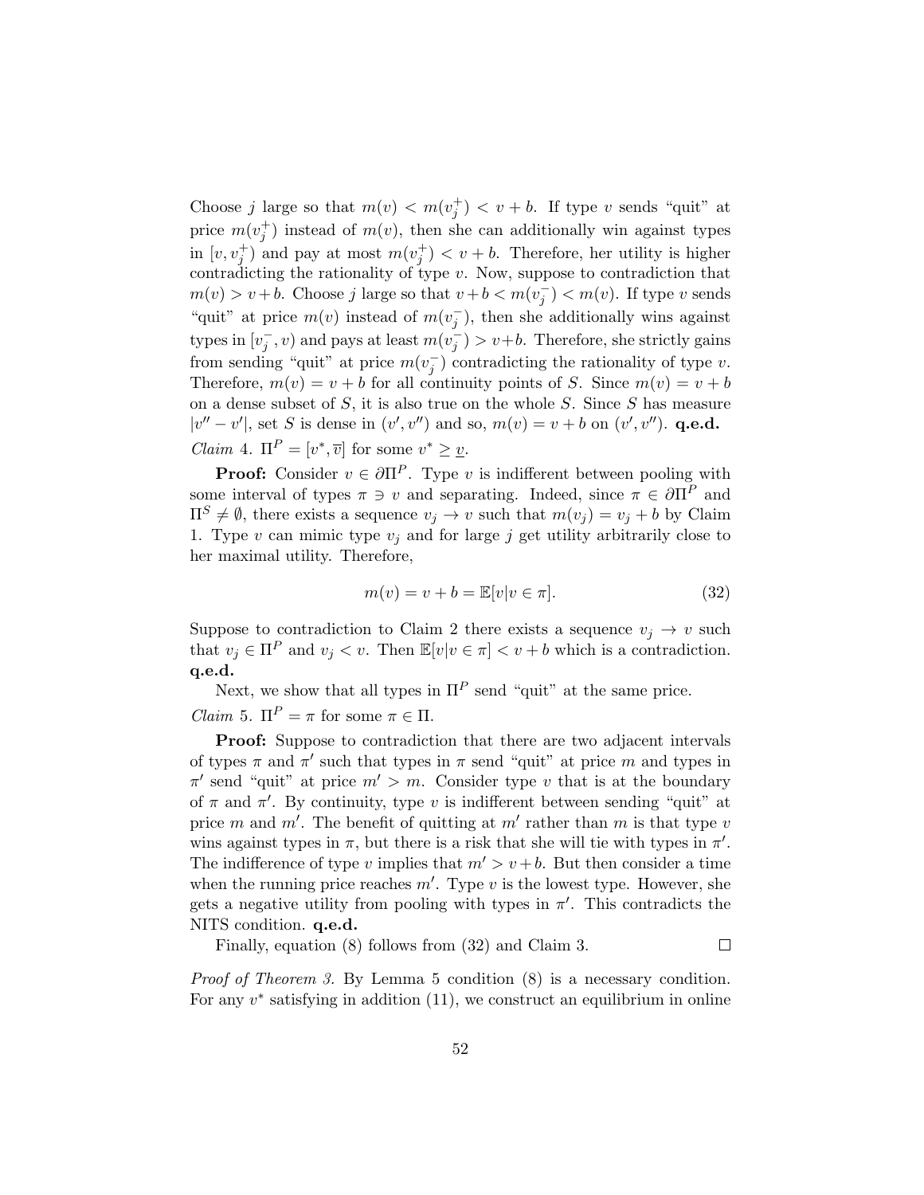Choose $j$ large so that $m(v) < m(v_j^+) < v + b$. If type $v$ sends "quit" at price $m(v_j^+)$ instead of $m(v)$, then she can additionally win against types in $[v, v_j^+)$ and pay at most $m(v_j^+) < v + b$. Therefore, her utility is higher contradicting the rationality of type $v$. Now, suppose to contradiction that $m(v) > v+b$. Choose $j$ large so that $v+b < m(v_j^-) < m(v)$. If type $v$ sends "quit" at price $m(v)$ instead of $m(v_j^-)$, then she additionally wins against types in $[v_j^-, v)$ and pays at least $m(v_j^-) > v+b$. Therefore, she strictly gains from sending "quit" at price $m(v_j^-)$ contradicting the rationality of type $v$. Therefore, $m(v) = v + b$ for all continuity points of $S$. Since $m(v) = v + b$ on a dense subset of $S$, it is also true on the whole $S$. Since $S$ has measure $|v'' - v'|$, set $S$ is dense in $(v', v'')$ and so, $m(v) = v + b$ on $(v', v'')$. **q.e.d.**

*Claim* 4. $\Pi^P = [v^*, \overline{v}]$ for some $v^* \geq \underline{v}$.

**Proof:** Consider $v \in \partial\Pi^P$. Type $v$ is indifferent between pooling with some interval of types $\pi \ni v$ and separating. Indeed, since $\pi \in \partial\Pi^P$ and $\Pi^S \neq \emptyset$, there exists a sequence $v_j \to v$ such that $m(v_j) = v_j + b$ by Claim 1. Type $v$ can mimic type $v_j$ and for large $j$ get utility arbitrarily close to her maximal utility. Therefore,

$$m(v) = v + b = \mathbb{E}[v|v \in \pi]. \tag{32}$$

Suppose to contradiction to Claim 2 there exists a sequence $v_j \to v$ such that $v_j \in \Pi^P$ and $v_j < v$. Then $\mathbb{E}[v|v \in \pi] < v + b$ which is a contradiction. **q.e.d.**

Next, we show that all types in $\Pi^P$ send "quit" at the same price.

*Claim* 5. $\Pi^P = \pi$ for some $\pi \in \Pi$.

**Proof:** Suppose to contradiction that there are two adjacent intervals of types $\pi$ and $\pi'$ such that types in $\pi$ send "quit" at price $m$ and types in $\pi'$ send "quit" at price $m' > m$. Consider type $v$ that is at the boundary of $\pi$ and $\pi'$. By continuity, type $v$ is indifferent between sending "quit" at price $m$ and $m'$. The benefit of quitting at $m'$ rather than $m$ is that type $v$ wins against types in $\pi$, but there is a risk that she will tie with types in $\pi'$. The indifference of type $v$ implies that $m' > v+b$. But then consider a time when the running price reaches $m'$. Type $v$ is the lowest type. However, she gets a negative utility from pooling with types in $\pi'$. This contradicts the NITS condition. **q.e.d.**

Finally, equation (8) follows from (32) and Claim 3. $\square$

*Proof of Theorem 3.* By Lemma 5 condition (8) is a necessary condition. For any $v^*$ satisfying in addition (11), we construct an equilibrium in online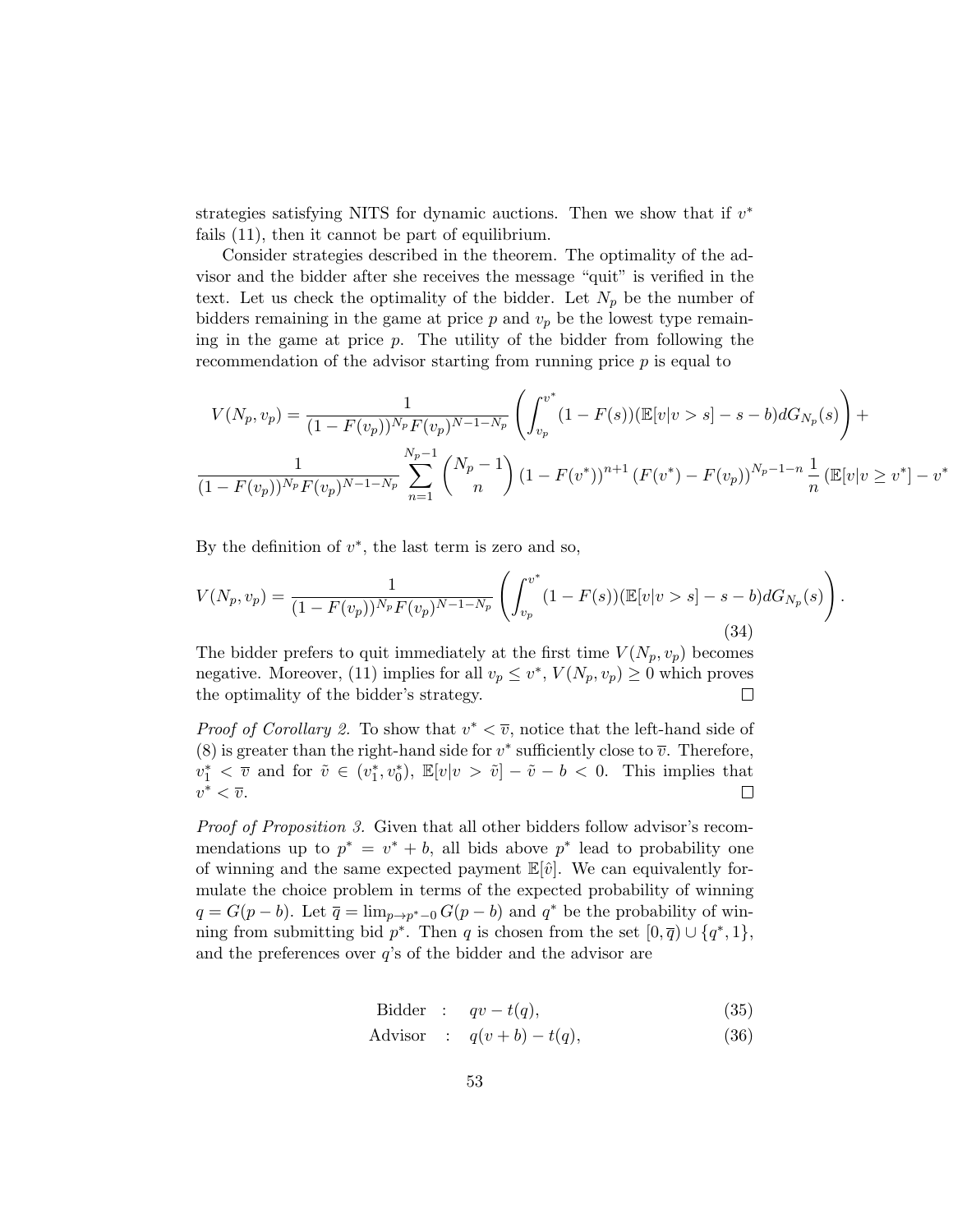strategies satisfying NITS for dynamic auctions. Then we show that if $v^*$ fails (11), then it cannot be part of equilibrium.

Consider strategies described in the theorem. The optimality of the advisor and the bidder after she receives the message "quit" is verified in the text. Let us check the optimality of the bidder. Let $N_p$ be the number of bidders remaining in the game at price $p$ and $v_p$ be the lowest type remaining in the game at price $p$. The utility of the bidder from following the recommendation of the advisor starting from running price $p$ is equal to

$$V(N_p, v_p) = \frac{1}{(1-F(v_p))^{N_p} F(v_p)^{N-1-N_p}} \left( \int_{v_p}^{v^*} (1-F(s))(\mathbb{E}[v|v>s] - s - b) dG_{N_p}(s) \right) +$$

$$\frac{1}{(1-F(v_p))^{N_p} F(v_p)^{N-1-N_p}} \sum_{n=1}^{N_p-1} \binom{N_p-1}{n} (1-F(v^*))^{n+1} (F(v^*) - F(v_p))^{N_p-1-n} \frac{1}{n} (\mathbb{E}[v|v \geq v^*] - v^*$$

By the definition of $v^*$, the last term is zero and so,

$$V(N_p, v_p) = \frac{1}{(1-F(v_p))^{N_p} F(v_p)^{N-1-N_p}} \left( \int_{v_p}^{v^*} (1-F(s))(\mathbb{E}[v|v>s] - s - b) dG_{N_p}(s) \right). \tag{34}$$

The bidder prefers to quit immediately at the first time $V(N_p, v_p)$ becomes negative. Moreover, (11) implies for all $v_p \leq v^*$, $V(N_p, v_p) \geq 0$ which proves the optimality of the bidder's strategy. □

*Proof of Corollary 2.* To show that $v^* < \overline{v}$, notice that the left-hand side of (8) is greater than the right-hand side for $v^*$ sufficiently close to $\overline{v}$. Therefore, $v_1^* < \overline{v}$ and for $\tilde{v} \in (v_1^*, v_0^*)$, $\mathbb{E}[v|v > \tilde{v}] - \tilde{v} - b < 0$. This implies that $v^* < \overline{v}$. □

*Proof of Proposition 3.* Given that all other bidders follow advisor's recommendations up to $p^* = v^* + b$, all bids above $p^*$ lead to probability one of winning and the same expected payment $\mathbb{E}[\hat{v}]$. We can equivalently formulate the choice problem in terms of the expected probability of winning $q = G(p-b)$. Let $\overline{q} = \lim_{p \to p^*-0} G(p-b)$ and $q^*$ be the probability of winning from submitting bid $p^*$. Then $q$ is chosen from the set $[0, \overline{q}) \cup \{q^*, 1\}$, and the preferences over $q$'s of the bidder and the advisor are

$$\text{Bidder} \quad : \quad qv - t(q), \tag{35}$$

$$\text{Advisor} \quad : \quad q(v+b) - t(q), \tag{36}$$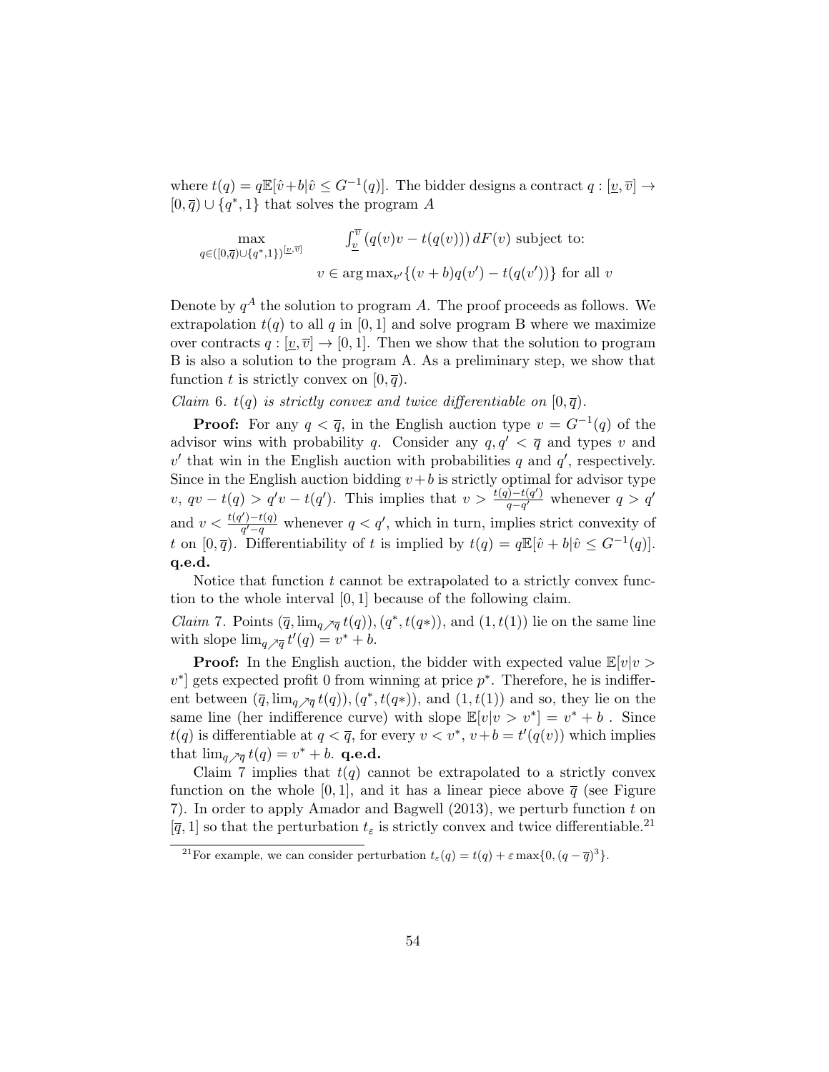where $t(q) = q\mathbb{E}[\hat{v}+b|\hat{v} \leq G^{-1}(q)]$. The bidder designs a contract $q : [\underline{v}, \overline{v}] \to [0, \overline{q}) \cup \{q^*, 1\}$ that solves the program $A$

$$\max_{q \in ([0,\overline{q}) \cup \{q^*,1\})^{[\underline{v},\overline{v}]}} \quad \int_{\underline{v}}^{\overline{v}} (q(v)v - t(q(v)))\, dF(v) \text{ subject to:}$$

$$v \in \arg\max_{v'}\{(v+b)q(v') - t(q(v'))\} \text{ for all } v$$

Denote by $q^A$ the solution to program $A$. The proof proceeds as follows. We extrapolation $t(q)$ to all $q$ in $[0,1]$ and solve program B where we maximize over contracts $q : [\underline{v}, \overline{v}] \to [0, 1]$. Then we show that the solution to program B is also a solution to the program A. As a preliminary step, we show that function $t$ is strictly convex on $[0, \overline{q})$.

*Claim* 6. *$t(q)$ is strictly convex and twice differentiable on $[0, \overline{q})$.*

**Proof:** For any $q < \overline{q}$, in the English auction type $v = G^{-1}(q)$ of the advisor wins with probability $q$. Consider any $q, q' < \overline{q}$ and types $v$ and $v'$ that win in the English auction with probabilities $q$ and $q'$, respectively. Since in the English auction bidding $v+b$ is strictly optimal for advisor type $v$, $qv - t(q) > q'v - t(q')$. This implies that $v > \frac{t(q)-t(q')}{q-q'}$ whenever $q > q'$ and $v < \frac{t(q')-t(q)}{q'-q}$ whenever $q < q'$, which in turn, implies strict convexity of $t$ on $[0, \overline{q})$. Differentiability of $t$ is implied by $t(q) = q\mathbb{E}[\hat{v} + b|\hat{v} \leq G^{-1}(q)]$. **q.e.d.**

Notice that function $t$ cannot be extrapolated to a strictly convex function to the whole interval $[0, 1]$ because of the following claim.

*Claim* 7. Points $(\overline{q}, \lim_{q \nearrow \overline{q}} t(q)), (q^*, t(q*))$, and $(1, t(1))$ lie on the same line with slope $\lim_{q \nearrow \overline{q}} t'(q) = v^* + b$.

**Proof:** In the English auction, the bidder with expected value $\mathbb{E}[v|v > v^*]$ gets expected profit 0 from winning at price $p^*$. Therefore, he is indifferent between $(\overline{q}, \lim_{q \nearrow \overline{q}} t(q)), (q^*, t(q*))$, and $(1, t(1))$ and so, they lie on the same line (her indifference curve) with slope $\mathbb{E}[v|v > v^*] = v^* + b$ . Since $t(q)$ is differentiable at $q < \overline{q}$, for every $v < v^*$, $v+b = t'(q(v))$ which implies that $\lim_{q \nearrow \overline{q}} t(q) = v^* + b$. **q.e.d.**

Claim 7 implies that $t(q)$ cannot be extrapolated to a strictly convex function on the whole $[0, 1]$, and it has a linear piece above $\overline{q}$ (see Figure 7). In order to apply Amador and Bagwell (2013), we perturb function $t$ on $[\overline{q}, 1]$ so that the perturbation $t_\varepsilon$ is strictly convex and twice differentiable.[21]

[21] For example, we can consider perturbation $t_\varepsilon(q) = t(q) + \varepsilon \max\{0, (q - \overline{q})^3\}$.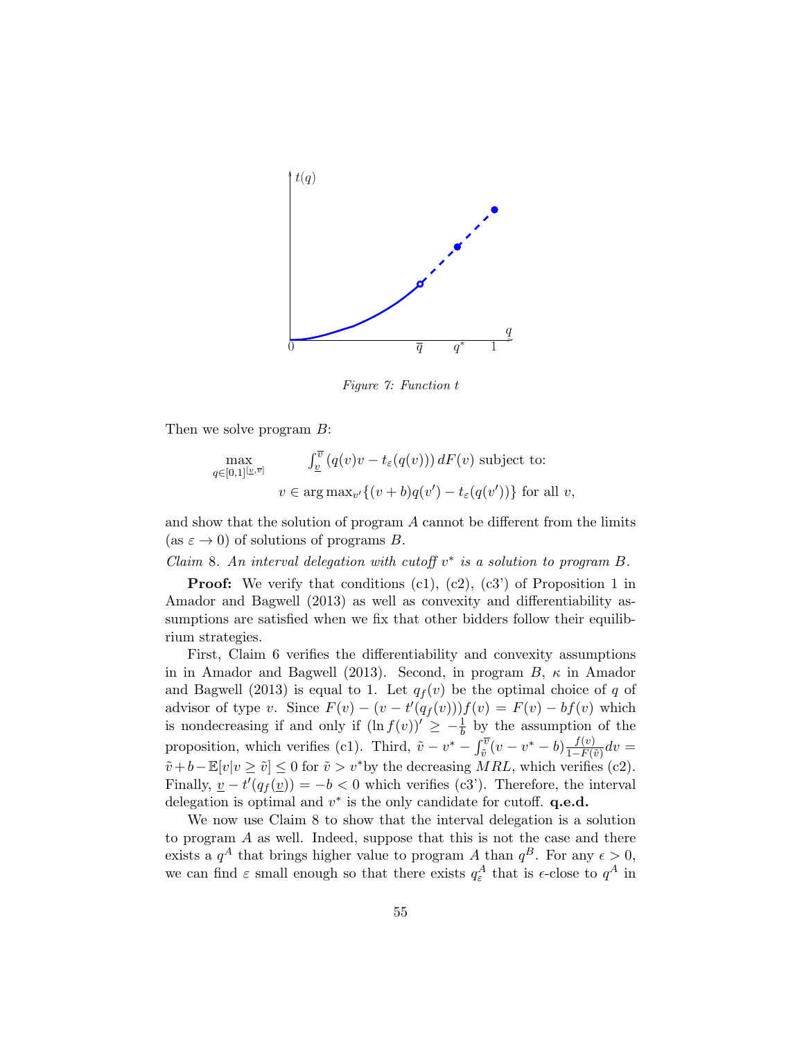Figure 7: Function $t$

Then we solve program $B$:

$$\max_{q \in [0,1]^{[\underline{v},\overline{v}]}} \quad \int_{\underline{v}}^{\overline{v}} \left(q(v)v - t_\varepsilon(q(v))\right) dF(v) \text{ subject to:}$$

$$v \in \arg\max_{v'} \{(v+b)q(v') - t_\varepsilon(q(v'))\} \text{ for all } v,$$

and show that the solution of program $A$ cannot be different from the limits (as $\varepsilon \to 0$) of solutions of programs $B$.

*Claim* 8. *An interval delegation with cutoff $v^*$ is a solution to program $B$.*

**Proof:** We verify that conditions (c1), (c2), (c3') of Proposition 1 in Amador and Bagwell (2013) as well as convexity and differentiability assumptions are satisfied when we fix that other bidders follow their equilibrium strategies.

First, Claim 6 verifies the differentiability and convexity assumptions in in Amador and Bagwell (2013). Second, in program $B$, $\kappa$ in Amador and Bagwell (2013) is equal to 1. Let $q_f(v)$ be the optimal choice of $q$ of advisor of type $v$. Since $F(v) - (v - t'(q_f(v)))f(v) = F(v) - bf(v)$ which is nondecreasing if and only if $(\ln f(v))' \geq -\frac{1}{b}$ by the assumption of the proposition, which verifies (c1). Third, $\tilde{v} - v^* - \int_{\tilde{v}}^{\overline{v}} (v - v^* - b) \frac{f(v)}{1-F(\tilde{v})} dv = \tilde{v} + b - \mathbb{E}[v | v \geq \tilde{v}] \leq 0$ for $\tilde{v} > v^*$by the decreasing $MRL$, which verifies (c2). Finally, $\underline{v} - t'(q_f(\underline{v})) = -b < 0$ which verifies (c3'). Therefore, the interval delegation is optimal and $v^*$ is the only candidate for cutoff. **q.e.d.**

We now use Claim 8 to show that the interval delegation is a solution to program $A$ as well. Indeed, suppose that this is not the case and there exists a $q^A$ that brings higher value to program $A$ than $q^B$. For any $\epsilon > 0$, we can find $\varepsilon$ small enough so that there exists $q^A_\varepsilon$ that is $\epsilon$-close to $q^A$ in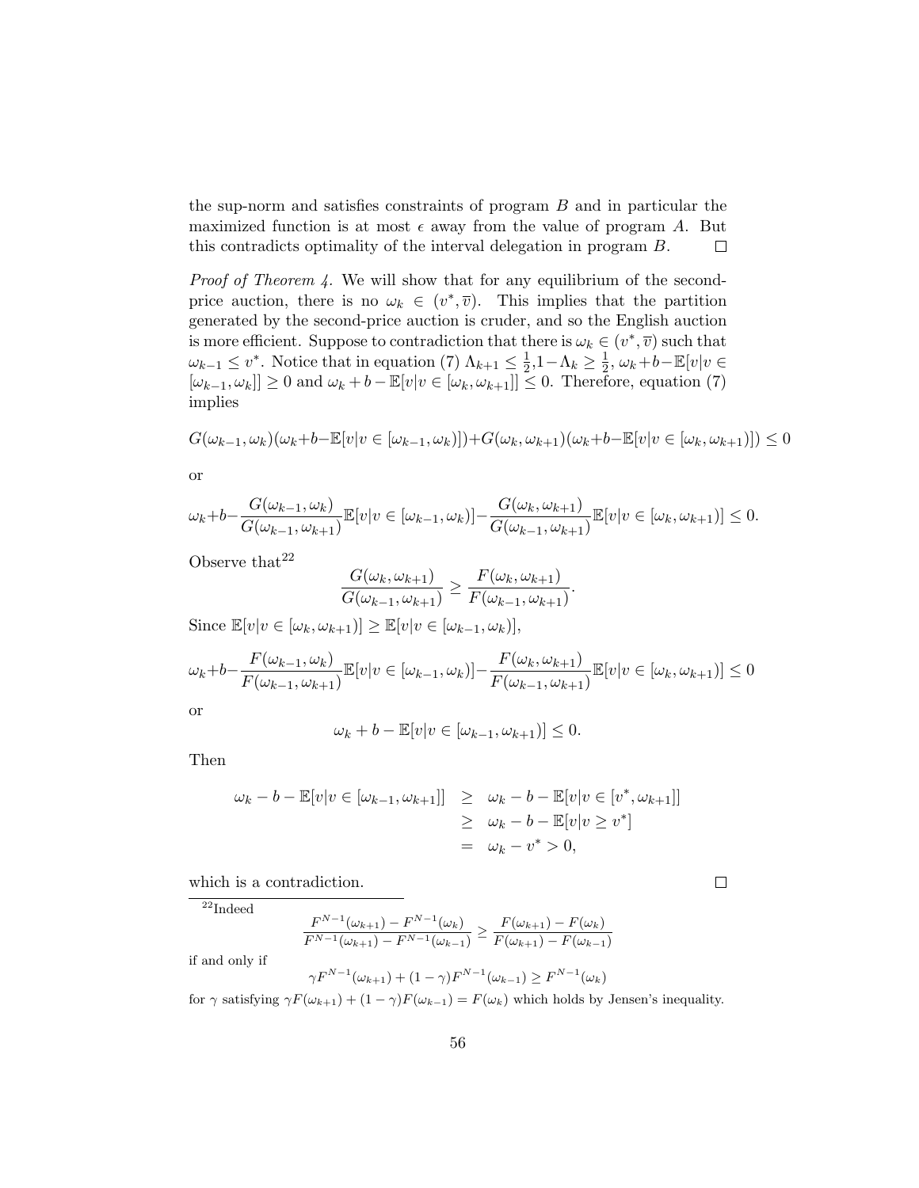the sup-norm and satisfies constraints of program $B$ and in particular the maximized function is at most $\epsilon$ away from the value of program $A$. But this contradicts optimality of the interval delegation in program $B$. $\square$

*Proof of Theorem 4.* We will show that for any equilibrium of the second-price auction, there is no $\omega_k \in (v^*, \overline{v})$. This implies that the partition generated by the second-price auction is cruder, and so the English auction is more efficient. Suppose to contradiction that there is $\omega_k \in (v^*, \overline{v})$ such that $\omega_{k-1} \leq v^*$. Notice that in equation (7) $\Lambda_{k+1} \leq \frac{1}{2}$, $1-\Lambda_k \geq \frac{1}{2}$, $\omega_k + b - \mathbb{E}[v|v \in [\omega_{k-1}, \omega_k]] \geq 0$ and $\omega_k + b - \mathbb{E}[v|v \in [\omega_k, \omega_{k+1}]] \leq 0$. Therefore, equation (7) implies

$$G(\omega_{k-1}, \omega_k)(\omega_k + b - \mathbb{E}[v|v \in [\omega_{k-1}, \omega_k)]) + G(\omega_k, \omega_{k+1})(\omega_k + b - \mathbb{E}[v|v \in [\omega_k, \omega_{k+1})]) \leq 0$$

or

$$\omega_k + b - \frac{G(\omega_{k-1}, \omega_k)}{G(\omega_{k-1}, \omega_{k+1})}\mathbb{E}[v|v \in [\omega_{k-1}, \omega_k)] - \frac{G(\omega_k, \omega_{k+1})}{G(\omega_{k-1}, \omega_{k+1})}\mathbb{E}[v|v \in [\omega_k, \omega_{k+1})] \leq 0.$$

Observe that[22]

$$\frac{G(\omega_k, \omega_{k+1})}{G(\omega_{k-1}, \omega_{k+1})} \geq \frac{F(\omega_k, \omega_{k+1})}{F(\omega_{k-1}, \omega_{k+1})}.$$

Since $\mathbb{E}[v|v \in [\omega_k, \omega_{k+1})] \geq \mathbb{E}[v|v \in [\omega_{k-1}, \omega_k)]$,

$$\omega_k + b - \frac{F(\omega_{k-1}, \omega_k)}{F(\omega_{k-1}, \omega_{k+1})}\mathbb{E}[v|v \in [\omega_{k-1}, \omega_k)] - \frac{F(\omega_k, \omega_{k+1})}{F(\omega_{k-1}, \omega_{k+1})}\mathbb{E}[v|v \in [\omega_k, \omega_{k+1})] \leq 0$$

or

$$\omega_k + b - \mathbb{E}[v|v \in [\omega_{k-1}, \omega_{k+1})] \leq 0.$$

Then

$$\begin{aligned}
\omega_k - b - \mathbb{E}[v|v \in [\omega_{k-1}, \omega_{k+1}]] &\geq \omega_k - b - \mathbb{E}[v|v \in [v^*, \omega_{k+1}]] \\
&\geq \omega_k - b - \mathbb{E}[v|v \geq v^*] \\
&= \omega_k - v^* > 0,
\end{aligned}$$

which is a contradiction. $\square$

---

[22] Indeed

$$\frac{F^{N-1}(\omega_{k+1}) - F^{N-1}(\omega_k)}{F^{N-1}(\omega_{k+1}) - F^{N-1}(\omega_{k-1})} \geq \frac{F(\omega_{k+1}) - F(\omega_k)}{F(\omega_{k+1}) - F(\omega_{k-1})}$$

if and only if

$$\gamma F^{N-1}(\omega_{k+1}) + (1-\gamma)F^{N-1}(\omega_{k-1}) \geq F^{N-1}(\omega_k)$$

for $\gamma$ satisfying $\gamma F(\omega_{k+1}) + (1-\gamma)F(\omega_{k-1}) = F(\omega_k)$ which holds by Jensen's inequality.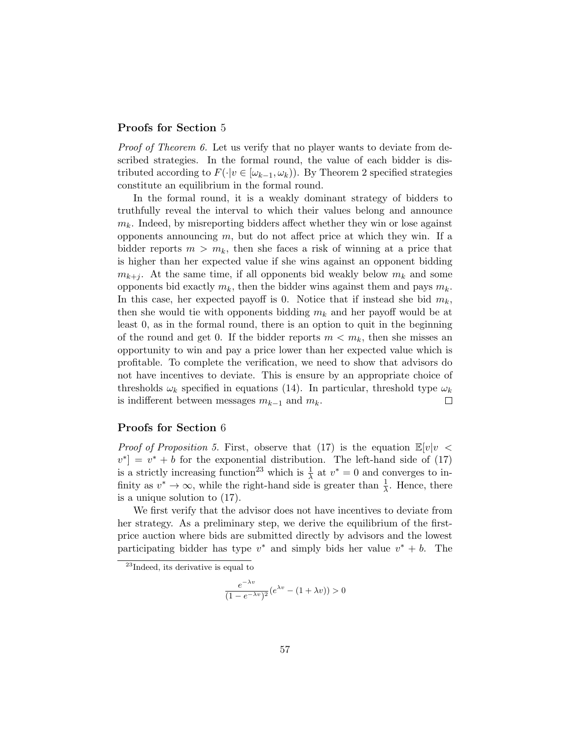**Proofs for Section** 5

*Proof of Theorem 6.* Let us verify that no player wants to deviate from described strategies. In the formal round, the value of each bidder is distributed according to $F(\cdot|v \in [\omega_{k-1}, \omega_k))$. By Theorem 2 specified strategies constitute an equilibrium in the formal round.

In the formal round, it is a weakly dominant strategy of bidders to truthfully reveal the interval to which their values belong and announce $m_k$. Indeed, by misreporting bidders affect whether they win or lose against opponents announcing $m$, but do not affect price at which they win. If a bidder reports $m > m_k$, then she faces a risk of winning at a price that is higher than her expected value if she wins against an opponent bidding $m_{k+j}$. At the same time, if all opponents bid weakly below $m_k$ and some opponents bid exactly $m_k$, then the bidder wins against them and pays $m_k$. In this case, her expected payoff is 0. Notice that if instead she bid $m_k$, then she would tie with opponents bidding $m_k$ and her payoff would be at least 0, as in the formal round, there is an option to quit in the beginning of the round and get 0. If the bidder reports $m < m_k$, then she misses an opportunity to win and pay a price lower than her expected value which is profitable. To complete the verification, we need to show that advisors do not have incentives to deviate. This is ensure by an appropriate choice of thresholds $\omega_k$ specified in equations (14). In particular, threshold type $\omega_k$ is indifferent between messages $m_{k-1}$ and $m_k$. $\square$

**Proofs for Section** 6

*Proof of Proposition 5.* First, observe that (17) is the equation $\mathbb{E}[v|v < v^*] = v^* + b$ for the exponential distribution. The left-hand side of (17) is a strictly increasing function[23] which is $\frac{1}{\lambda}$ at $v^* = 0$ and converges to infinity as $v^* \to \infty$, while the right-hand side is greater than $\frac{1}{\lambda}$. Hence, there is a unique solution to (17).

We first verify that the advisor does not have incentives to deviate from her strategy. As a preliminary step, we derive the equilibrium of the first-price auction where bids are submitted directly by advisors and the lowest participating bidder has type $v^*$ and simply bids her value $v^* + b$. The

[23]Indeed, its derivative is equal to

$$\frac{e^{-\lambda v}}{(1 - e^{-\lambda v})^2}(e^{\lambda v} - (1 + \lambda v)) > 0$$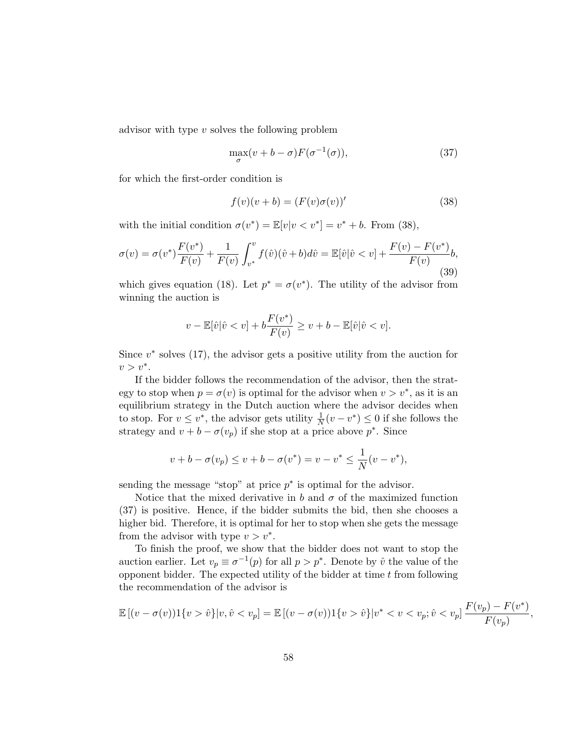advisor with type $v$ solves the following problem

$$\max_{\sigma}(v + b - \sigma)F(\sigma^{-1}(\sigma)), \tag{37}$$

for which the first-order condition is

$$f(v)(v + b) = (F(v)\sigma(v))' \tag{38}$$

with the initial condition $\sigma(v^*) = \mathbb{E}[v|v < v^*] = v^* + b$. From (38),

$$\sigma(v) = \sigma(v^*)\frac{F(v^*)}{F(v)} + \frac{1}{F(v)}\int_{v^*}^{v} f(\hat{v})(\hat{v} + b)d\hat{v} = \mathbb{E}[\hat{v}|\hat{v} < v] + \frac{F(v) - F(v^*)}{F(v)}b, \tag{39}$$

which gives equation (18). Let $p^* = \sigma(v^*)$. The utility of the advisor from winning the auction is

$$v - \mathbb{E}[\hat{v}|\hat{v} < v] + b\frac{F(v^*)}{F(v)} \geq v + b - \mathbb{E}[\hat{v}|\hat{v} < v].$$

Since $v^*$ solves (17), the advisor gets a positive utility from the auction for $v > v^*$.

If the bidder follows the recommendation of the advisor, then the strategy to stop when $p = \sigma(v)$ is optimal for the advisor when $v > v^*$, as it is an equilibrium strategy in the Dutch auction where the advisor decides when to stop. For $v \leq v^*$, the advisor gets utility $\frac{1}{N}(v - v^*) \leq 0$ if she follows the strategy and $v + b - \sigma(v_p)$ if she stop at a price above $p^*$. Since

$$v + b - \sigma(v_p) \leq v + b - \sigma(v^*) = v - v^* \leq \frac{1}{N}(v - v^*),$$

sending the message "stop" at price $p^*$ is optimal for the advisor.

Notice that the mixed derivative in $b$ and $\sigma$ of the maximized function (37) is positive. Hence, if the bidder submits the bid, then she chooses a higher bid. Therefore, it is optimal for her to stop when she gets the message from the advisor with type $v > v^*$.

To finish the proof, we show that the bidder does not want to stop the auction earlier. Let $v_p \equiv \sigma^{-1}(p)$ for all $p > p^*$. Denote by $\hat{v}$ the value of the opponent bidder. The expected utility of the bidder at time $t$ from following the recommendation of the advisor is

$$\mathbb{E}\left[(v - \sigma(v))1\{v > \hat{v}\}|v, \hat{v} < v_p\right] = \mathbb{E}\left[(v - \sigma(v))1\{v > \hat{v}\}|v^* < v < v_p; \hat{v} < v_p\right]\frac{F(v_p) - F(v^*)}{F(v_p)},$$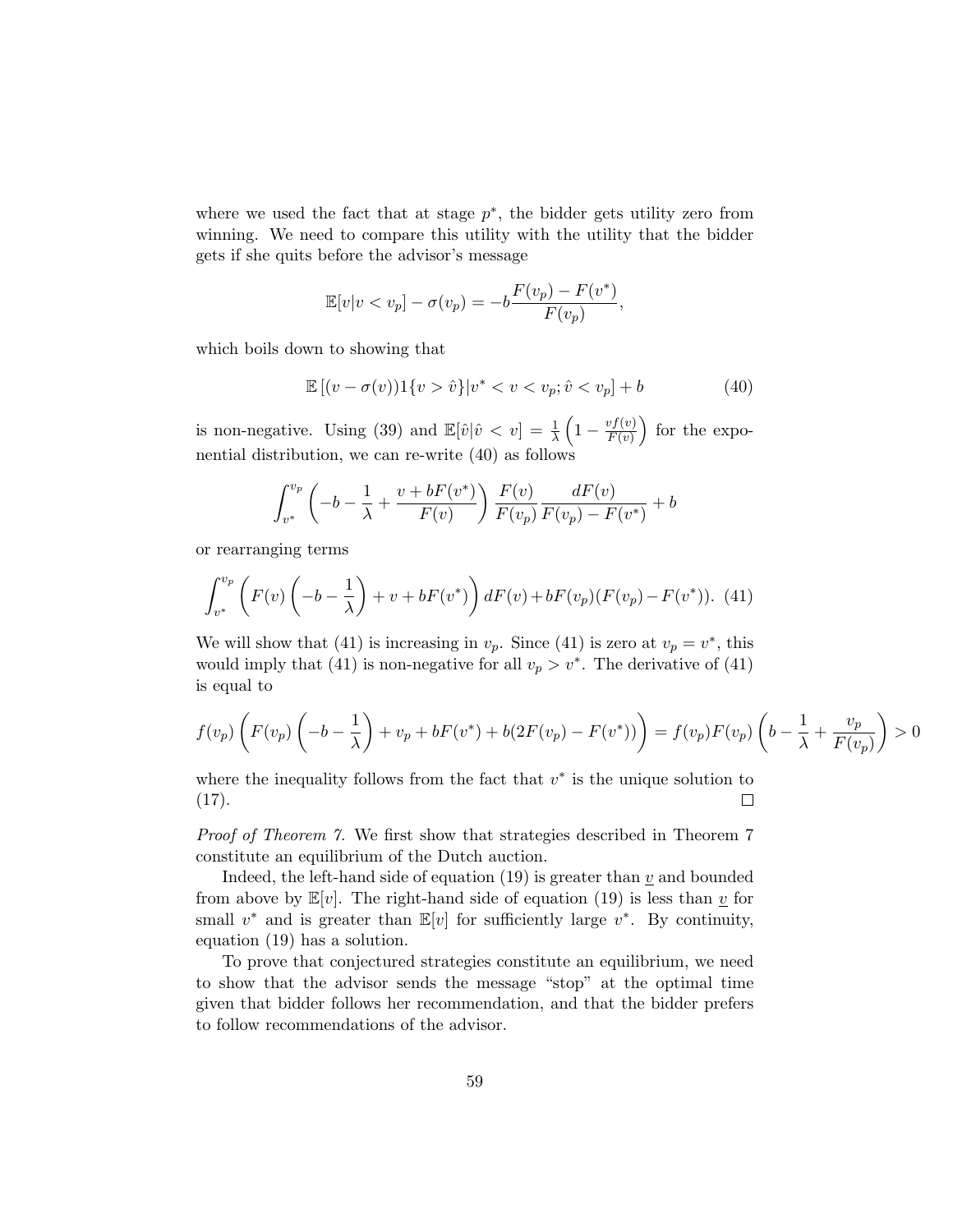where we used the fact that at stage $p^*$, the bidder gets utility zero from winning. We need to compare this utility with the utility that the bidder gets if she quits before the advisor's message

$$\mathbb{E}[v|v < v_p] - \sigma(v_p) = -b\frac{F(v_p) - F(v^*)}{F(v_p)},$$

which boils down to showing that

$$\mathbb{E}\left[(v - \sigma(v))1\{v > \hat{v}\}|v^* < v < v_p; \hat{v} < v_p\right] + b \tag{40}$$

is non-negative. Using (39) and $\mathbb{E}[\hat{v}|\hat{v} < v] = \frac{1}{\lambda}\left(1 - \frac{vf(v)}{F(v)}\right)$ for the exponential distribution, we can re-write (40) as follows

$$\int_{v^*}^{v_p} \left(-b - \frac{1}{\lambda} + \frac{v + bF(v^*)}{F(v)}\right) \frac{F(v)}{F(v_p)} \frac{dF(v)}{F(v_p) - F(v^*)} + b$$

or rearranging terms

$$\int_{v^*}^{v_p} \left(F(v)\left(-b - \frac{1}{\lambda}\right) + v + bF(v^*)\right) dF(v) + bF(v_p)(F(v_p) - F(v^*)). \tag{41}$$

We will show that (41) is increasing in $v_p$. Since (41) is zero at $v_p = v^*$, this would imply that (41) is non-negative for all $v_p > v^*$. The derivative of (41) is equal to

$$f(v_p)\left(F(v_p)\left(-b - \frac{1}{\lambda}\right) + v_p + bF(v^*) + b(2F(v_p) - F(v^*))\right) = f(v_p)F(v_p)\left(b - \frac{1}{\lambda} + \frac{v_p}{F(v_p)}\right) > 0$$

where the inequality follows from the fact that $v^*$ is the unique solution to (17). $\square$

*Proof of Theorem 7.* We first show that strategies described in Theorem 7 constitute an equilibrium of the Dutch auction.

Indeed, the left-hand side of equation (19) is greater than $\underline{v}$ and bounded from above by $\mathbb{E}[v]$. The right-hand side of equation (19) is less than $\underline{v}$ for small $v^*$ and is greater than $\mathbb{E}[v]$ for sufficiently large $v^*$. By continuity, equation (19) has a solution.

To prove that conjectured strategies constitute an equilibrium, we need to show that the advisor sends the message "stop" at the optimal time given that bidder follows her recommendation, and that the bidder prefers to follow recommendations of the advisor.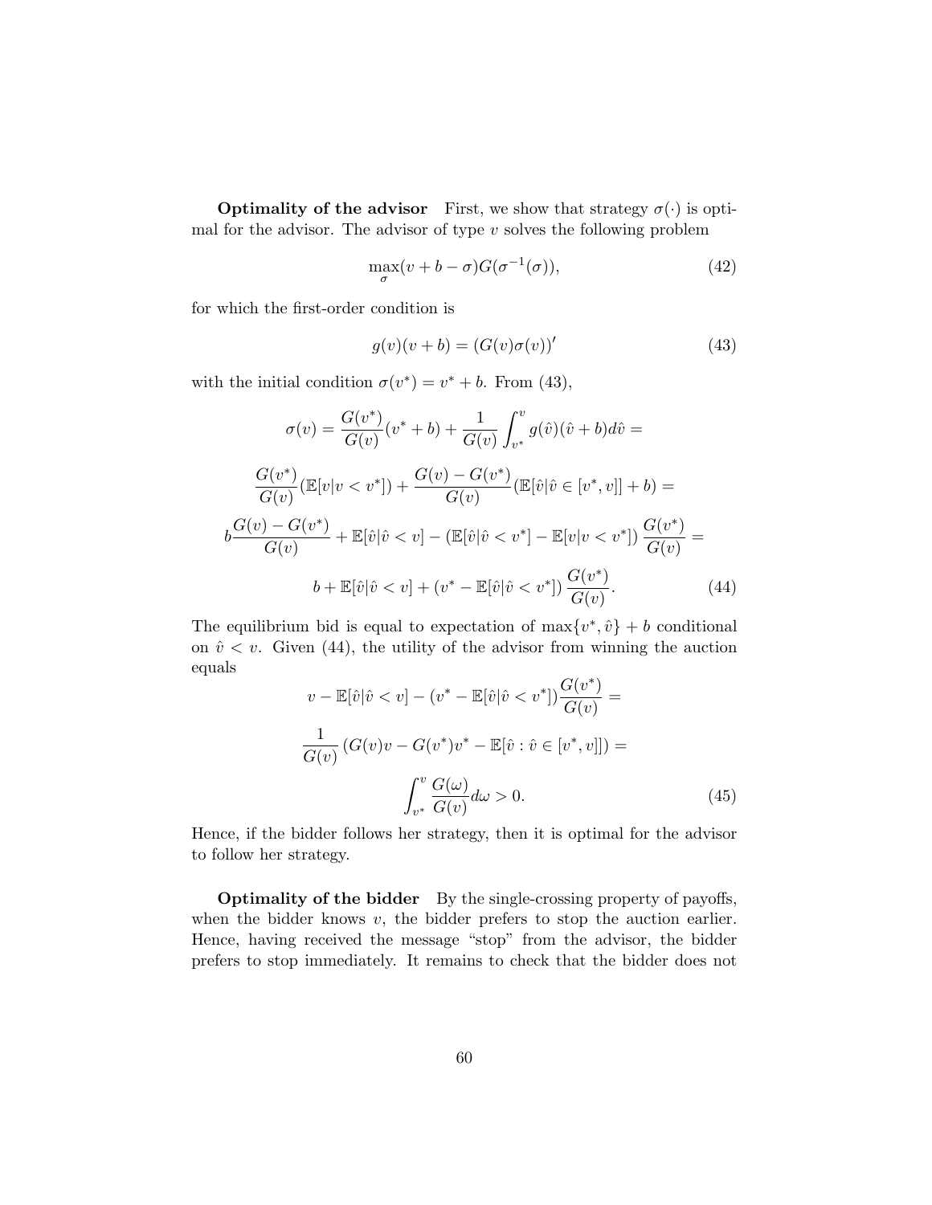**Optimality of the advisor** First, we show that strategy $\sigma(\cdot)$ is optimal for the advisor. The advisor of type $v$ solves the following problem

$$\max_{\sigma}(v + b - \sigma)G(\sigma^{-1}(\sigma)), \tag{42}$$

for which the first-order condition is

$$g(v)(v + b) = (G(v)\sigma(v))' \tag{43}$$

with the initial condition $\sigma(v^*) = v^* + b$. From (43),

$$\sigma(v) = \frac{G(v^*)}{G(v)}(v^* + b) + \frac{1}{G(v)}\int_{v^*}^{v} g(\hat{v})(\hat{v} + b)d\hat{v} =$$

$$\frac{G(v^*)}{G(v)}(\mathbb{E}[v|v < v^*]) + \frac{G(v) - G(v^*)}{G(v)}(\mathbb{E}[\hat{v}|\hat{v} \in [v^*, v]] + b) =$$

$$b\frac{G(v) - G(v^*)}{G(v)} + \mathbb{E}[\hat{v}|\hat{v} < v] - (\mathbb{E}[\hat{v}|\hat{v} < v^*] - \mathbb{E}[v|v < v^*])\,\frac{G(v^*)}{G(v)} =$$

$$b + \mathbb{E}[\hat{v}|\hat{v} < v] + (v^* - \mathbb{E}[\hat{v}|\hat{v} < v^*])\,\frac{G(v^*)}{G(v)}. \tag{44}$$

The equilibrium bid is equal to expectation of $\max\{v^*, \hat{v}\} + b$ conditional on $\hat{v} < v$. Given (44), the utility of the advisor from winning the auction equals

$$v - \mathbb{E}[\hat{v}|\hat{v} < v] - (v^* - \mathbb{E}[\hat{v}|\hat{v} < v^*])\frac{G(v^*)}{G(v)} =$$

$$\frac{1}{G(v)}\left(G(v)v - G(v^*)v^* - \mathbb{E}[\hat{v} : \hat{v} \in [v^*, v]]\right) =$$

$$\int_{v^*}^{v} \frac{G(\omega)}{G(v)}d\omega > 0. \tag{45}$$

Hence, if the bidder follows her strategy, then it is optimal for the advisor to follow her strategy.

**Optimality of the bidder** By the single-crossing property of payoffs, when the bidder knows $v$, the bidder prefers to stop the auction earlier. Hence, having received the message "stop" from the advisor, the bidder prefers to stop immediately. It remains to check that the bidder does not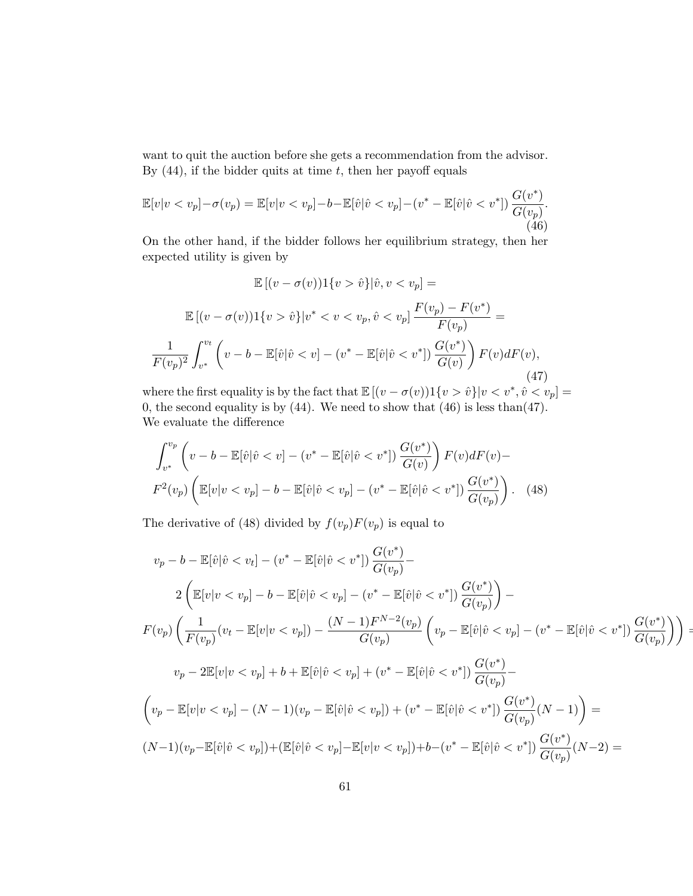want to quit the auction before she gets a recommendation from the advisor. By (44), if the bidder quits at time $t$, then her payoff equals

$$\mathbb{E}[v|v < v_p] - \sigma(v_p) = \mathbb{E}[v|v < v_p] - b - \mathbb{E}[\hat{v}|\hat{v} < v_p] - (v^* - \mathbb{E}[\hat{v}|\hat{v} < v^*]) \frac{G(v^*)}{G(v_p)}. \tag{46}$$

On the other hand, if the bidder follows her equilibrium strategy, then her expected utility is given by

$$\mathbb{E}\left[(v - \sigma(v))1\{v > \hat{v}\}|\hat{v}, v < v_p\right] =$$

$$\mathbb{E}\left[(v - \sigma(v))1\{v > \hat{v}\}|v^* < v < v_p, \hat{v} < v_p\right] \frac{F(v_p) - F(v^*)}{F(v_p)} =$$

$$\frac{1}{F(v_p)^2} \int_{v^*}^{v_t} \left( v - b - \mathbb{E}[\hat{v}|\hat{v} < v] - (v^* - \mathbb{E}[\hat{v}|\hat{v} < v^*]) \frac{G(v^*)}{G(v)} \right) F(v) dF(v), \tag{47}$$

where the first equality is by the fact that $\mathbb{E}\left[(v - \sigma(v))1\{v > \hat{v}\}|v < v^*, \hat{v} < v_p\right] = 0$, the second equality is by (44). We need to show that (46) is less than(47). We evaluate the difference

$$\int_{v^*}^{v_p} \left( v - b - \mathbb{E}[\hat{v}|\hat{v} < v] - (v^* - \mathbb{E}[\hat{v}|\hat{v} < v^*]) \frac{G(v^*)}{G(v)} \right) F(v) dF(v) -$$
$$F^2(v_p) \left( \mathbb{E}[v|v < v_p] - b - \mathbb{E}[\hat{v}|\hat{v} < v_p] - (v^* - \mathbb{E}[\hat{v}|\hat{v} < v^*]) \frac{G(v^*)}{G(v_p)} \right). \tag{48}$$

The derivative of (48) divided by $f(v_p)F(v_p)$ is equal to

$$v_p - b - \mathbb{E}[\hat{v}|\hat{v} < v_t] - (v^* - \mathbb{E}[\hat{v}|\hat{v} < v^*]) \frac{G(v^*)}{G(v_p)} -$$
$$2\left( \mathbb{E}[v|v < v_p] - b - \mathbb{E}[\hat{v}|\hat{v} < v_p] - (v^* - \mathbb{E}[\hat{v}|\hat{v} < v^*]) \frac{G(v^*)}{G(v_p)} \right) -$$
$$F(v_p) \left( \frac{1}{F(v_p)}(v_t - \mathbb{E}[v|v < v_p]) - \frac{(N-1)F^{N-2}(v_p)}{G(v_p)} \left( v_p - \mathbb{E}[\hat{v}|\hat{v} < v_p] - (v^* - \mathbb{E}[\hat{v}|\hat{v} < v^*]) \frac{G(v^*)}{G(v_p)} \right) \right) =$$
$$v_p - 2\mathbb{E}[v|v < v_p] + b + \mathbb{E}[\hat{v}|\hat{v} < v_p] + (v^* - \mathbb{E}[\hat{v}|\hat{v} < v^*]) \frac{G(v^*)}{G(v_p)} -$$
$$\left( v_p - \mathbb{E}[v|v < v_p] - (N-1)(v_p - \mathbb{E}[\hat{v}|\hat{v} < v_p]) + (v^* - \mathbb{E}[\hat{v}|\hat{v} < v^*]) \frac{G(v^*)}{G(v_p)}(N-1) \right) =$$
$$(N-1)(v_p - \mathbb{E}[\hat{v}|\hat{v} < v_p]) + (\mathbb{E}[\hat{v}|\hat{v} < v_p] - \mathbb{E}[v|v < v_p]) + b - (v^* - \mathbb{E}[\hat{v}|\hat{v} < v^*]) \frac{G(v^*)}{G(v_p)}(N-2) =$$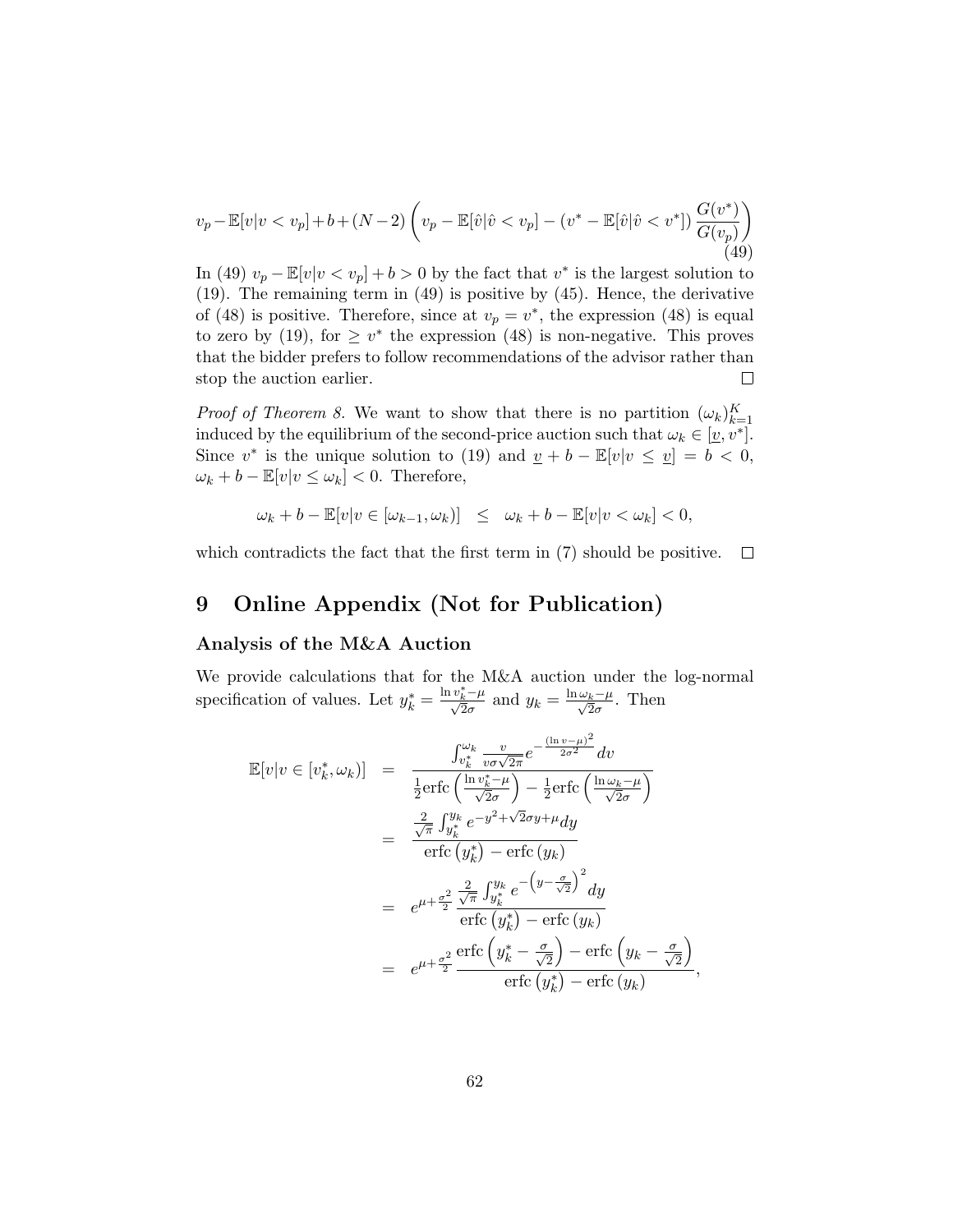$$v_p - \mathbb{E}[v|v < v_p] + b + (N-2)\left(v_p - \mathbb{E}[\hat{v}|\hat{v} < v_p] - (v^* - \mathbb{E}[\hat{v}|\hat{v} < v^*])\frac{G(v^*)}{G(v_p)}\right) \tag{49}$$

In (49) $v_p - \mathbb{E}[v|v < v_p] + b > 0$ by the fact that $v^*$ is the largest solution to (19). The remaining term in (49) is positive by (45). Hence, the derivative of (48) is positive. Therefore, since at $v_p = v^*$, the expression (48) is equal to zero by (19), for $\geq v^*$ the expression (48) is non-negative. This proves that the bidder prefers to follow recommendations of the advisor rather than stop the auction earlier. □

*Proof of Theorem 8.* We want to show that there is no partition $(\omega_k)_{k=1}^K$ induced by the equilibrium of the second-price auction such that $\omega_k \in [\underline{v}, v^*]$. Since $v^*$ is the unique solution to (19) and $\underline{v} + b - \mathbb{E}[v|v \leq \underline{v}] = b < 0$, $\omega_k + b - \mathbb{E}[v|v \leq \omega_k] < 0$. Therefore,

$$\omega_k + b - \mathbb{E}[v|v \in [\omega_{k-1}, \omega_k)] \quad \leq \quad \omega_k + b - \mathbb{E}[v|v < \omega_k] < 0,$$

which contradicts the fact that the first term in (7) should be positive. □

# 9 Online Appendix (Not for Publication)

### Analysis of the M&A Auction

We provide calculations that for the M&A auction under the log-normal specification of values. Let $y_k^* = \frac{\ln v_k^* - \mu}{\sqrt{2}\sigma}$ and $y_k = \frac{\ln \omega_k - \mu}{\sqrt{2}\sigma}$. Then

$$\begin{aligned}
\mathbb{E}[v|v \in [v_k^*, \omega_k)] &= \frac{\int_{v_k^*}^{\omega_k} \frac{v}{v\sigma\sqrt{2\pi}} e^{-\frac{(\ln v - \mu)^2}{2\sigma^2}} dv}{\frac{1}{2}\text{erfc}\left(\frac{\ln v_k^* - \mu}{\sqrt{2}\sigma}\right) - \frac{1}{2}\text{erfc}\left(\frac{\ln \omega_k - \mu}{\sqrt{2}\sigma}\right)} \\
&= \frac{\frac{2}{\sqrt{\pi}} \int_{y_k^*}^{y_k} e^{-y^2 + \sqrt{2}\sigma y + \mu} dy}{\text{erfc}\left(y_k^*\right) - \text{erfc}\left(y_k\right)} \\
&= e^{\mu + \frac{\sigma^2}{2}} \frac{\frac{2}{\sqrt{\pi}} \int_{y_k^*}^{y_k} e^{-\left(y - \frac{\sigma}{\sqrt{2}}\right)^2} dy}{\text{erfc}\left(y_k^*\right) - \text{erfc}\left(y_k\right)} \\
&= e^{\mu + \frac{\sigma^2}{2}} \frac{\text{erfc}\left(y_k^* - \frac{\sigma}{\sqrt{2}}\right) - \text{erfc}\left(y_k - \frac{\sigma}{\sqrt{2}}\right)}{\text{erfc}\left(y_k^*\right) - \text{erfc}\left(y_k\right)},
\end{aligned}$$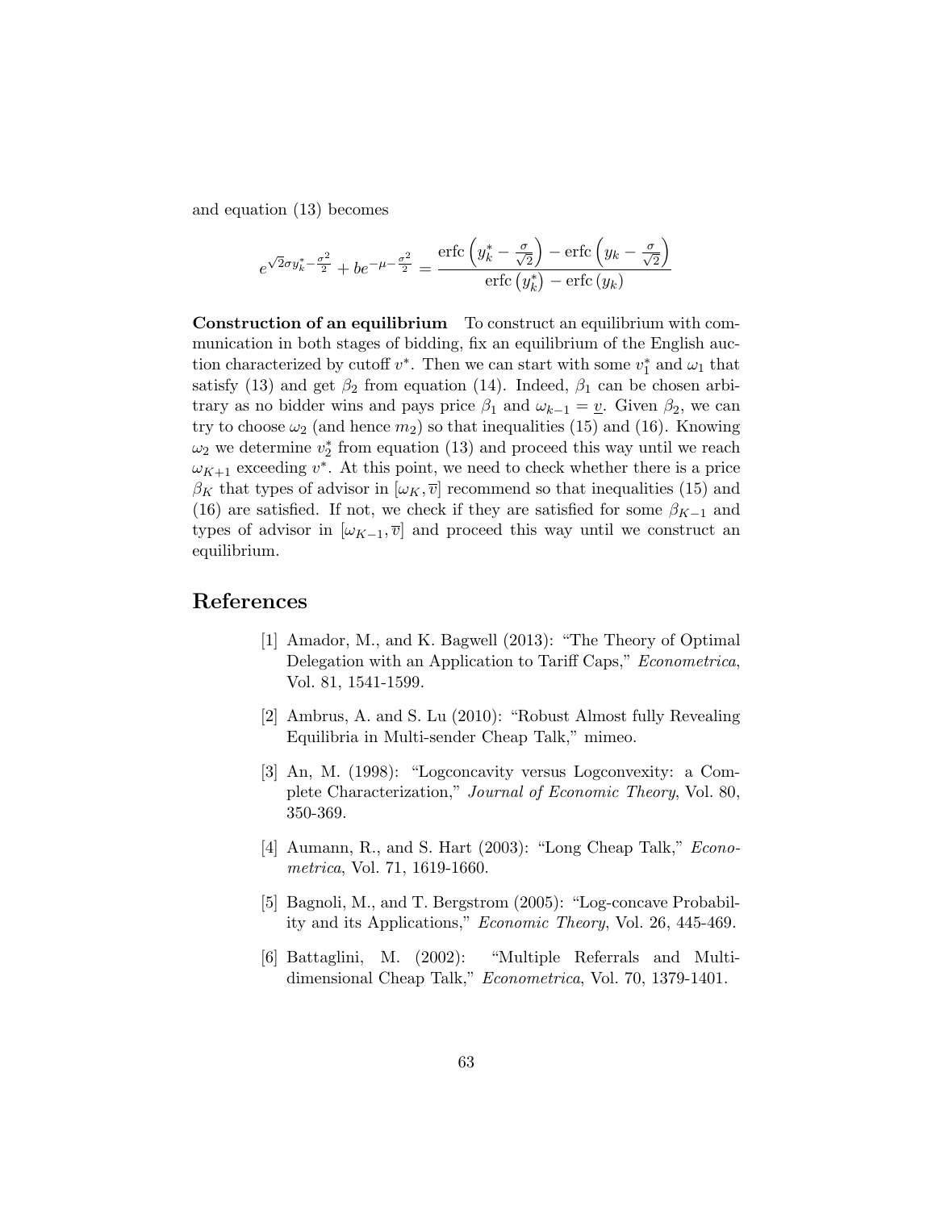and equation (13) becomes

$$e^{\sqrt{2}\sigma y_k^* - \frac{\sigma^2}{2}} + be^{-\mu - \frac{\sigma^2}{2}} = \frac{\text{erfc}\left(y_k^* - \frac{\sigma}{\sqrt{2}}\right) - \text{erfc}\left(y_k - \frac{\sigma}{\sqrt{2}}\right)}{\text{erfc}\left(y_k^*\right) - \text{erfc}\left(y_k\right)}$$

**Construction of an equilibrium** To construct an equilibrium with communication in both stages of bidding, fix an equilibrium of the English auction characterized by cutoff $v^*$. Then we can start with some $v_1^*$ and $\omega_1$ that satisfy (13) and get $\beta_2$ from equation (14). Indeed, $\beta_1$ can be chosen arbitrary as no bidder wins and pays price $\beta_1$ and $\omega_{k-1} = \underline{v}$. Given $\beta_2$, we can try to choose $\omega_2$ (and hence $m_2$) so that inequalities (15) and (16). Knowing $\omega_2$ we determine $v_2^*$ from equation (13) and proceed this way until we reach $\omega_{K+1}$ exceeding $v^*$. At this point, we need to check whether there is a price $\beta_K$ that types of advisor in $[\omega_K, \overline{v}]$ recommend so that inequalities (15) and (16) are satisfied. If not, we check if they are satisfied for some $\beta_{K-1}$ and types of advisor in $[\omega_{K-1}, \overline{v}]$ and proceed this way until we construct an equilibrium.

# References

[1] Amador, M., and K. Bagwell (2013): "The Theory of Optimal Delegation with an Application to Tariff Caps," *Econometrica*, Vol. 81, 1541-1599.

[2] Ambrus, A. and S. Lu (2010): "Robust Almost fully Revealing Equilibria in Multi-sender Cheap Talk," mimeo.

[3] An, M. (1998): "Logconcavity versus Logconvexity: a Complete Characterization," *Journal of Economic Theory*, Vol. 80, 350-369.

[4] Aumann, R., and S. Hart (2003): "Long Cheap Talk," *Econometrica*, Vol. 71, 1619-1660.

[5] Bagnoli, M., and T. Bergstrom (2005): "Log-concave Probability and its Applications," *Economic Theory*, Vol. 26, 445-469.

[6] Battaglini, M. (2002): "Multiple Referrals and Multidimensional Cheap Talk," *Econometrica*, Vol. 70, 1379-1401.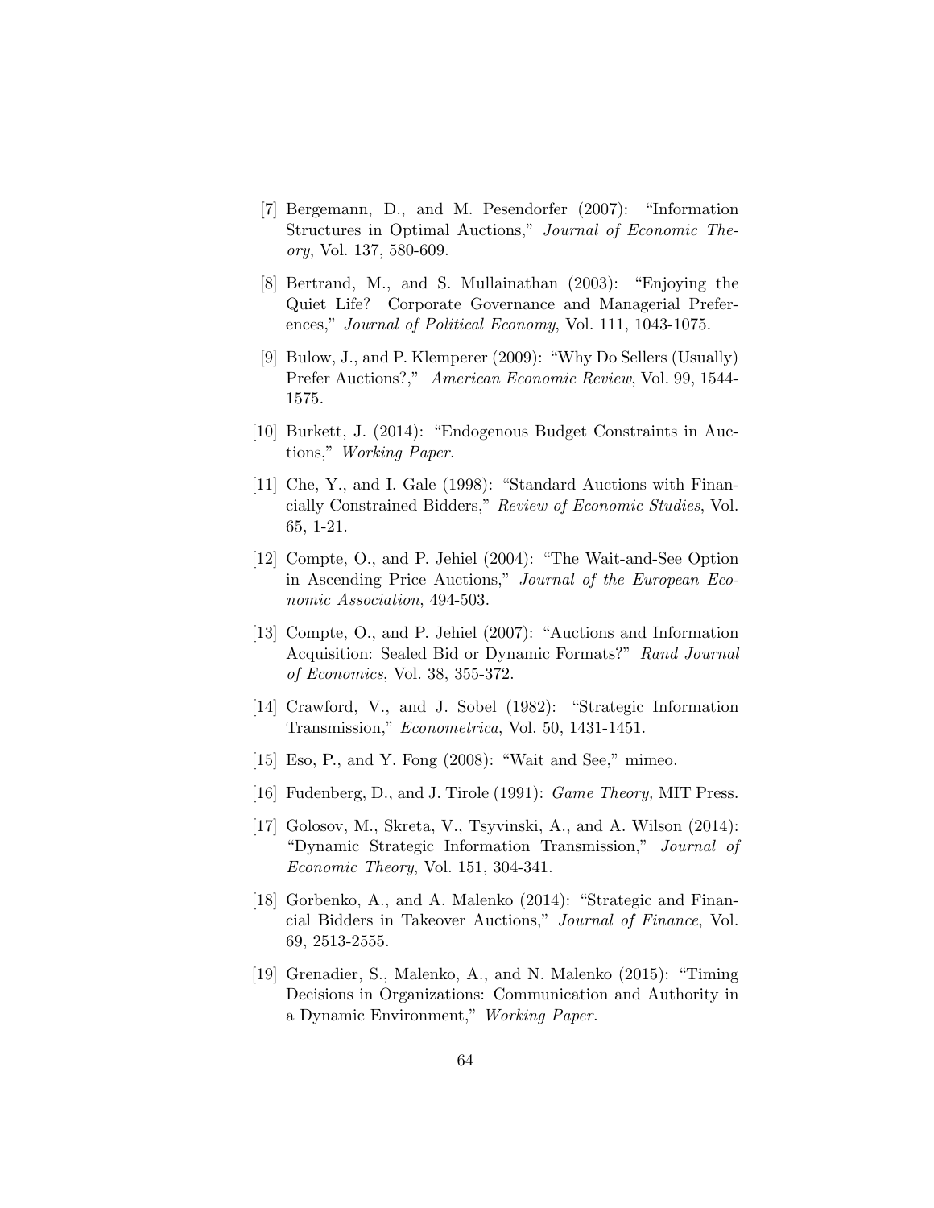[7] Bergemann, D., and M. Pesendorfer (2007): "Information Structures in Optimal Auctions," *Journal of Economic Theory*, Vol. 137, 580-609.

[8] Bertrand, M., and S. Mullainathan (2003): "Enjoying the Quiet Life? Corporate Governance and Managerial Preferences," *Journal of Political Economy*, Vol. 111, 1043-1075.

[9] Bulow, J., and P. Klemperer (2009): "Why Do Sellers (Usually) Prefer Auctions?," *American Economic Review*, Vol. 99, 1544-1575.

[10] Burkett, J. (2014): "Endogenous Budget Constraints in Auctions," *Working Paper.*

[11] Che, Y., and I. Gale (1998): "Standard Auctions with Financially Constrained Bidders," *Review of Economic Studies*, Vol. 65, 1-21.

[12] Compte, O., and P. Jehiel (2004): "The Wait-and-See Option in Ascending Price Auctions," *Journal of the European Economic Association*, 494-503.

[13] Compte, O., and P. Jehiel (2007): "Auctions and Information Acquisition: Sealed Bid or Dynamic Formats?" *Rand Journal of Economics*, Vol. 38, 355-372.

[14] Crawford, V., and J. Sobel (1982): "Strategic Information Transmission," *Econometrica*, Vol. 50, 1431-1451.

[15] Eso, P., and Y. Fong (2008): "Wait and See," mimeo.

[16] Fudenberg, D., and J. Tirole (1991): *Game Theory,* MIT Press.

[17] Golosov, M., Skreta, V., Tsyvinski, A., and A. Wilson (2014): "Dynamic Strategic Information Transmission," *Journal of Economic Theory*, Vol. 151, 304-341.

[18] Gorbenko, A., and A. Malenko (2014): "Strategic and Financial Bidders in Takeover Auctions," *Journal of Finance*, Vol. 69, 2513-2555.

[19] Grenadier, S., Malenko, A., and N. Malenko (2015): "Timing Decisions in Organizations: Communication and Authority in a Dynamic Environment," *Working Paper.*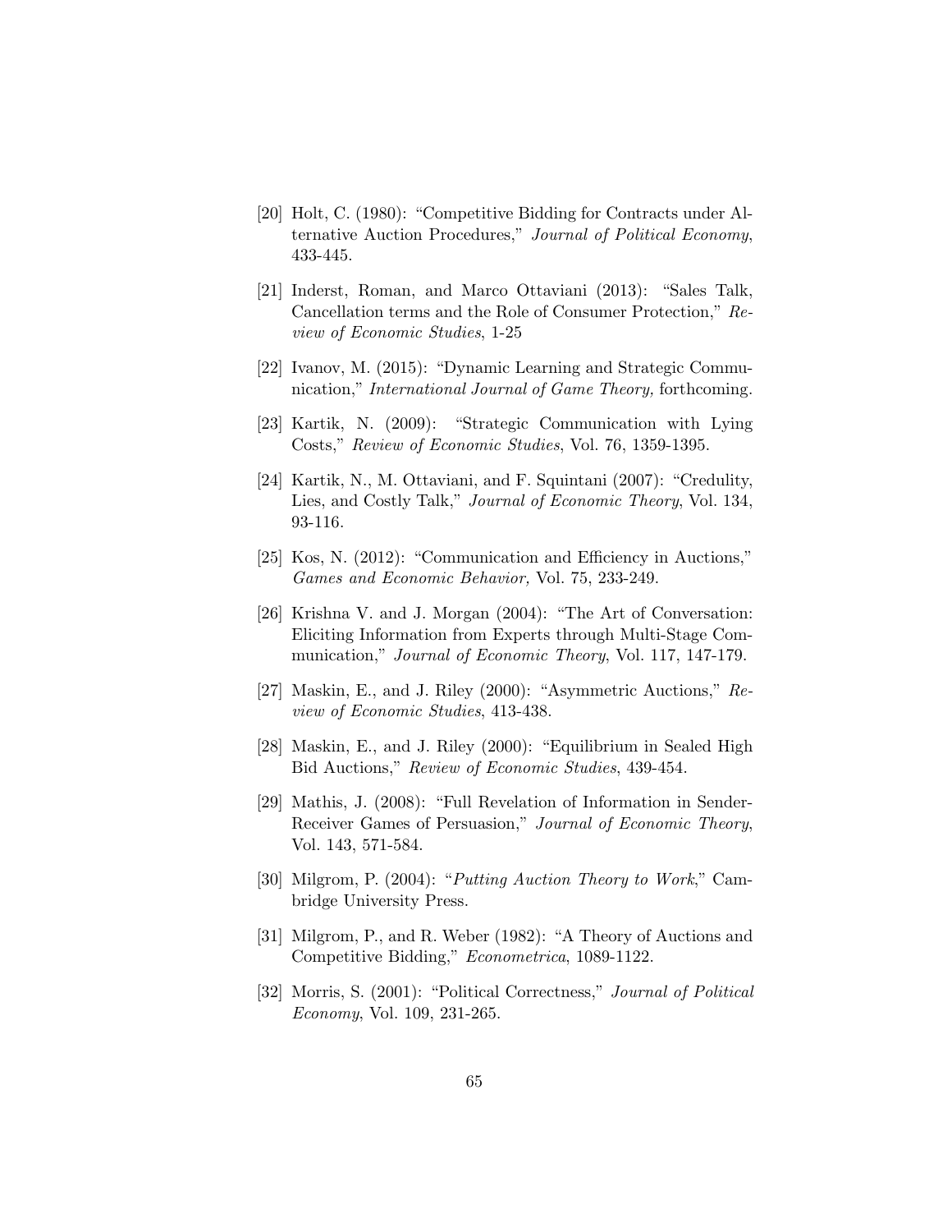[20] Holt, C. (1980): "Competitive Bidding for Contracts under Alternative Auction Procedures," *Journal of Political Economy*, 433-445.

[21] Inderst, Roman, and Marco Ottaviani (2013): "Sales Talk, Cancellation terms and the Role of Consumer Protection," *Review of Economic Studies*, 1-25

[22] Ivanov, M. (2015): "Dynamic Learning and Strategic Communication," *International Journal of Game Theory,* forthcoming.

[23] Kartik, N. (2009): "Strategic Communication with Lying Costs," *Review of Economic Studies*, Vol. 76, 1359-1395.

[24] Kartik, N., M. Ottaviani, and F. Squintani (2007): "Credulity, Lies, and Costly Talk," *Journal of Economic Theory*, Vol. 134, 93-116.

[25] Kos, N. (2012): "Communication and Efficiency in Auctions," *Games and Economic Behavior,* Vol. 75, 233-249.

[26] Krishna V. and J. Morgan (2004): "The Art of Conversation: Eliciting Information from Experts through Multi-Stage Communication," *Journal of Economic Theory*, Vol. 117, 147-179.

[27] Maskin, E., and J. Riley (2000): "Asymmetric Auctions," *Review of Economic Studies*, 413-438.

[28] Maskin, E., and J. Riley (2000): "Equilibrium in Sealed High Bid Auctions," *Review of Economic Studies*, 439-454.

[29] Mathis, J. (2008): "Full Revelation of Information in Sender-Receiver Games of Persuasion," *Journal of Economic Theory*, Vol. 143, 571-584.

[30] Milgrom, P. (2004): "*Putting Auction Theory to Work*," Cambridge University Press.

[31] Milgrom, P., and R. Weber (1982): "A Theory of Auctions and Competitive Bidding," *Econometrica*, 1089-1122.

[32] Morris, S. (2001): "Political Correctness," *Journal of Political Economy*, Vol. 109, 231-265.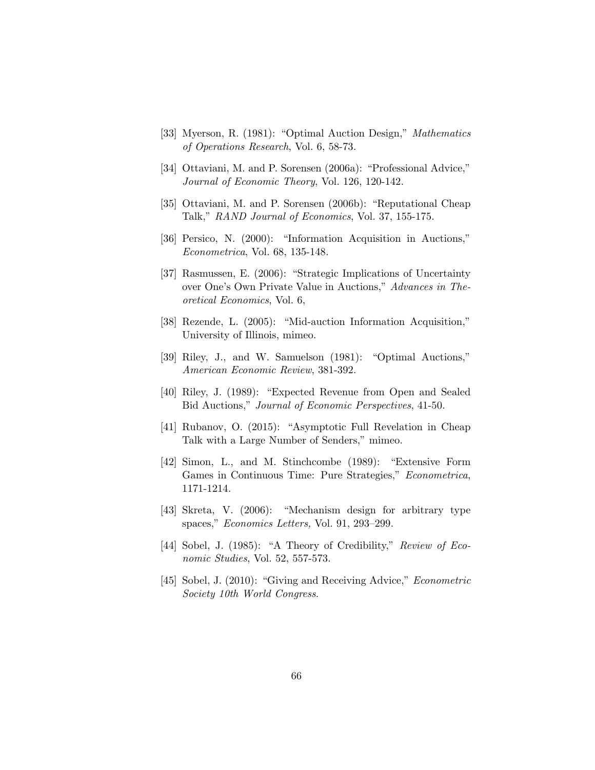[33] Myerson, R. (1981): "Optimal Auction Design," *Mathematics of Operations Research*, Vol. 6, 58-73.

[34] Ottaviani, M. and P. Sorensen (2006a): "Professional Advice," *Journal of Economic Theory*, Vol. 126, 120-142.

[35] Ottaviani, M. and P. Sorensen (2006b): "Reputational Cheap Talk," *RAND Journal of Economics*, Vol. 37, 155-175.

[36] Persico, N. (2000): "Information Acquisition in Auctions," *Econometrica*, Vol. 68, 135-148.

[37] Rasmussen, E. (2006): "Strategic Implications of Uncertainty over One's Own Private Value in Auctions," *Advances in Theoretical Economics*, Vol. 6,

[38] Rezende, L. (2005): "Mid-auction Information Acquisition," University of Illinois, mimeo.

[39] Riley, J., and W. Samuelson (1981): "Optimal Auctions," *American Economic Review*, 381-392.

[40] Riley, J. (1989): "Expected Revenue from Open and Sealed Bid Auctions," *Journal of Economic Perspectives*, 41-50.

[41] Rubanov, O. (2015): "Asymptotic Full Revelation in Cheap Talk with a Large Number of Senders," mimeo.

[42] Simon, L., and M. Stinchcombe (1989): "Extensive Form Games in Continuous Time: Pure Strategies," *Econometrica*, 1171-1214.

[43] Skreta, V. (2006): "Mechanism design for arbitrary type spaces," *Economics Letters,* Vol. 91, 293–299.

[44] Sobel, J. (1985): "A Theory of Credibility," *Review of Economic Studies*, Vol. 52, 557-573.

[45] Sobel, J. (2010): "Giving and Receiving Advice," *Econometric Society 10th World Congress*.